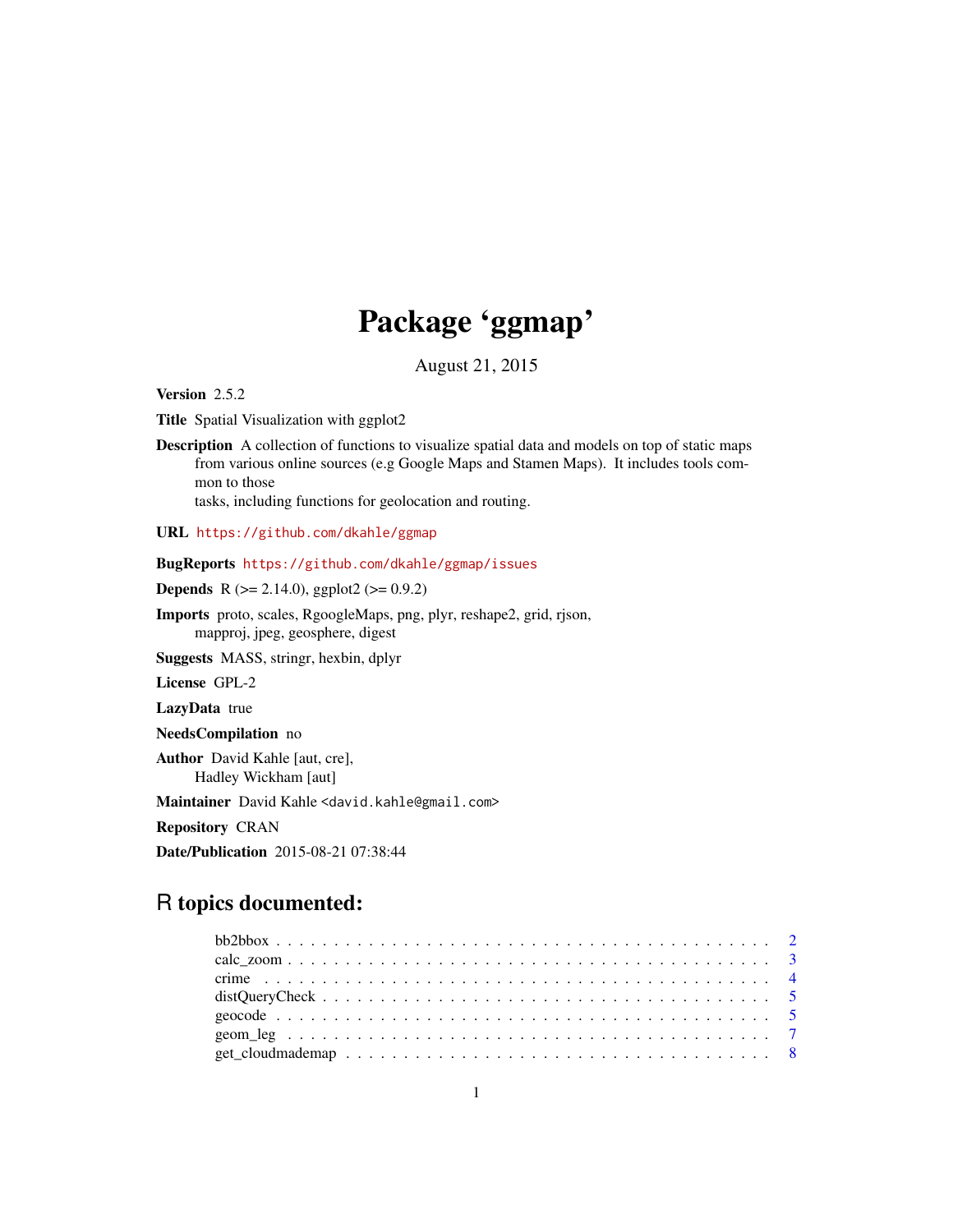# Package 'ggmap'

August 21, 2015

**Version** 2.5.2

**Title** Spatial Visualization with ggplot2

**Description** A collection of functions to visualize spatial data and models on top of static maps from various online sources (e.g Google Maps and Stamen Maps). It includes tools common to those tasks, including functions for geolocation and routing.

**URL** https://github.com/dkahle/ggmap

**BugReports** https://github.com/dkahle/ggmap/issues

**Depends** R (>= 2.14.0), ggplot2 (>= 0.9.2)

**Imports** proto, scales, RgoogleMaps, png, plyr, reshape2, grid, rjson, mapproj, jpeg, geosphere, digest

**Suggests** MASS, stringr, hexbin, dplyr

**License** GPL-2

**LazyData** true

**NeedsCompilation** no

**Author** David Kahle [aut, cre], Hadley Wickham [aut]

**Maintainer** David Kahle <david.kahle@gmail.com>

**Repository** CRAN

**Date/Publication** 2015-08-21 07:38:44

## R topics documented:

| | |
|---|---|
| bb2bbox | 2 |
| calc_zoom | 3 |
| crime | 4 |
| distQueryCheck | 5 |
| geocode | 5 |
| geom_leg | 7 |
| get_cloudmademap | 8 |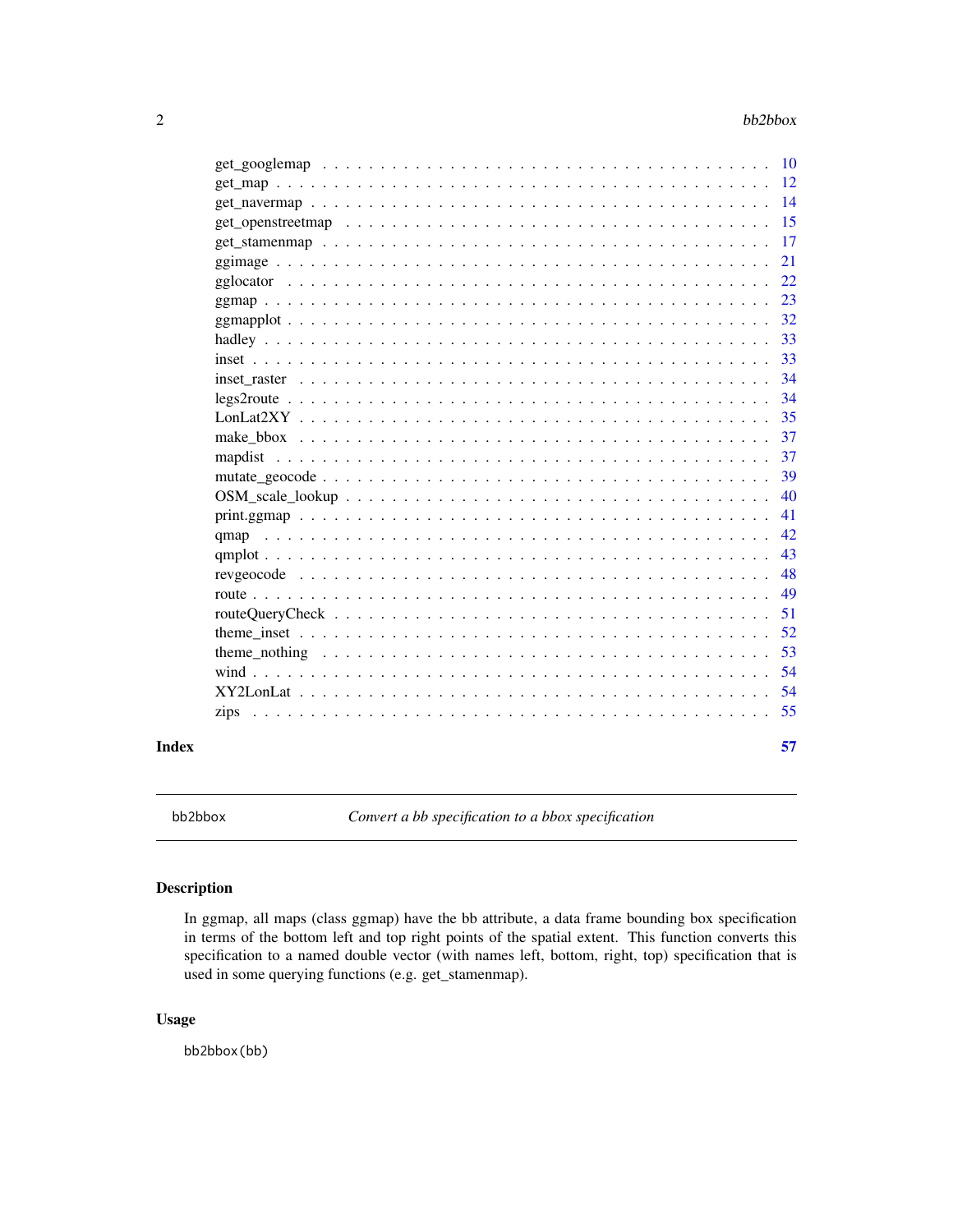get_googlemap . . . . . . . . . . . . . . . . . . . . . . . . . . . . . . . . . . . . . . 10
get_map . . . . . . . . . . . . . . . . . . . . . . . . . . . . . . . . . . . . . . . . . 12
get_navermap . . . . . . . . . . . . . . . . . . . . . . . . . . . . . . . . . . . . . . . 14
get_openstreetmap . . . . . . . . . . . . . . . . . . . . . . . . . . . . . . . . . . . . 15
get_stamenmap . . . . . . . . . . . . . . . . . . . . . . . . . . . . . . . . . . . . . . 17
ggimage . . . . . . . . . . . . . . . . . . . . . . . . . . . . . . . . . . . . . . . . . 21
gglocator . . . . . . . . . . . . . . . . . . . . . . . . . . . . . . . . . . . . . . . . 22
ggmap . . . . . . . . . . . . . . . . . . . . . . . . . . . . . . . . . . . . . . . . . . 23
ggmapplot . . . . . . . . . . . . . . . . . . . . . . . . . . . . . . . . . . . . . . . . 32
hadley . . . . . . . . . . . . . . . . . . . . . . . . . . . . . . . . . . . . . . . . . . 33
inset . . . . . . . . . . . . . . . . . . . . . . . . . . . . . . . . . . . . . . . . . . . 33
inset_raster . . . . . . . . . . . . . . . . . . . . . . . . . . . . . . . . . . . . . . . 34
legs2route . . . . . . . . . . . . . . . . . . . . . . . . . . . . . . . . . . . . . . . . 34
LonLat2XY . . . . . . . . . . . . . . . . . . . . . . . . . . . . . . . . . . . . . . . . 35
make_bbox . . . . . . . . . . . . . . . . . . . . . . . . . . . . . . . . . . . . . . . . 37
mapdist . . . . . . . . . . . . . . . . . . . . . . . . . . . . . . . . . . . . . . . . . 37
mutate_geocode . . . . . . . . . . . . . . . . . . . . . . . . . . . . . . . . . . . . . 39
OSM_scale_lookup . . . . . . . . . . . . . . . . . . . . . . . . . . . . . . . . . . . . 40
print.ggmap . . . . . . . . . . . . . . . . . . . . . . . . . . . . . . . . . . . . . . . 41
qmap . . . . . . . . . . . . . . . . . . . . . . . . . . . . . . . . . . . . . . . . . . . 42
qmplot . . . . . . . . . . . . . . . . . . . . . . . . . . . . . . . . . . . . . . . . . . 43
revgeocode . . . . . . . . . . . . . . . . . . . . . . . . . . . . . . . . . . . . . . . . 48
route . . . . . . . . . . . . . . . . . . . . . . . . . . . . . . . . . . . . . . . . . . . 49
routeQueryCheck . . . . . . . . . . . . . . . . . . . . . . . . . . . . . . . . . . . . . 51
theme_inset . . . . . . . . . . . . . . . . . . . . . . . . . . . . . . . . . . . . . . . 52
theme_nothing . . . . . . . . . . . . . . . . . . . . . . . . . . . . . . . . . . . . . . 53
wind . . . . . . . . . . . . . . . . . . . . . . . . . . . . . . . . . . . . . . . . . . . 54
XY2LonLat . . . . . . . . . . . . . . . . . . . . . . . . . . . . . . . . . . . . . . . . 54
zips . . . . . . . . . . . . . . . . . . . . . . . . . . . . . . . . . . . . . . . . . . . 55

**Index** **57**

---

`bb2bbox` *Convert a bb specification to a bbox specification*

---

## Description

In ggmap, all maps (class ggmap) have the bb attribute, a data frame bounding box specification in terms of the bottom left and top right points of the spatial extent. This function converts this specification to a named double vector (with names left, bottom, right, top) specification that is used in some querying functions (e.g. get_stamenmap).

## Usage

```
bb2bbox(bb)
```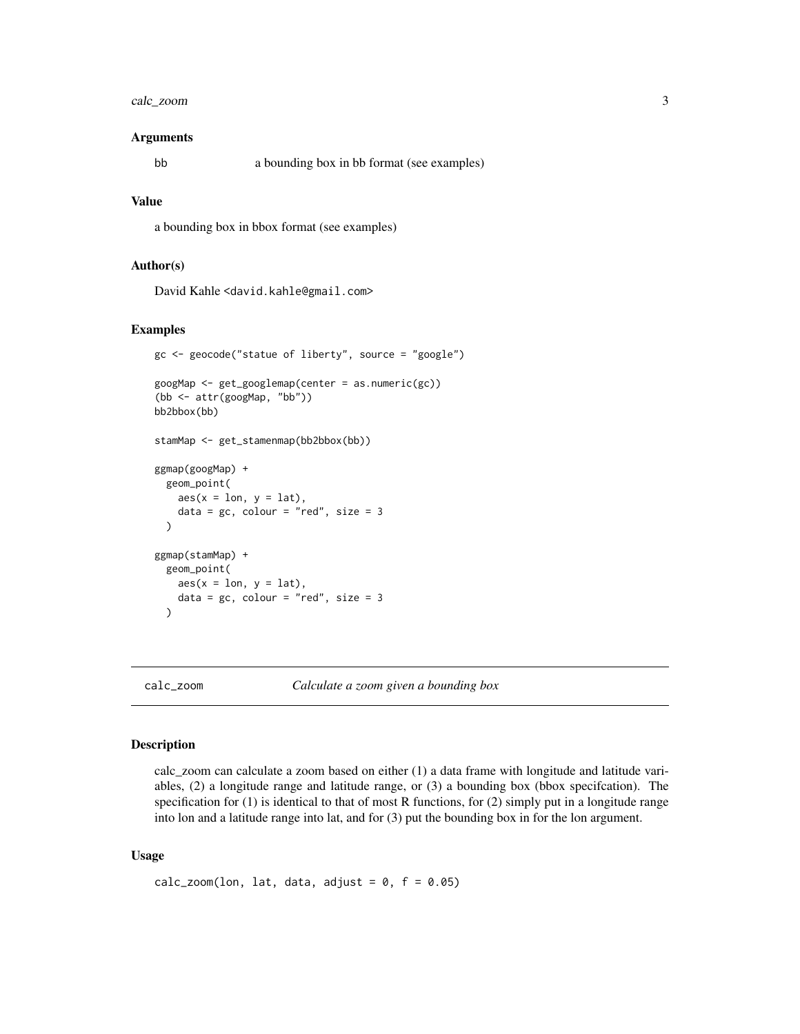### Arguments

bb a bounding box in bb format (see examples)

### Value

a bounding box in bbox format (see examples)

### Author(s)

David Kahle <david.kahle@gmail.com>

### Examples

```
gc <- geocode("statue of liberty", source = "google")

googMap <- get_googlemap(center = as.numeric(gc))
(bb <- attr(googMap, "bb"))
bb2bbox(bb)

stamMap <- get_stamenmap(bb2bbox(bb))

ggmap(googMap) +
  geom_point(
    aes(x = lon, y = lat),
    data = gc, colour = "red", size = 3
  )

ggmap(stamMap) +
  geom_point(
    aes(x = lon, y = lat),
    data = gc, colour = "red", size = 3
  )
```

---

## calc_zoom *Calculate a zoom given a bounding box*

### Description

calc_zoom can calculate a zoom based on either (1) a data frame with longitude and latitude variables, (2) a longitude range and latitude range, or (3) a bounding box (bbox specifcation). The specification for (1) is identical to that of most R functions, for (2) simply put in a longitude range into lon and a latitude range into lat, and for (3) put the bounding box in for the lon argument.

### Usage

```
calc_zoom(lon, lat, data, adjust = 0, f = 0.05)
```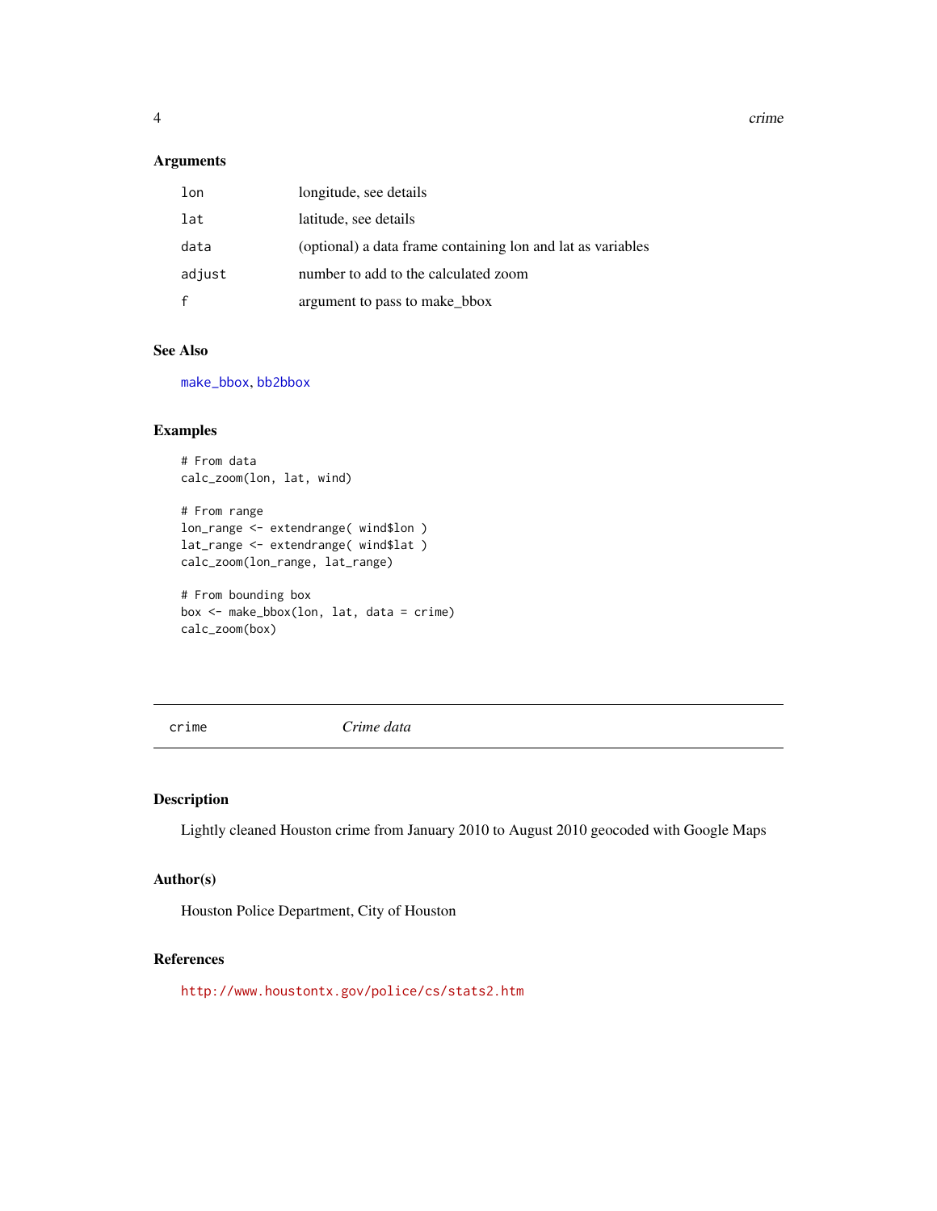### Arguments

| | |
|---|---|
| `lon` | longitude, see details |
| `lat` | latitude, see details |
| `data` | (optional) a data frame containing lon and lat as variables |
| `adjust` | number to add to the calculated zoom |
| `f` | argument to pass to make_bbox |

### See Also

`make_bbox`, `bb2bbox`

### Examples

```
# From data
calc_zoom(lon, lat, wind)

# From range
lon_range <- extendrange( wind$lon )
lat_range <- extendrange( wind$lat )
calc_zoom(lon_range, lat_range)

# From bounding box
box <- make_bbox(lon, lat, data = crime)
calc_zoom(box)
```

---

## `crime` *Crime data*

---

### Description

Lightly cleaned Houston crime from January 2010 to August 2010 geocoded with Google Maps

### Author(s)

Houston Police Department, City of Houston

### References

`http://www.houstontx.gov/police/cs/stats2.htm`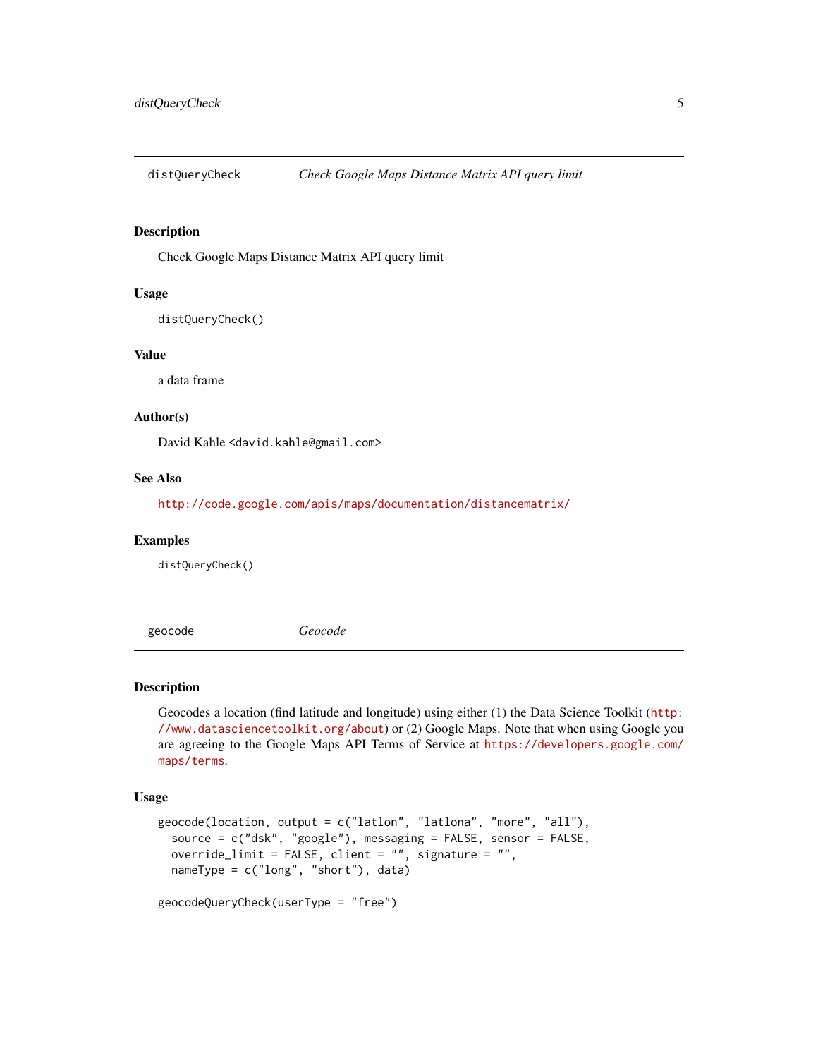## distQueryCheck — *Check Google Maps Distance Matrix API query limit*

### Description

Check Google Maps Distance Matrix API query limit

### Usage

```
distQueryCheck()
```

### Value

a data frame

### Author(s)

David Kahle <david.kahle@gmail.com>

### See Also

http://code.google.com/apis/maps/documentation/distancematrix/

### Examples

```
distQueryCheck()
```

## geocode — *Geocode*

### Description

Geocodes a location (find latitude and longitude) using either (1) the Data Science Toolkit (http://www.datasciencetoolkit.org/about) or (2) Google Maps. Note that when using Google you are agreeing to the Google Maps API Terms of Service at https://developers.google.com/maps/terms.

### Usage

```
geocode(location, output = c("latlon", "latlona", "more", "all"),
  source = c("dsk", "google"), messaging = FALSE, sensor = FALSE,
  override_limit = FALSE, client = "", signature = "",
  nameType = c("long", "short"), data)

geocodeQueryCheck(userType = "free")
```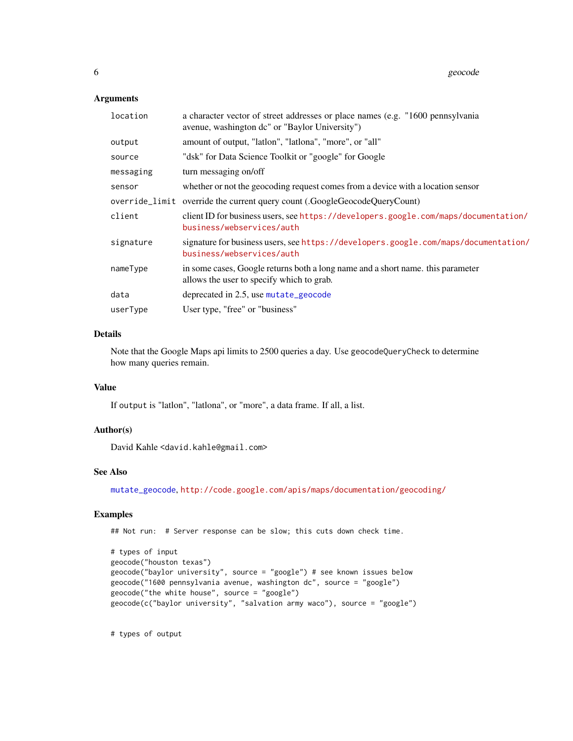### Arguments

| | |
|---|---|
| location | a character vector of street addresses or place names (e.g. "1600 pennsylvania avenue, washington dc" or "Baylor University") |
| output | amount of output, "latlon", "latlona", "more", or "all" |
| source | "dsk" for Data Science Toolkit or "google" for Google |
| messaging | turn messaging on/off |
| sensor | whether or not the geocoding request comes from a device with a location sensor |
| override_limit | override the current query count (.GoogleGeocodeQueryCount) |
| client | client ID for business users, see https://developers.google.com/maps/documentation/business/webservices/auth |
| signature | signature for business users, see https://developers.google.com/maps/documentation/business/webservices/auth |
| nameType | in some cases, Google returns both a long name and a short name. this parameter allows the user to specify which to grab. |
| data | deprecated in 2.5, use mutate_geocode |
| userType | User type, "free" or "business" |

### Details

Note that the Google Maps api limits to 2500 queries a day. Use `geocodeQueryCheck` to determine how many queries remain.

### Value

If `output` is "latlon", "latlona", or "more", a data frame. If all, a list.

### Author(s)

David Kahle <david.kahle@gmail.com>

### See Also

mutate_geocode, http://code.google.com/apis/maps/documentation/geocoding/

### Examples

```
## Not run:  # Server response can be slow; this cuts down check time.

# types of input
geocode("houston texas")
geocode("baylor university", source = "google") # see known issues below
geocode("1600 pennsylvania avenue, washington dc", source = "google")
geocode("the white house", source = "google")
geocode(c("baylor university", "salvation army waco"), source = "google")


# types of output
```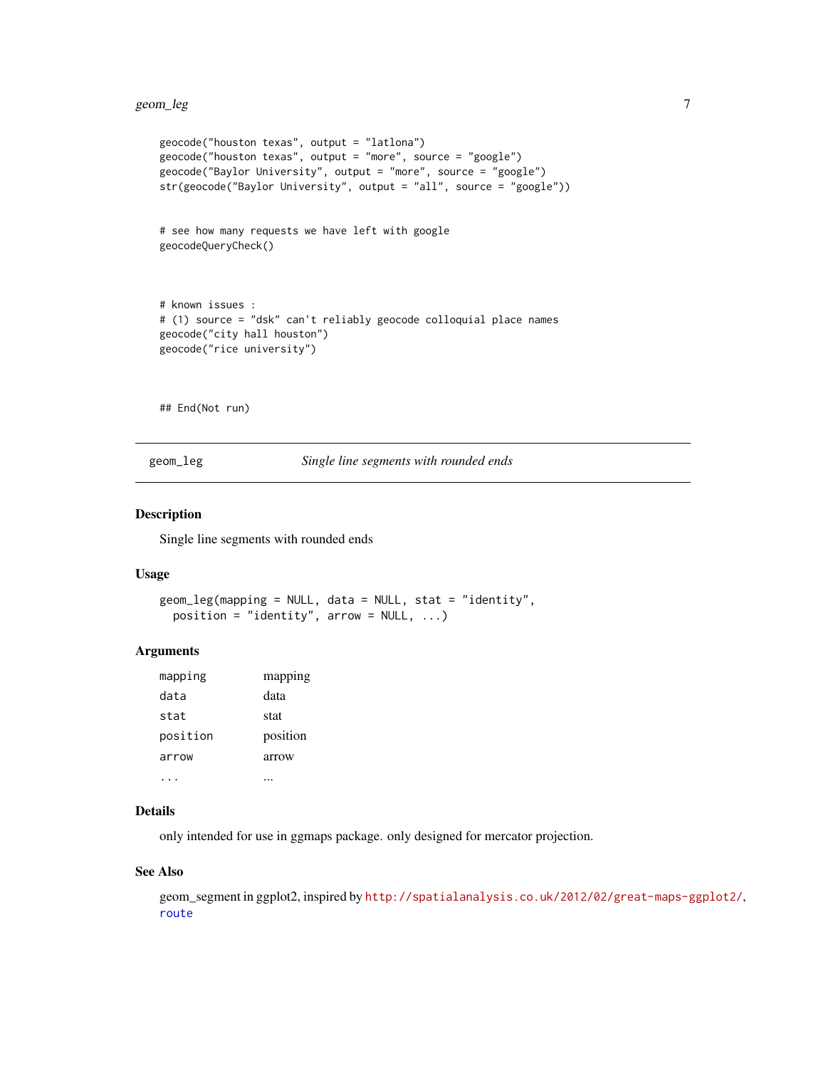```
geocode("houston texas", output = "latlona")
geocode("houston texas", output = "more", source = "google")
geocode("Baylor University", output = "more", source = "google")
str(geocode("Baylor University", output = "all", source = "google"))


# see how many requests we have left with google
geocodeQueryCheck()



# known issues :
# (1) source = "dsk" can't reliably geocode colloquial place names
geocode("city hall houston")
geocode("rice university")



## End(Not run)
```

---

## geom_leg — *Single line segments with rounded ends*

---

### Description

Single line segments with rounded ends

### Usage

```
geom_leg(mapping = NULL, data = NULL, stat = "identity",
  position = "identity", arrow = NULL, ...)
```

### Arguments

| | |
|---|---|
| `mapping` | mapping |
| `data` | data |
| `stat` | stat |
| `position` | position |
| `arrow` | arrow |
| `...` | ... |

### Details

only intended for use in ggmaps package. only designed for mercator projection.

### See Also

geom_segment in ggplot2, inspired by http://spatialanalysis.co.uk/2012/02/great-maps-ggplot2/, route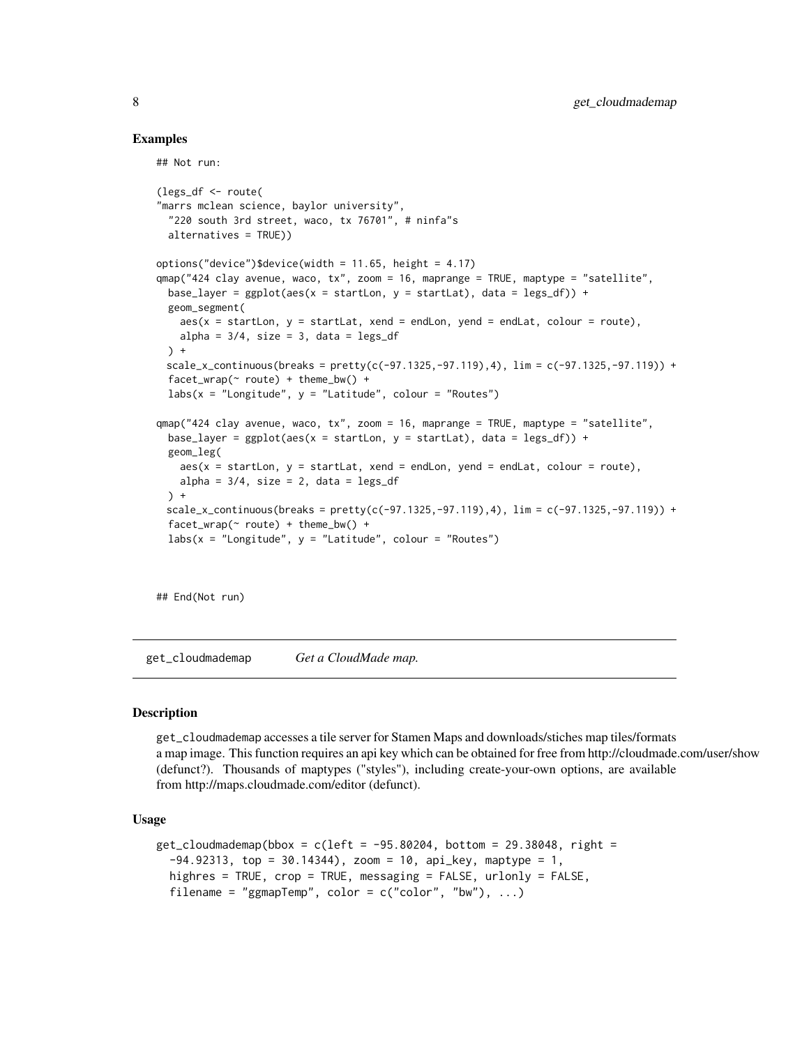### Examples

```
## Not run:

(legs_df <- route(
"marrs mclean science, baylor university",
  "220 south 3rd street, waco, tx 76701", # ninfa"s
  alternatives = TRUE))

options("device")$device(width = 11.65, height = 4.17)
qmap("424 clay avenue, waco, tx", zoom = 16, maprange = TRUE, maptype = "satellite",
  base_layer = ggplot(aes(x = startLon, y = startLat), data = legs_df)) +
  geom_segment(
    aes(x = startLon, y = startLat, xend = endLon, yend = endLat, colour = route),
    alpha = 3/4, size = 3, data = legs_df
  ) +
  scale_x_continuous(breaks = pretty(c(-97.1325,-97.119),4), lim = c(-97.1325,-97.119)) +
  facet_wrap(~ route) + theme_bw() +
  labs(x = "Longitude", y = "Latitude", colour = "Routes")

qmap("424 clay avenue, waco, tx", zoom = 16, maprange = TRUE, maptype = "satellite",
  base_layer = ggplot(aes(x = startLon, y = startLat), data = legs_df)) +
  geom_leg(
    aes(x = startLon, y = startLat, xend = endLon, yend = endLat, colour = route),
    alpha = 3/4, size = 2, data = legs_df
  ) +
  scale_x_continuous(breaks = pretty(c(-97.1325,-97.119),4), lim = c(-97.1325,-97.119)) +
  facet_wrap(~ route) + theme_bw() +
  labs(x = "Longitude", y = "Latitude", colour = "Routes")



## End(Not run)
```

---

## get_cloudmademap — *Get a CloudMade map.*

---

### Description

get_cloudmademap accesses a tile server for Stamen Maps and downloads/stiches map tiles/formats a map image. This function requires an api key which can be obtained for free from http://cloudmade.com/user/show (defunct?). Thousands of maptypes ("styles"), including create-your-own options, are available from http://maps.cloudmade.com/editor (defunct).

### Usage

```
get_cloudmademap(bbox = c(left = -95.80204, bottom = 29.38048, right =
  -94.92313, top = 30.14344), zoom = 10, api_key, maptype = 1,
  highres = TRUE, crop = TRUE, messaging = FALSE, urlonly = FALSE,
  filename = "ggmapTemp", color = c("color", "bw"), ...)
```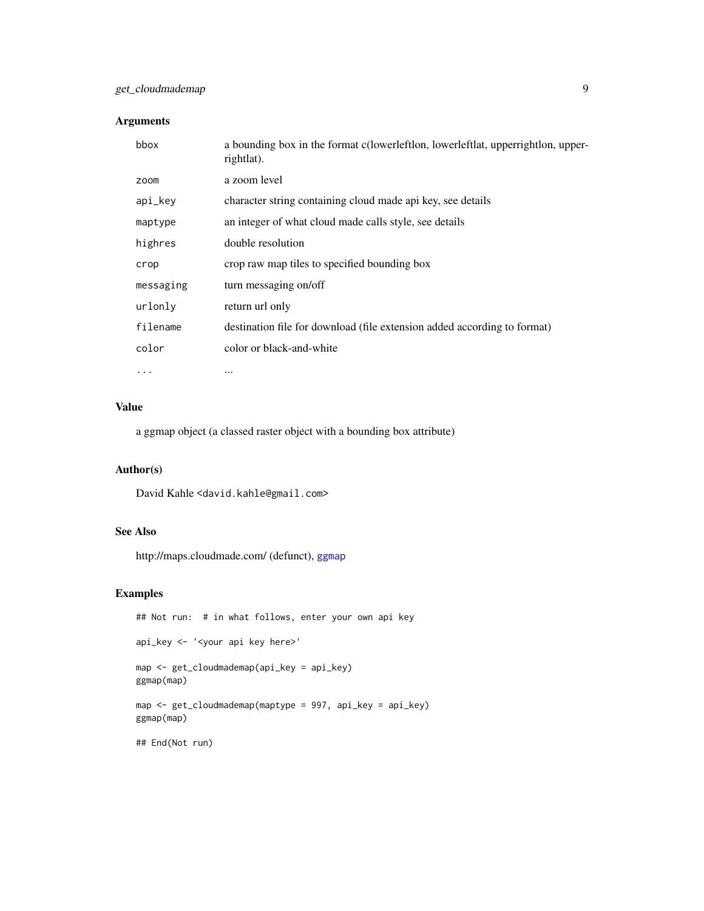## Arguments

| | |
|---|---|
| bbox | a bounding box in the format c(lowerleftlon, lowerleftlat, upperrightlon, upperrightlat). |
| zoom | a zoom level |
| api_key | character string containing cloud made api key, see details |
| maptype | an integer of what cloud made calls style, see details |
| highres | double resolution |
| crop | crop raw map tiles to specified bounding box |
| messaging | turn messaging on/off |
| urlonly | return url only |
| filename | destination file for download (file extension added according to format) |
| color | color or black-and-white |
| ... | ... |

## Value

a ggmap object (a classed raster object with a bounding box attribute)

## Author(s)

David Kahle <david.kahle@gmail.com>

## See Also

http://maps.cloudmade.com/ (defunct), ggmap

## Examples

```
## Not run:  # in what follows, enter your own api key

api_key <- '<your api key here>'

map <- get_cloudmademap(api_key = api_key)
ggmap(map)

map <- get_cloudmademap(maptype = 997, api_key = api_key)
ggmap(map)

## End(Not run)
```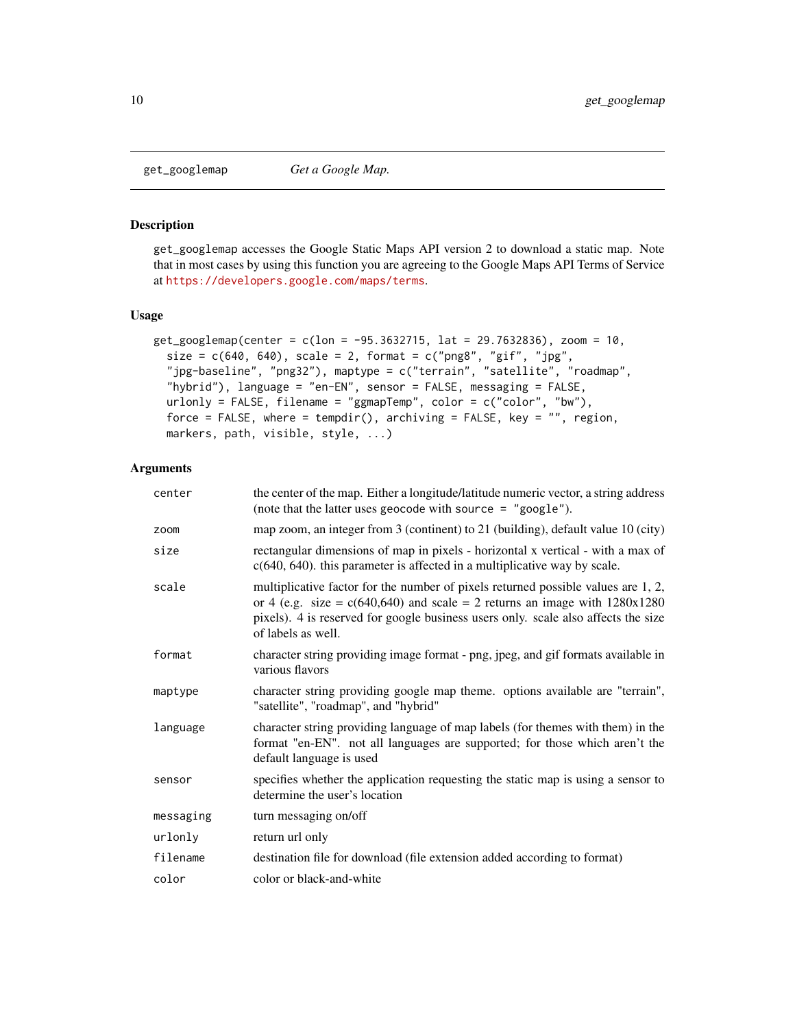get_googlemap *Get a Google Map.*

### Description

get_googlemap accesses the Google Static Maps API version 2 to download a static map. Note that in most cases by using this function you are agreeing to the Google Maps API Terms of Service at https://developers.google.com/maps/terms.

### Usage

```
get_googlemap(center = c(lon = -95.3632715, lat = 29.7632836), zoom = 10,
  size = c(640, 640), scale = 2, format = c("png8", "gif", "jpg",
  "jpg-baseline", "png32"), maptype = c("terrain", "satellite", "roadmap",
  "hybrid"), language = "en-EN", sensor = FALSE, messaging = FALSE,
  urlonly = FALSE, filename = "ggmapTemp", color = c("color", "bw"),
  force = FALSE, where = tempdir(), archiving = FALSE, key = "", region,
  markers, path, visible, style, ...)
```

### Arguments

| | |
|---|---|
| center | the center of the map. Either a longitude/latitude numeric vector, a string address (note that the latter uses geocode with source = "google"). |
| zoom | map zoom, an integer from 3 (continent) to 21 (building), default value 10 (city) |
| size | rectangular dimensions of map in pixels - horizontal x vertical - with a max of c(640, 640). this parameter is affected in a multiplicative way by scale. |
| scale | multiplicative factor for the number of pixels returned possible values are 1, 2, or 4 (e.g. size = c(640,640) and scale = 2 returns an image with 1280x1280 pixels). 4 is reserved for google business users only. scale also affects the size of labels as well. |
| format | character string providing image format - png, jpeg, and gif formats available in various flavors |
| maptype | character string providing google map theme. options available are "terrain", "satellite", "roadmap", and "hybrid" |
| language | character string providing language of map labels (for themes with them) in the format "en-EN". not all languages are supported; for those which aren't the default language is used |
| sensor | specifies whether the application requesting the static map is using a sensor to determine the user's location |
| messaging | turn messaging on/off |
| urlonly | return url only |
| filename | destination file for download (file extension added according to format) |
| color | color or black-and-white |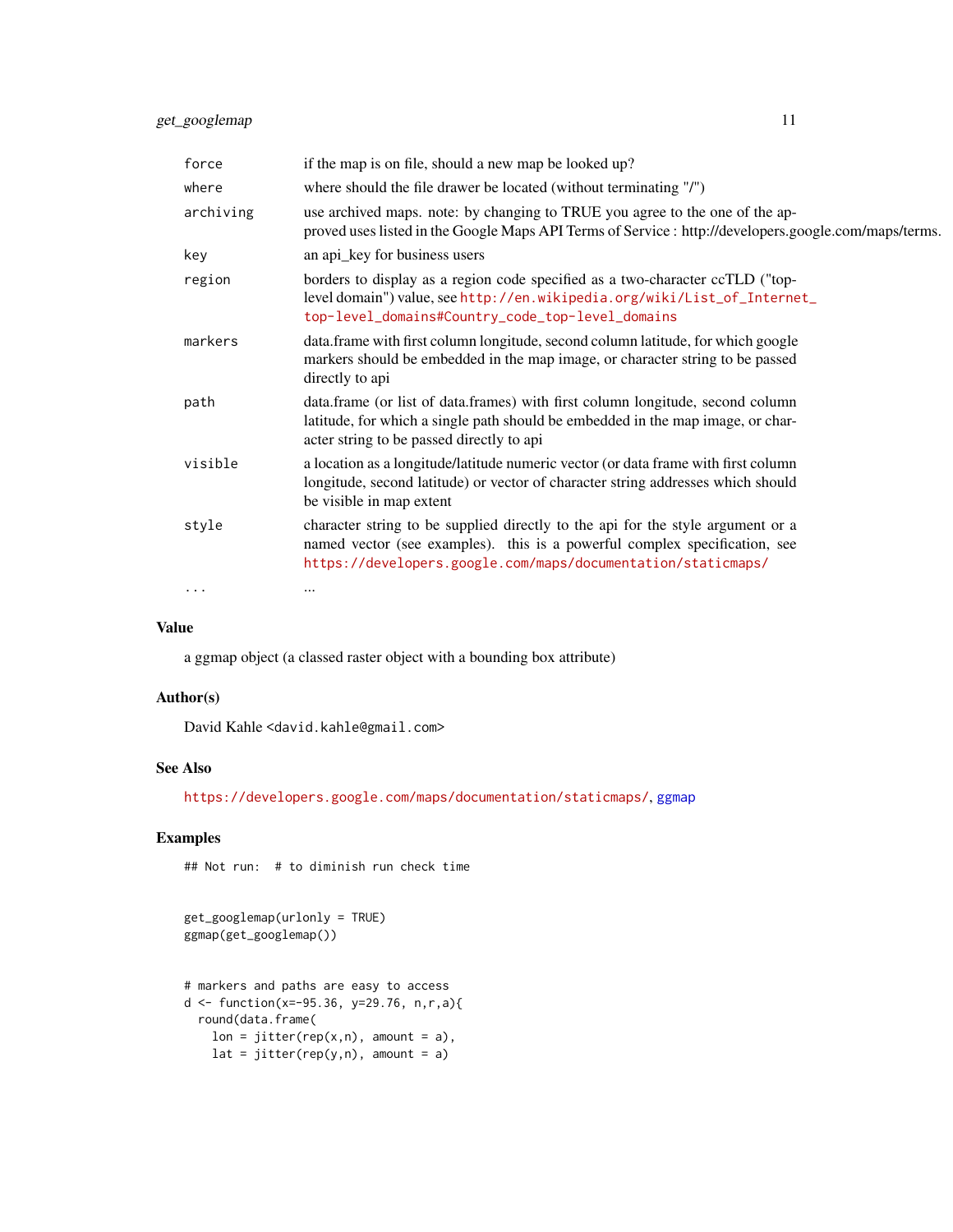| | |
|---|---|
| force | if the map is on file, should a new map be looked up? |
| where | where should the file drawer be located (without terminating "/") |
| archiving | use archived maps. note: by changing to TRUE you agree to the one of the approved uses listed in the Google Maps API Terms of Service : http://developers.google.com/maps/terms. |
| key | an api_key for business users |
| region | borders to display as a region code specified as a two-character ccTLD ("top-level domain") value, see http://en.wikipedia.org/wiki/List_of_Internet_top-level_domains#Country_code_top-level_domains |
| markers | data.frame with first column longitude, second column latitude, for which google markers should be embedded in the map image, or character string to be passed directly to api |
| path | data.frame (or list of data.frames) with first column longitude, second column latitude, for which a single path should be embedded in the map image, or character string to be passed directly to api |
| visible | a location as a longitude/latitude numeric vector (or data frame with first column longitude, second latitude) or vector of character string addresses which should be visible in map extent |
| style | character string to be supplied directly to the api for the style argument or a named vector (see examples). this is a powerful complex specification, see https://developers.google.com/maps/documentation/staticmaps/ |
| ... | ... |

## Value

a ggmap object (a classed raster object with a bounding box attribute)

## Author(s)

David Kahle <david.kahle@gmail.com>

## See Also

https://developers.google.com/maps/documentation/staticmaps/, ggmap

## Examples

```
## Not run:  # to diminish run check time


get_googlemap(urlonly = TRUE)
ggmap(get_googlemap())


# markers and paths are easy to access
d <- function(x=-95.36, y=29.76, n,r,a){
  round(data.frame(
    lon = jitter(rep(x,n), amount = a),
    lat = jitter(rep(y,n), amount = a)
```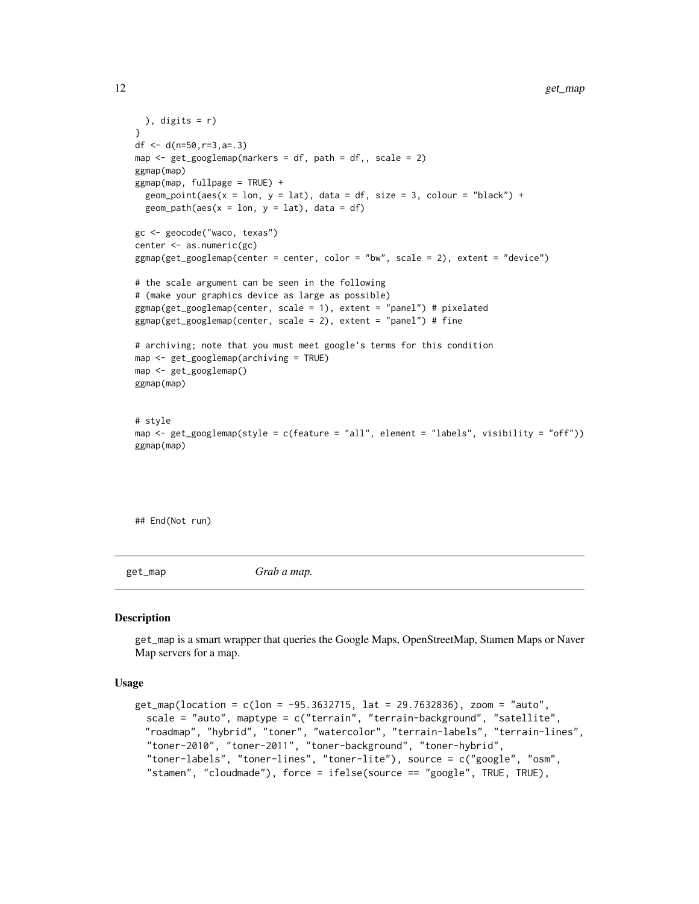```
  ), digits = r)
}
df <- d(n=50,r=3,a=.3)
map <- get_googlemap(markers = df, path = df,, scale = 2)
ggmap(map)
ggmap(map, fullpage = TRUE) +
  geom_point(aes(x = lon, y = lat), data = df, size = 3, colour = "black") +
  geom_path(aes(x = lon, y = lat), data = df)

gc <- geocode("waco, texas")
center <- as.numeric(gc)
ggmap(get_googlemap(center = center, color = "bw", scale = 2), extent = "device")

# the scale argument can be seen in the following
# (make your graphics device as large as possible)
ggmap(get_googlemap(center, scale = 1), extent = "panel") # pixelated
ggmap(get_googlemap(center, scale = 2), extent = "panel") # fine

# archiving; note that you must meet google's terms for this condition
map <- get_googlemap(archiving = TRUE)
map <- get_googlemap()
ggmap(map)


# style
map <- get_googlemap(style = c(feature = "all", element = "labels", visibility = "off"))
ggmap(map)




## End(Not run)
```

## get_map *Grab a map.*

### Description

get_map is a smart wrapper that queries the Google Maps, OpenStreetMap, Stamen Maps or Naver Map servers for a map.

### Usage

```
get_map(location = c(lon = -95.3632715, lat = 29.7632836), zoom = "auto",
  scale = "auto", maptype = c("terrain", "terrain-background", "satellite",
  "roadmap", "hybrid", "toner", "watercolor", "terrain-labels", "terrain-lines",
  "toner-2010", "toner-2011", "toner-background", "toner-hybrid",
  "toner-labels", "toner-lines", "toner-lite"), source = c("google", "osm",
  "stamen", "cloudmade"), force = ifelse(source == "google", TRUE, TRUE),
```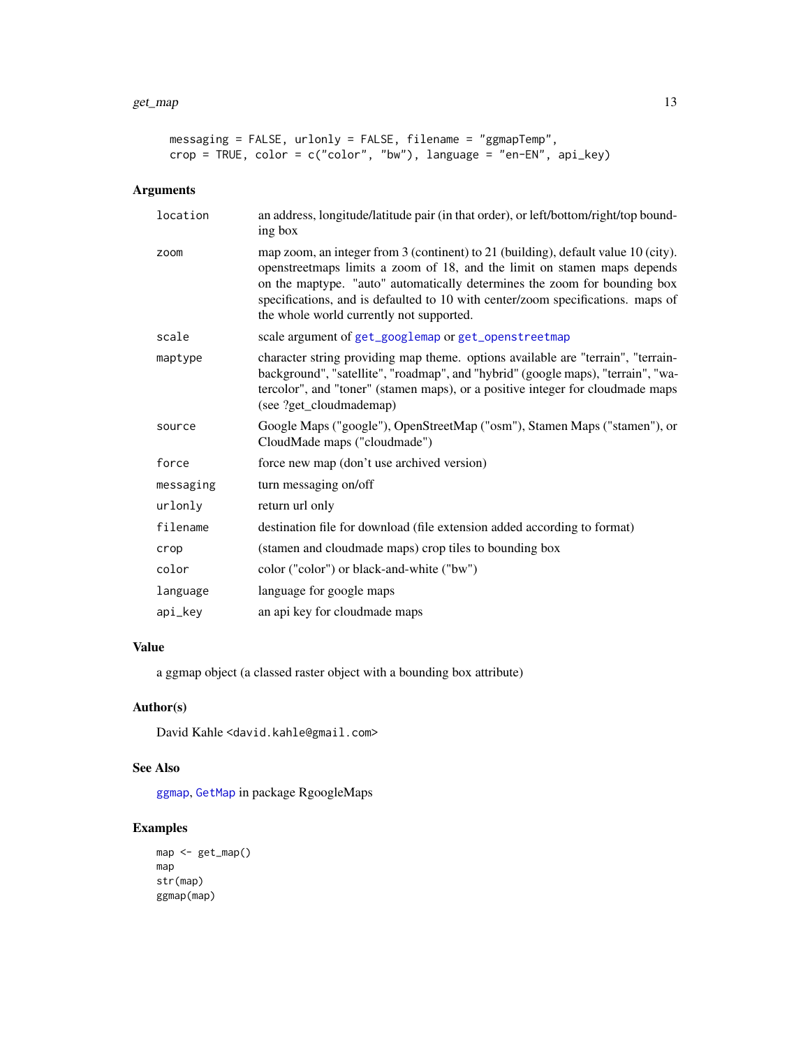```
  messaging = FALSE, urlonly = FALSE, filename = "ggmapTemp",
  crop = TRUE, color = c("color", "bw"), language = "en-EN", api_key)
```

## Arguments

| | |
|---|---|
| location | an address, longitude/latitude pair (in that order), or left/bottom/right/top bounding box |
| zoom | map zoom, an integer from 3 (continent) to 21 (building), default value 10 (city). openstreetmaps limits a zoom of 18, and the limit on stamen maps depends on the maptype. "auto" automatically determines the zoom for bounding box specifications, and is defaulted to 10 with center/zoom specifications. maps of the whole world currently not supported. |
| scale | scale argument of get_googlemap or get_openstreetmap |
| maptype | character string providing map theme. options available are "terrain", "terrain-background", "satellite", "roadmap", and "hybrid" (google maps), "terrain", "watercolor", and "toner" (stamen maps), or a positive integer for cloudmade maps (see ?get_cloudmademap) |
| source | Google Maps ("google"), OpenStreetMap ("osm"), Stamen Maps ("stamen"), or CloudMade maps ("cloudmade") |
| force | force new map (don't use archived version) |
| messaging | turn messaging on/off |
| urlonly | return url only |
| filename | destination file for download (file extension added according to format) |
| crop | (stamen and cloudmade maps) crop tiles to bounding box |
| color | color ("color") or black-and-white ("bw") |
| language | language for google maps |
| api_key | an api key for cloudmade maps |

## Value

a ggmap object (a classed raster object with a bounding box attribute)

## Author(s)

David Kahle <david.kahle@gmail.com>

## See Also

ggmap, GetMap in package RgoogleMaps

## Examples

```
map <- get_map()
map
str(map)
ggmap(map)
```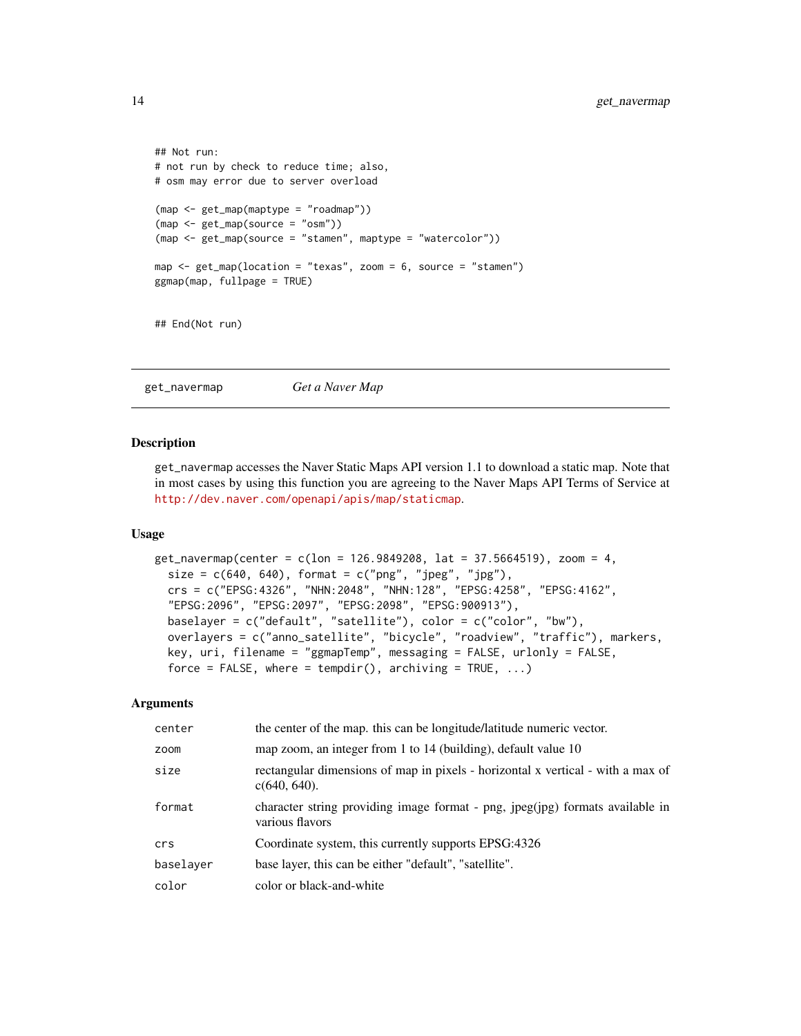```
## Not run:
# not run by check to reduce time; also,
# osm may error due to server overload

(map <- get_map(maptype = "roadmap"))
(map <- get_map(source = "osm"))
(map <- get_map(source = "stamen", maptype = "watercolor"))

map <- get_map(location = "texas", zoom = 6, source = "stamen")
ggmap(map, fullpage = TRUE)


## End(Not run)
```

---

## get_navermap *Get a Naver Map*

---

### Description

get_navermap accesses the Naver Static Maps API version 1.1 to download a static map. Note that in most cases by using this function you are agreeing to the Naver Maps API Terms of Service at http://dev.naver.com/openapi/apis/map/staticmap.

### Usage

```
get_navermap(center = c(lon = 126.9849208, lat = 37.5664519), zoom = 4,
  size = c(640, 640), format = c("png", "jpeg", "jpg"),
  crs = c("EPSG:4326", "NHN:2048", "NHN:128", "EPSG:4258", "EPSG:4162",
  "EPSG:2096", "EPSG:2097", "EPSG:2098", "EPSG:900913"),
  baselayer = c("default", "satellite"), color = c("color", "bw"),
  overlayers = c("anno_satellite", "bicycle", "roadview", "traffic"), markers,
  key, uri, filename = "ggmapTemp", messaging = FALSE, urlonly = FALSE,
  force = FALSE, where = tempdir(), archiving = TRUE, ...)
```

### Arguments

| | |
|---|---|
| center | the center of the map. this can be longitude/latitude numeric vector. |
| zoom | map zoom, an integer from 1 to 14 (building), default value 10 |
| size | rectangular dimensions of map in pixels - horizontal x vertical - with a max of c(640, 640). |
| format | character string providing image format - png, jpeg(jpg) formats available in various flavors |
| crs | Coordinate system, this currently supports EPSG:4326 |
| baselayer | base layer, this can be either "default", "satellite". |
| color | color or black-and-white |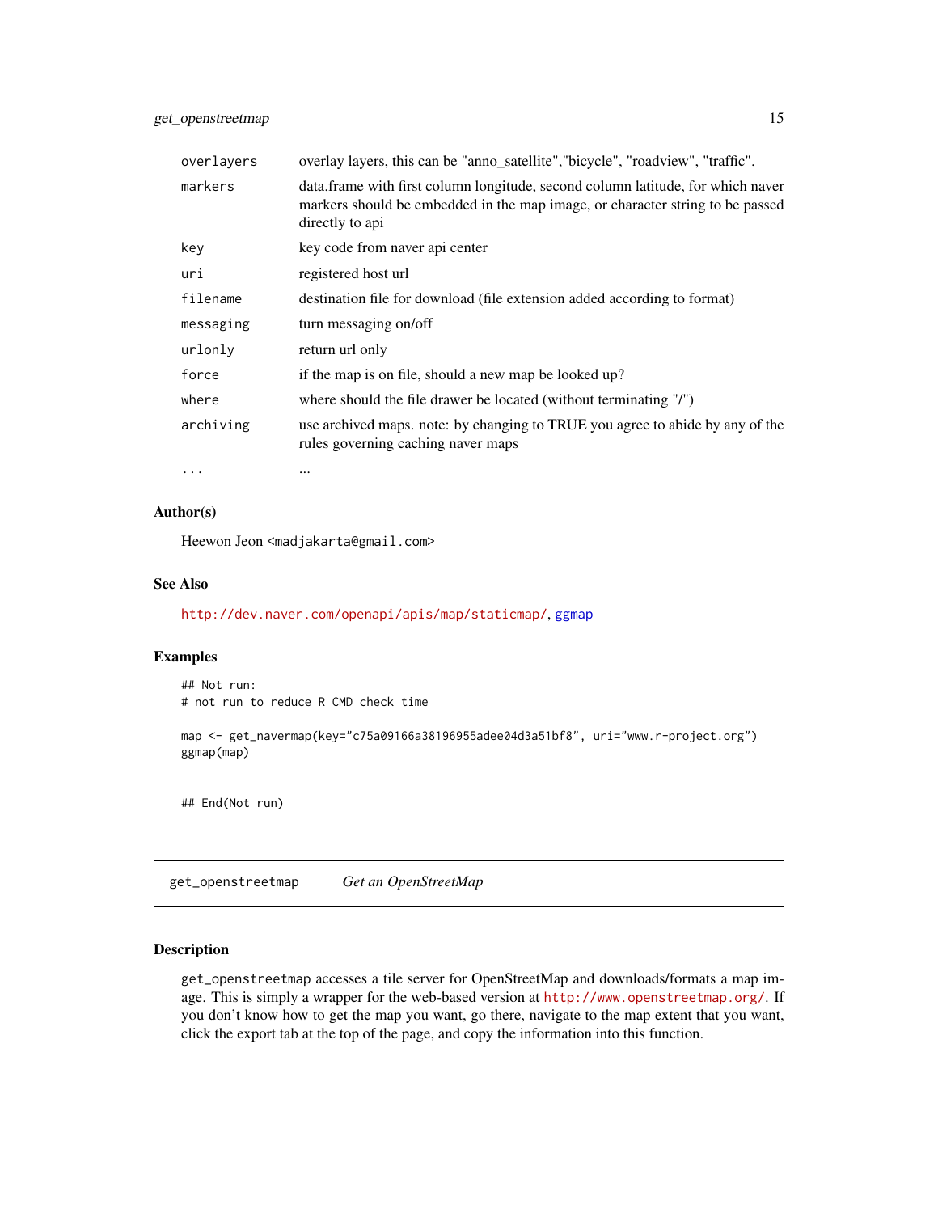| | |
|---|---|
| overlayers | overlay layers, this can be "anno_satellite","bicycle", "roadview", "traffic". |
| markers | data.frame with first column longitude, second column latitude, for which naver markers should be embedded in the map image, or character string to be passed directly to api |
| key | key code from naver api center |
| uri | registered host url |
| filename | destination file for download (file extension added according to format) |
| messaging | turn messaging on/off |
| urlonly | return url only |
| force | if the map is on file, should a new map be looked up? |
| where | where should the file drawer be located (without terminating "/") |
| archiving | use archived maps. note: by changing to TRUE you agree to abide by any of the rules governing caching naver maps |
| ... | ... |

### Author(s)

Heewon Jeon <madjakarta@gmail.com>

### See Also

http://dev.naver.com/openapi/apis/map/staticmap/, ggmap

### Examples

```
## Not run:
# not run to reduce R CMD check time

map <- get_navermap(key="c75a09166a38196955adee04d3a51bf8", uri="www.r-project.org")
ggmap(map)


## End(Not run)
```

---

## get_openstreetmap    *Get an OpenStreetMap*

### Description

get_openstreetmap accesses a tile server for OpenStreetMap and downloads/formats a map image. This is simply a wrapper for the web-based version at http://www.openstreetmap.org/. If you don't know how to get the map you want, go there, navigate to the map extent that you want, click the export tab at the top of the page, and copy the information into this function.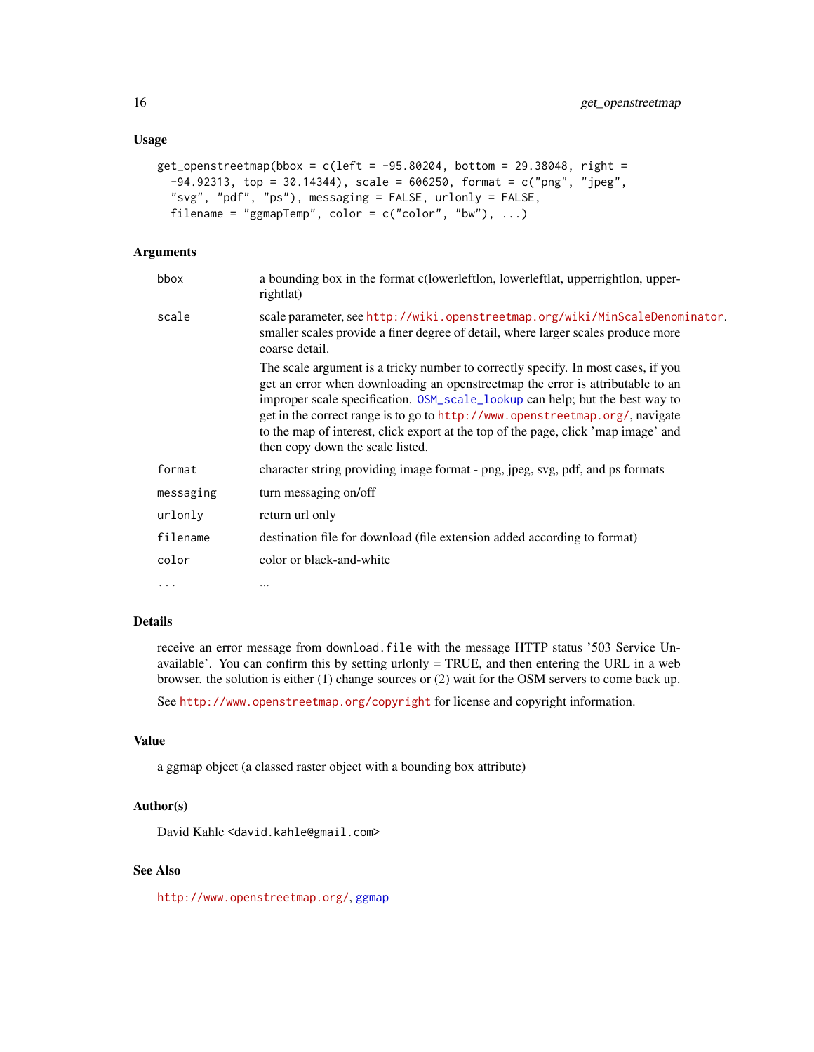### Usage

```
get_openstreetmap(bbox = c(left = -95.80204, bottom = 29.38048, right =
  -94.92313, top = 30.14344), scale = 606250, format = c("png", "jpeg",
  "svg", "pdf", "ps"), messaging = FALSE, urlonly = FALSE,
  filename = "ggmapTemp", color = c("color", "bw"), ...)
```

### Arguments

| | |
|---|---|
| bbox | a bounding box in the format c(lowerleftlon, lowerleftlat, upperrightlon, upperrightlat) |
| scale | scale parameter, see http://wiki.openstreetmap.org/wiki/MinScaleDenominator. smaller scales provide a finer degree of detail, where larger scales produce more coarse detail.<br><br>The scale argument is a tricky number to correctly specify. In most cases, if you get an error when downloading an openstreetmap the error is attributable to an improper scale specification. OSM_scale_lookup can help; but the best way to get in the correct range is to go to http://www.openstreetmap.org/, navigate to the map of interest, click export at the top of the page, click 'map image' and then copy down the scale listed. |
| format | character string providing image format - png, jpeg, svg, pdf, and ps formats |
| messaging | turn messaging on/off |
| urlonly | return url only |
| filename | destination file for download (file extension added according to format) |
| color | color or black-and-white |
| ... | ... |

### Details

receive an error message from download.file with the message HTTP status '503 Service Unavailable'. You can confirm this by setting urlonly = TRUE, and then entering the URL in a web browser. the solution is either (1) change sources or (2) wait for the OSM servers to come back up.

See http://www.openstreetmap.org/copyright for license and copyright information.

### Value

a ggmap object (a classed raster object with a bounding box attribute)

### Author(s)

David Kahle <david.kahle@gmail.com>

### See Also

http://www.openstreetmap.org/, ggmap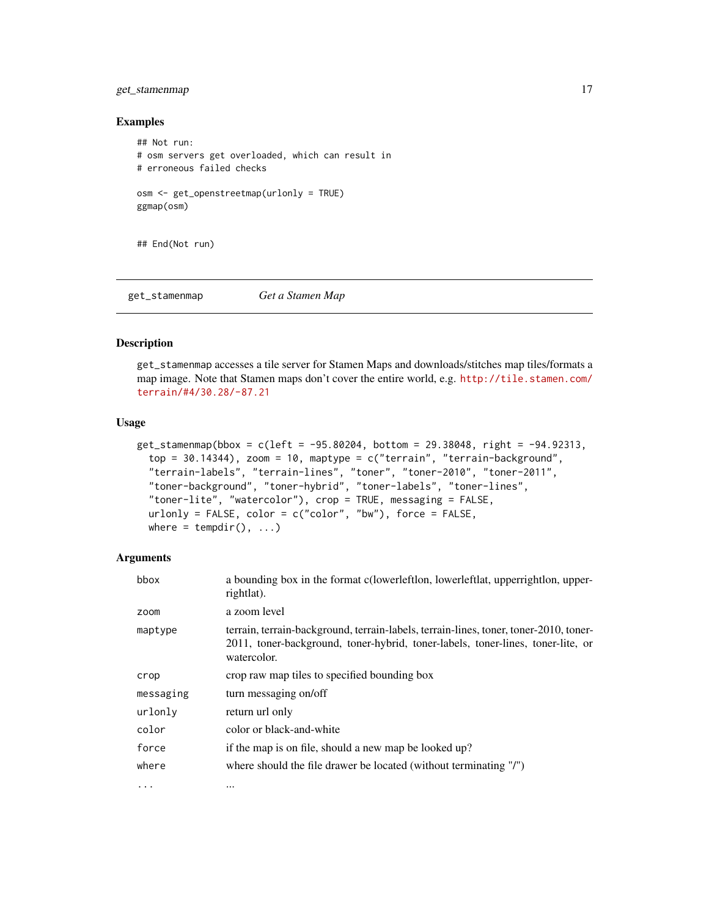## Examples

```
## Not run:
# osm servers get overloaded, which can result in
# erroneous failed checks

osm <- get_openstreetmap(urlonly = TRUE)
ggmap(osm)


## End(Not run)
```

---

# get_stamenmap *Get a Stamen Map*

---

## Description

get_stamenmap accesses a tile server for Stamen Maps and downloads/stitches map tiles/formats a map image. Note that Stamen maps don't cover the entire world, e.g. http://tile.stamen.com/terrain/#4/30.28/-87.21

## Usage

```
get_stamenmap(bbox = c(left = -95.80204, bottom = 29.38048, right = -94.92313,
  top = 30.14344), zoom = 10, maptype = c("terrain", "terrain-background",
  "terrain-labels", "terrain-lines", "toner", "toner-2010", "toner-2011",
  "toner-background", "toner-hybrid", "toner-labels", "toner-lines",
  "toner-lite", "watercolor"), crop = TRUE, messaging = FALSE,
  urlonly = FALSE, color = c("color", "bw"), force = FALSE,
  where = tempdir(), ...)
```

## Arguments

| | |
|---|---|
| bbox | a bounding box in the format c(lowerleftlon, lowerleftlat, upperrightlon, upperrightlat). |
| zoom | a zoom level |
| maptype | terrain, terrain-background, terrain-labels, terrain-lines, toner, toner-2010, toner-2011, toner-background, toner-hybrid, toner-labels, toner-lines, toner-lite, or watercolor. |
| crop | crop raw map tiles to specified bounding box |
| messaging | turn messaging on/off |
| urlonly | return url only |
| color | color or black-and-white |
| force | if the map is on file, should a new map be looked up? |
| where | where should the file drawer be located (without terminating "/") |
| ... | ... |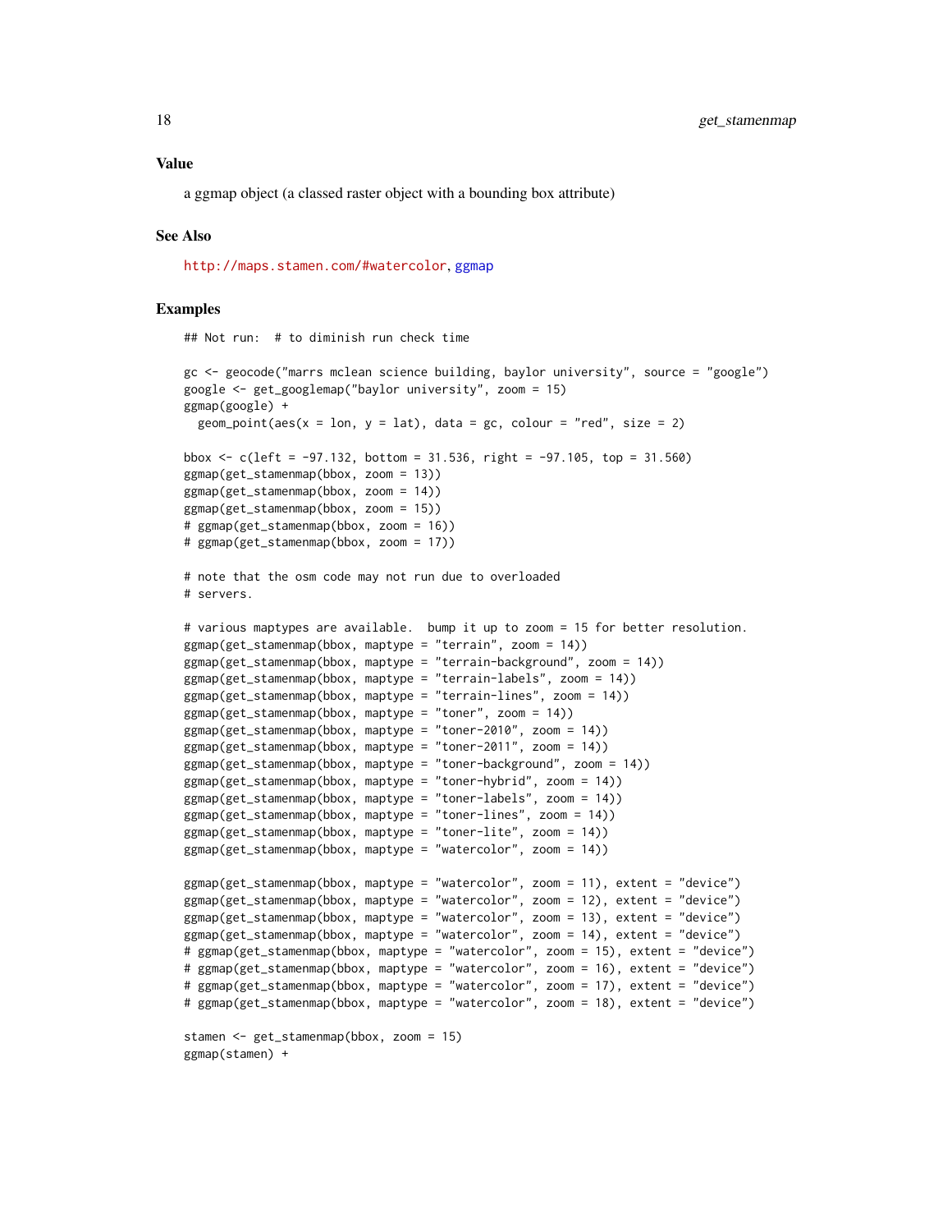### Value

a ggmap object (a classed raster object with a bounding box attribute)

### See Also

http://maps.stamen.com/#watercolor, ggmap

### Examples

```
## Not run:  # to diminish run check time

gc <- geocode("marrs mclean science building, baylor university", source = "google")
google <- get_googlemap("baylor university", zoom = 15)
ggmap(google) +
  geom_point(aes(x = lon, y = lat), data = gc, colour = "red", size = 2)

bbox <- c(left = -97.132, bottom = 31.536, right = -97.105, top = 31.560)
ggmap(get_stamenmap(bbox, zoom = 13))
ggmap(get_stamenmap(bbox, zoom = 14))
ggmap(get_stamenmap(bbox, zoom = 15))
# ggmap(get_stamenmap(bbox, zoom = 16))
# ggmap(get_stamenmap(bbox, zoom = 17))

# note that the osm code may not run due to overloaded
# servers.

# various maptypes are available.  bump it up to zoom = 15 for better resolution.
ggmap(get_stamenmap(bbox, maptype = "terrain", zoom = 14))
ggmap(get_stamenmap(bbox, maptype = "terrain-background", zoom = 14))
ggmap(get_stamenmap(bbox, maptype = "terrain-labels", zoom = 14))
ggmap(get_stamenmap(bbox, maptype = "terrain-lines", zoom = 14))
ggmap(get_stamenmap(bbox, maptype = "toner", zoom = 14))
ggmap(get_stamenmap(bbox, maptype = "toner-2010", zoom = 14))
ggmap(get_stamenmap(bbox, maptype = "toner-2011", zoom = 14))
ggmap(get_stamenmap(bbox, maptype = "toner-background", zoom = 14))
ggmap(get_stamenmap(bbox, maptype = "toner-hybrid", zoom = 14))
ggmap(get_stamenmap(bbox, maptype = "toner-labels", zoom = 14))
ggmap(get_stamenmap(bbox, maptype = "toner-lines", zoom = 14))
ggmap(get_stamenmap(bbox, maptype = "toner-lite", zoom = 14))
ggmap(get_stamenmap(bbox, maptype = "watercolor", zoom = 14))

ggmap(get_stamenmap(bbox, maptype = "watercolor", zoom = 11), extent = "device")
ggmap(get_stamenmap(bbox, maptype = "watercolor", zoom = 12), extent = "device")
ggmap(get_stamenmap(bbox, maptype = "watercolor", zoom = 13), extent = "device")
ggmap(get_stamenmap(bbox, maptype = "watercolor", zoom = 14), extent = "device")
# ggmap(get_stamenmap(bbox, maptype = "watercolor", zoom = 15), extent = "device")
# ggmap(get_stamenmap(bbox, maptype = "watercolor", zoom = 16), extent = "device")
# ggmap(get_stamenmap(bbox, maptype = "watercolor", zoom = 17), extent = "device")
# ggmap(get_stamenmap(bbox, maptype = "watercolor", zoom = 18), extent = "device")

stamen <- get_stamenmap(bbox, zoom = 15)
ggmap(stamen) +
```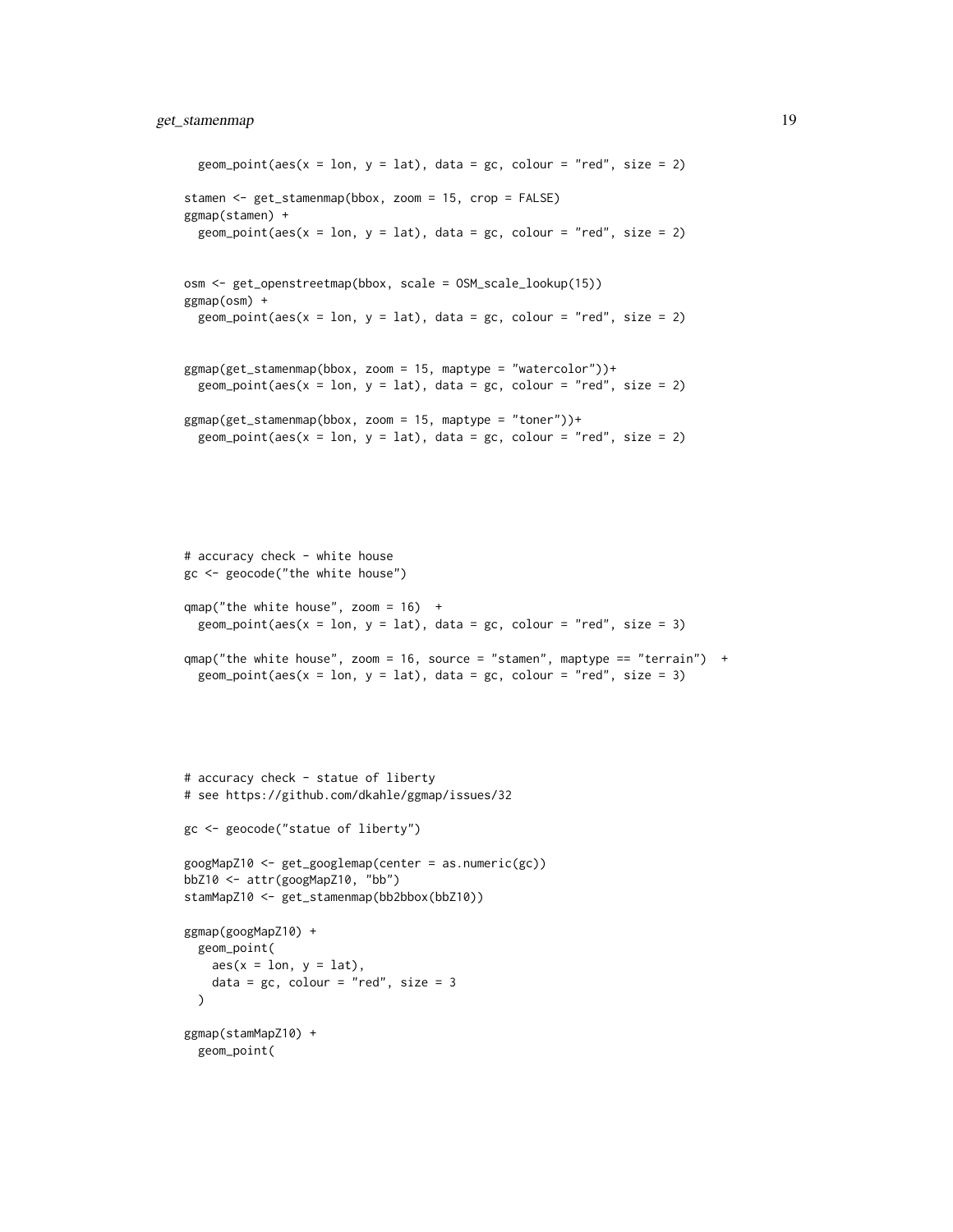```
  geom_point(aes(x = lon, y = lat), data = gc, colour = "red", size = 2)

stamen <- get_stamenmap(bbox, zoom = 15, crop = FALSE)
ggmap(stamen) +
  geom_point(aes(x = lon, y = lat), data = gc, colour = "red", size = 2)


osm <- get_openstreetmap(bbox, scale = OSM_scale_lookup(15))
ggmap(osm) +
  geom_point(aes(x = lon, y = lat), data = gc, colour = "red", size = 2)


ggmap(get_stamenmap(bbox, zoom = 15, maptype = "watercolor"))+
  geom_point(aes(x = lon, y = lat), data = gc, colour = "red", size = 2)

ggmap(get_stamenmap(bbox, zoom = 15, maptype = "toner"))+
  geom_point(aes(x = lon, y = lat), data = gc, colour = "red", size = 2)






# accuracy check - white house
gc <- geocode("the white house")

qmap("the white house", zoom = 16)  +
  geom_point(aes(x = lon, y = lat), data = gc, colour = "red", size = 3)

qmap("the white house", zoom = 16, source = "stamen", maptype == "terrain")  +
  geom_point(aes(x = lon, y = lat), data = gc, colour = "red", size = 3)






# accuracy check - statue of liberty
# see https://github.com/dkahle/ggmap/issues/32

gc <- geocode("statue of liberty")

googMapZ10 <- get_googlemap(center = as.numeric(gc))
bbZ10 <- attr(googMapZ10, "bb")
stamMapZ10 <- get_stamenmap(bb2bbox(bbZ10))

ggmap(googMapZ10) +
  geom_point(
    aes(x = lon, y = lat),
    data = gc, colour = "red", size = 3
  )

ggmap(stamMapZ10) +
  geom_point(
```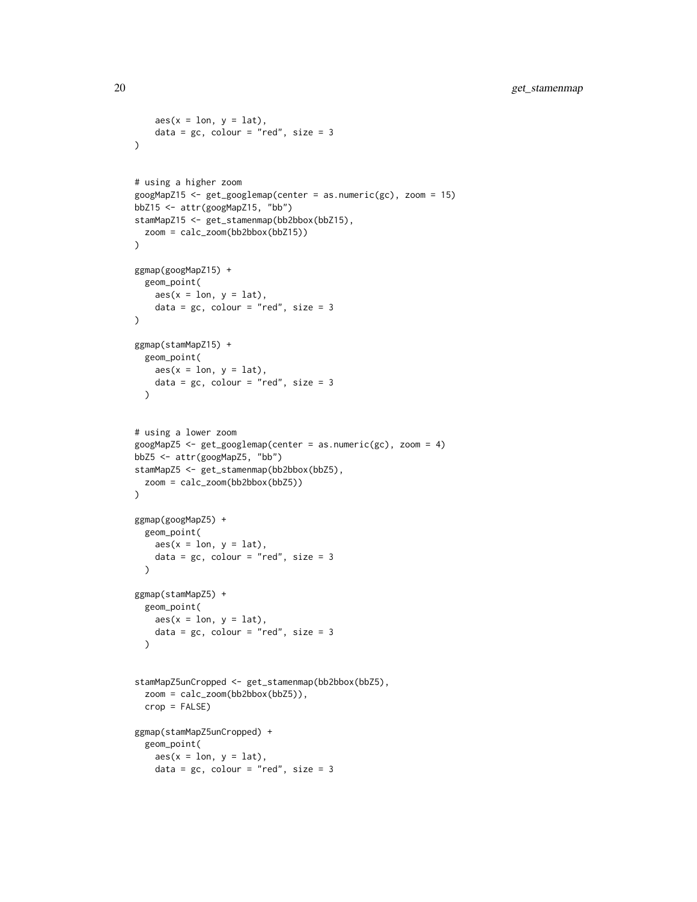```
    aes(x = lon, y = lat),
    data = gc, colour = "red", size = 3
)


# using a higher zoom
googMapZ15 <- get_googlemap(center = as.numeric(gc), zoom = 15)
bbZ15 <- attr(googMapZ15, "bb")
stamMapZ15 <- get_stamenmap(bb2bbox(bbZ15),
  zoom = calc_zoom(bb2bbox(bbZ15))
)

ggmap(googMapZ15) +
  geom_point(
    aes(x = lon, y = lat),
    data = gc, colour = "red", size = 3
)

ggmap(stamMapZ15) +
  geom_point(
    aes(x = lon, y = lat),
    data = gc, colour = "red", size = 3
  )


# using a lower zoom
googMapZ5 <- get_googlemap(center = as.numeric(gc), zoom = 4)
bbZ5 <- attr(googMapZ5, "bb")
stamMapZ5 <- get_stamenmap(bb2bbox(bbZ5),
  zoom = calc_zoom(bb2bbox(bbZ5))
)

ggmap(googMapZ5) +
  geom_point(
    aes(x = lon, y = lat),
    data = gc, colour = "red", size = 3
  )

ggmap(stamMapZ5) +
  geom_point(
    aes(x = lon, y = lat),
    data = gc, colour = "red", size = 3
  )


stamMapZ5unCropped <- get_stamenmap(bb2bbox(bbZ5),
  zoom = calc_zoom(bb2bbox(bbZ5)),
  crop = FALSE)

ggmap(stamMapZ5unCropped) +
  geom_point(
    aes(x = lon, y = lat),
    data = gc, colour = "red", size = 3
```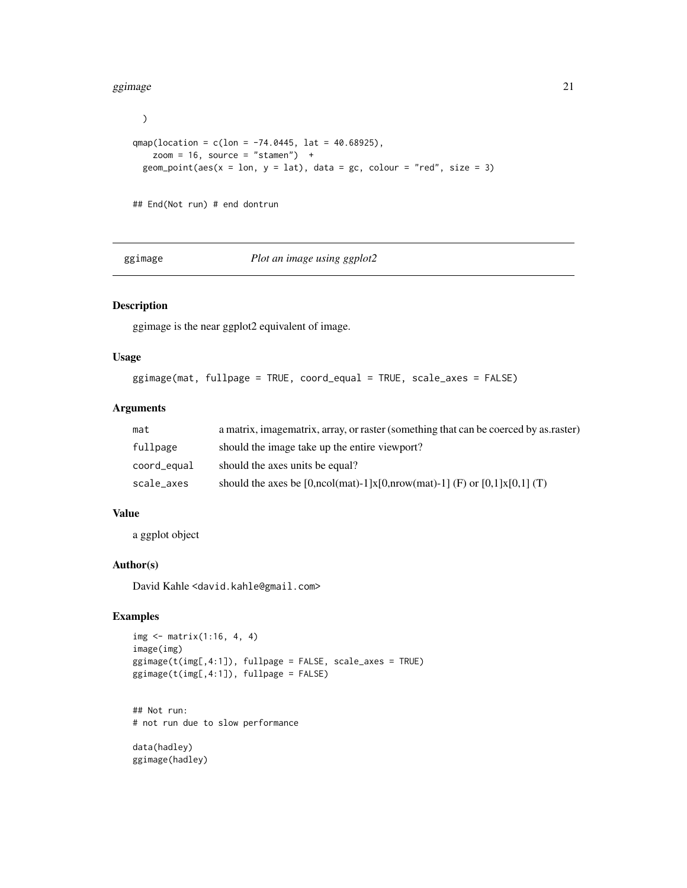```
)

qmap(location = c(lon = -74.0445, lat = 40.68925),
    zoom = 16, source = "stamen")  +
  geom_point(aes(x = lon, y = lat), data = gc, colour = "red", size = 3)


## End(Not run) # end dontrun
```

## ggimage — *Plot an image using ggplot2*

### Description

ggimage is the near ggplot2 equivalent of image.

### Usage

```
ggimage(mat, fullpage = TRUE, coord_equal = TRUE, scale_axes = FALSE)
```

### Arguments

| | |
|---|---|
| mat | a matrix, imagematrix, array, or raster (something that can be coerced by as.raster) |
| fullpage | should the image take up the entire viewport? |
| coord_equal | should the axes units be equal? |
| scale_axes | should the axes be [0,ncol(mat)-1]x[0,nrow(mat)-1] (F) or [0,1]x[0,1] (T) |

### Value

a ggplot object

### Author(s)

David Kahle <david.kahle@gmail.com>

### Examples

```
img <- matrix(1:16, 4, 4)
image(img)
ggimage(t(img[,4:1]), fullpage = FALSE, scale_axes = TRUE)
ggimage(t(img[,4:1]), fullpage = FALSE)


## Not run:
# not run due to slow performance

data(hadley)
ggimage(hadley)
```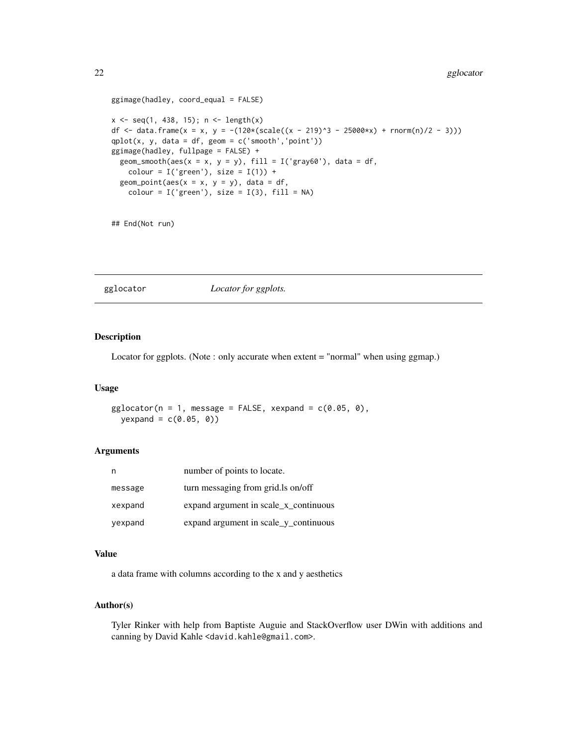```
ggimage(hadley, coord_equal = FALSE)

x <- seq(1, 438, 15); n <- length(x)
df <- data.frame(x = x, y = -(120*(scale((x - 219)^3 - 25000*x) + rnorm(n)/2 - 3)))
qplot(x, y, data = df, geom = c('smooth','point'))
ggimage(hadley, fullpage = FALSE) +
  geom_smooth(aes(x = x, y = y), fill = I('gray60'), data = df,
    colour = I('green'), size = I(1)) +
  geom_point(aes(x = x, y = y), data = df,
    colour = I('green'), size = I(3), fill = NA)


## End(Not run)
```

---

## gglocator — *Locator for ggplots.*

### Description

Locator for ggplots. (Note : only accurate when extent = "normal" when using ggmap.)

### Usage

```
gglocator(n = 1, message = FALSE, xexpand = c(0.05, 0),
  yexpand = c(0.05, 0))
```

### Arguments

| | |
|---|---|
| n | number of points to locate. |
| message | turn messaging from grid.ls on/off |
| xexpand | expand argument in scale_x_continuous |
| yexpand | expand argument in scale_y_continuous |

### Value

a data frame with columns according to the x and y aesthetics

### Author(s)

Tyler Rinker with help from Baptiste Auguie and StackOverflow user DWin with additions and canning by David Kahle <david.kahle@gmail.com>.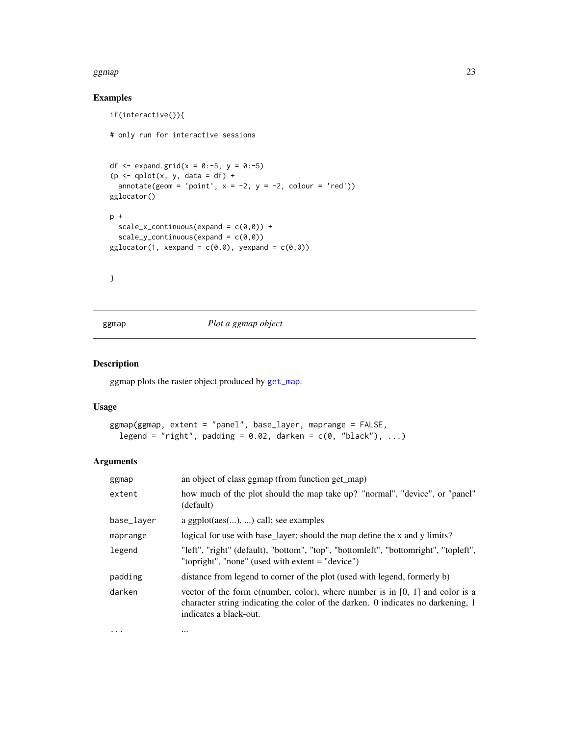## Examples

```
if(interactive()){

# only run for interactive sessions


df <- expand.grid(x = 0:-5, y = 0:-5)
(p <- qplot(x, y, data = df) +
  annotate(geom = 'point', x = -2, y = -2, colour = 'red'))
gglocator()

p +
  scale_x_continuous(expand = c(0,0)) +
  scale_y_continuous(expand = c(0,0))
gglocator(1, xexpand = c(0,0), yexpand = c(0,0))


}
```

---

# ggmap — *Plot a ggmap object*

---

## Description

ggmap plots the raster object produced by `get_map`.

## Usage

```
ggmap(ggmap, extent = "panel", base_layer, maprange = FALSE,
  legend = "right", padding = 0.02, darken = c(0, "black"), ...)
```

## Arguments

| | |
|---|---|
| `ggmap` | an object of class ggmap (from function get_map) |
| `extent` | how much of the plot should the map take up? "normal", "device", or "panel" (default) |
| `base_layer` | a ggplot(aes(...), ...) call; see examples |
| `maprange` | logical for use with base_layer; should the map define the x and y limits? |
| `legend` | "left", "right" (default), "bottom", "top", "bottomleft", "bottomright", "topleft", "topright", "none" (used with extent = "device") |
| `padding` | distance from legend to corner of the plot (used with legend, formerly b) |
| `darken` | vector of the form c(number, color), where number is in [0, 1] and color is a character string indicating the color of the darken. 0 indicates no darkening, 1 indicates a black-out. |
| `...` | ... |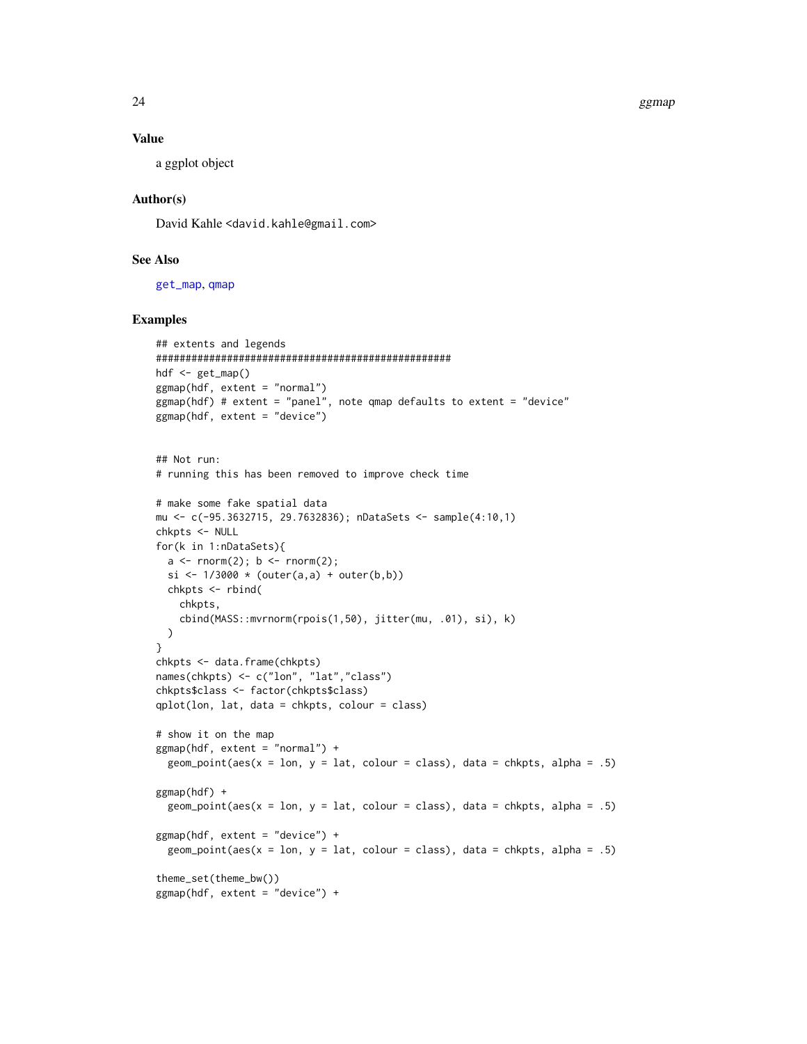### Value

a ggplot object

### Author(s)

David Kahle <david.kahle@gmail.com>

### See Also

get_map, qmap

### Examples

```
## extents and legends
##################################################
hdf <- get_map()
ggmap(hdf, extent = "normal")
ggmap(hdf) # extent = "panel", note qmap defaults to extent = "device"
ggmap(hdf, extent = "device")


## Not run:
# running this has been removed to improve check time

# make some fake spatial data
mu <- c(-95.3632715, 29.7632836); nDataSets <- sample(4:10,1)
chkpts <- NULL
for(k in 1:nDataSets){
  a <- rnorm(2); b <- rnorm(2);
  si <- 1/3000 * (outer(a,a) + outer(b,b))
  chkpts <- rbind(
    chkpts,
    cbind(MASS::mvrnorm(rpois(1,50), jitter(mu, .01), si), k)
  )
}
chkpts <- data.frame(chkpts)
names(chkpts) <- c("lon", "lat","class")
chkpts$class <- factor(chkpts$class)
qplot(lon, lat, data = chkpts, colour = class)

# show it on the map
ggmap(hdf, extent = "normal") +
  geom_point(aes(x = lon, y = lat, colour = class), data = chkpts, alpha = .5)

ggmap(hdf) +
  geom_point(aes(x = lon, y = lat, colour = class), data = chkpts, alpha = .5)

ggmap(hdf, extent = "device") +
  geom_point(aes(x = lon, y = lat, colour = class), data = chkpts, alpha = .5)

theme_set(theme_bw())
ggmap(hdf, extent = "device") +
```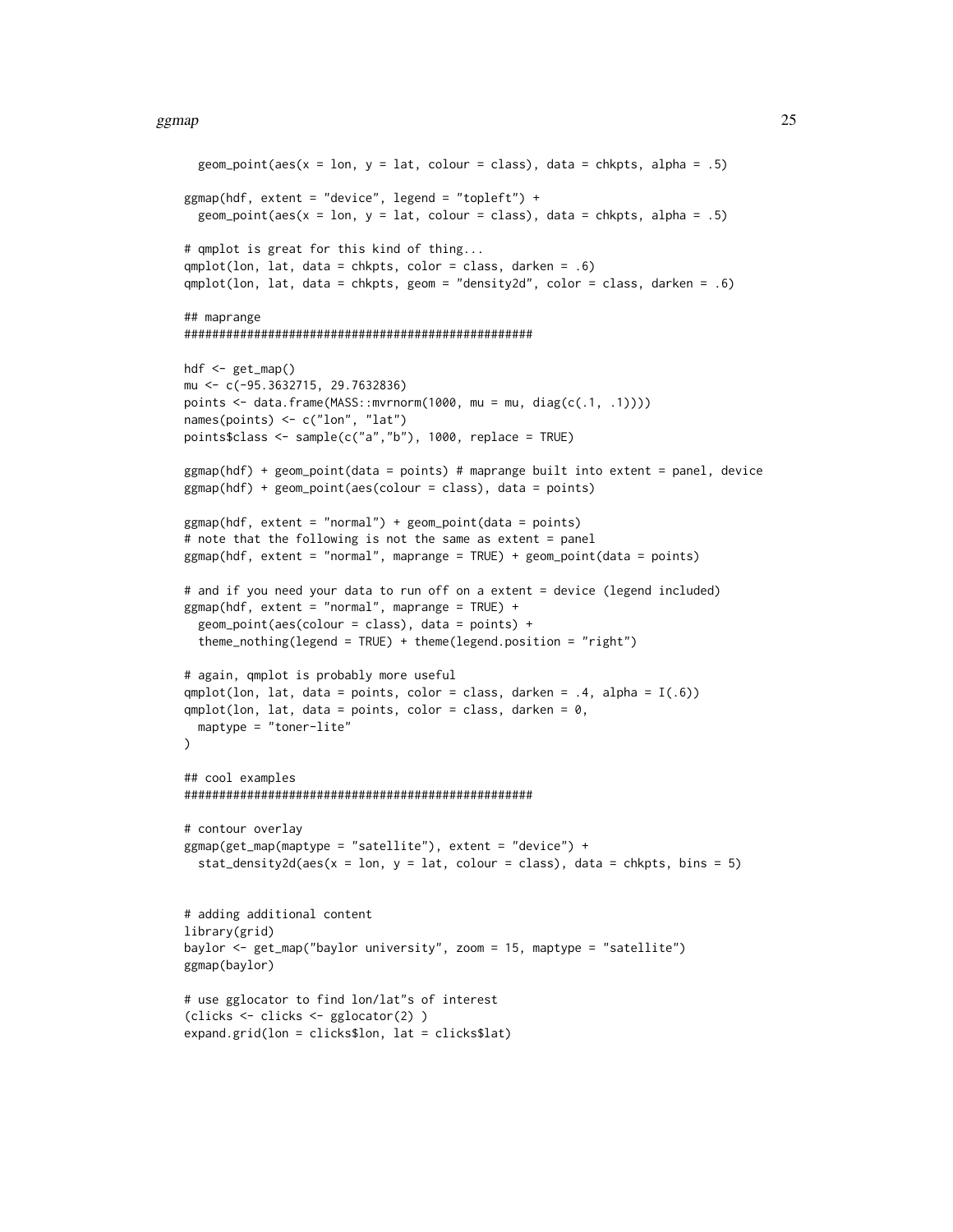```
  geom_point(aes(x = lon, y = lat, colour = class), data = chkpts, alpha = .5)

ggmap(hdf, extent = "device", legend = "topleft") +
  geom_point(aes(x = lon, y = lat, colour = class), data = chkpts, alpha = .5)

# qmplot is great for this kind of thing...
qmplot(lon, lat, data = chkpts, color = class, darken = .6)
qmplot(lon, lat, data = chkpts, geom = "density2d", color = class, darken = .6)

## maprange
##################################################

hdf <- get_map()
mu <- c(-95.3632715, 29.7632836)
points <- data.frame(MASS::mvrnorm(1000, mu = mu, diag(c(.1, .1))))
names(points) <- c("lon", "lat")
points$class <- sample(c("a","b"), 1000, replace = TRUE)

ggmap(hdf) + geom_point(data = points) # maprange built into extent = panel, device
ggmap(hdf) + geom_point(aes(colour = class), data = points)

ggmap(hdf, extent = "normal") + geom_point(data = points)
# note that the following is not the same as extent = panel
ggmap(hdf, extent = "normal", maprange = TRUE) + geom_point(data = points)

# and if you need your data to run off on a extent = device (legend included)
ggmap(hdf, extent = "normal", maprange = TRUE) +
  geom_point(aes(colour = class), data = points) +
  theme_nothing(legend = TRUE) + theme(legend.position = "right")

# again, qmplot is probably more useful
qmplot(lon, lat, data = points, color = class, darken = .4, alpha = I(.6))
qmplot(lon, lat, data = points, color = class, darken = 0,
  maptype = "toner-lite"
)

## cool examples
##################################################

# contour overlay
ggmap(get_map(maptype = "satellite"), extent = "device") +
  stat_density2d(aes(x = lon, y = lat, colour = class), data = chkpts, bins = 5)


# adding additional content
library(grid)
baylor <- get_map("baylor university", zoom = 15, maptype = "satellite")
ggmap(baylor)

# use gglocator to find lon/lat"s of interest
(clicks <- clicks <- gglocator(2) )
expand.grid(lon = clicks$lon, lat = clicks$lat)
```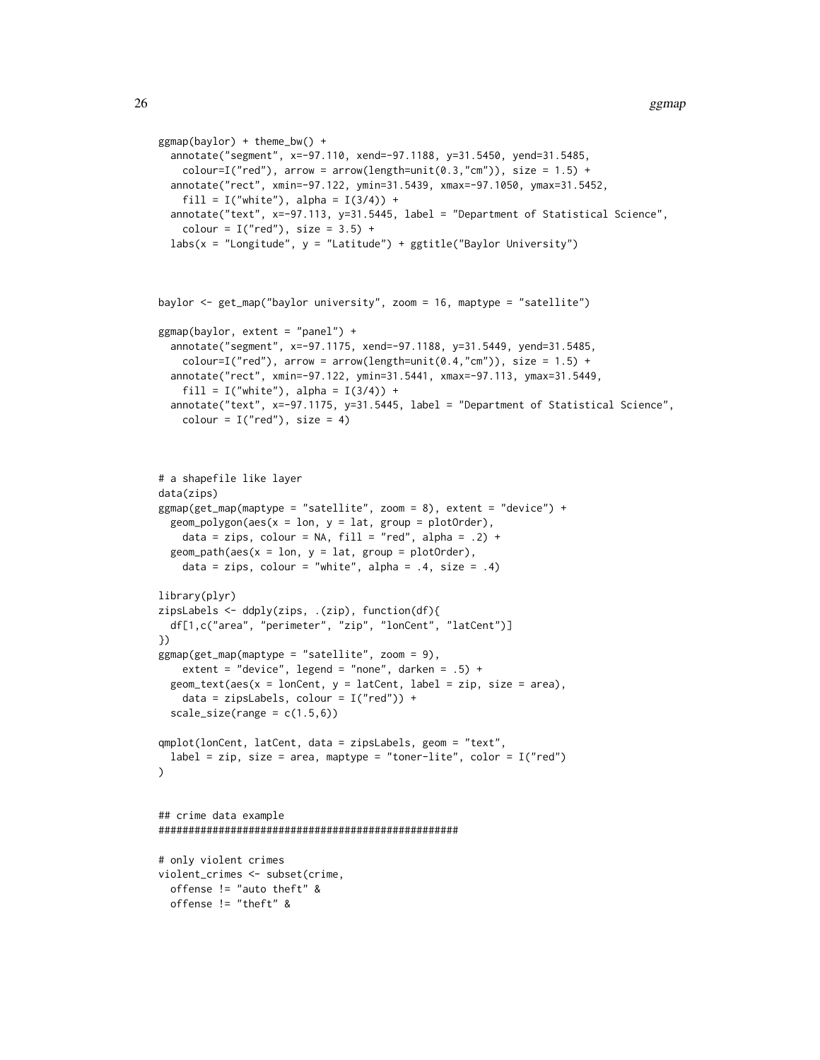```
ggmap(baylor) + theme_bw() +
  annotate("segment", x=-97.110, xend=-97.1188, y=31.5450, yend=31.5485,
    colour=I("red"), arrow = arrow(length=unit(0.3,"cm")), size = 1.5) +
  annotate("rect", xmin=-97.122, ymin=31.5439, xmax=-97.1050, ymax=31.5452,
    fill = I("white"), alpha = I(3/4)) +
  annotate("text", x=-97.113, y=31.5445, label = "Department of Statistical Science",
    colour = I("red"), size = 3.5) +
  labs(x = "Longitude", y = "Latitude") + ggtitle("Baylor University")



baylor <- get_map("baylor university", zoom = 16, maptype = "satellite")

ggmap(baylor, extent = "panel") +
  annotate("segment", x=-97.1175, xend=-97.1188, y=31.5449, yend=31.5485,
    colour=I("red"), arrow = arrow(length=unit(0.4,"cm")), size = 1.5) +
  annotate("rect", xmin=-97.122, ymin=31.5441, xmax=-97.113, ymax=31.5449,
    fill = I("white"), alpha = I(3/4)) +
  annotate("text", x=-97.1175, y=31.5445, label = "Department of Statistical Science",
    colour = I("red"), size = 4)



# a shapefile like layer
data(zips)
ggmap(get_map(maptype = "satellite", zoom = 8), extent = "device") +
  geom_polygon(aes(x = lon, y = lat, group = plotOrder),
    data = zips, colour = NA, fill = "red", alpha = .2) +
  geom_path(aes(x = lon, y = lat, group = plotOrder),
    data = zips, colour = "white", alpha = .4, size = .4)

library(plyr)
zipsLabels <- ddply(zips, .(zip), function(df){
  df[1,c("area", "perimeter", "zip", "lonCent", "latCent")]
})
ggmap(get_map(maptype = "satellite", zoom = 9),
    extent = "device", legend = "none", darken = .5) +
  geom_text(aes(x = lonCent, y = latCent, label = zip, size = area),
    data = zipsLabels, colour = I("red")) +
  scale_size(range = c(1.5,6))

qmplot(lonCent, latCent, data = zipsLabels, geom = "text",
  label = zip, size = area, maptype = "toner-lite", color = I("red")
)


## crime data example
##################################################

# only violent crimes
violent_crimes <- subset(crime,
  offense != "auto theft" &
  offense != "theft" &
```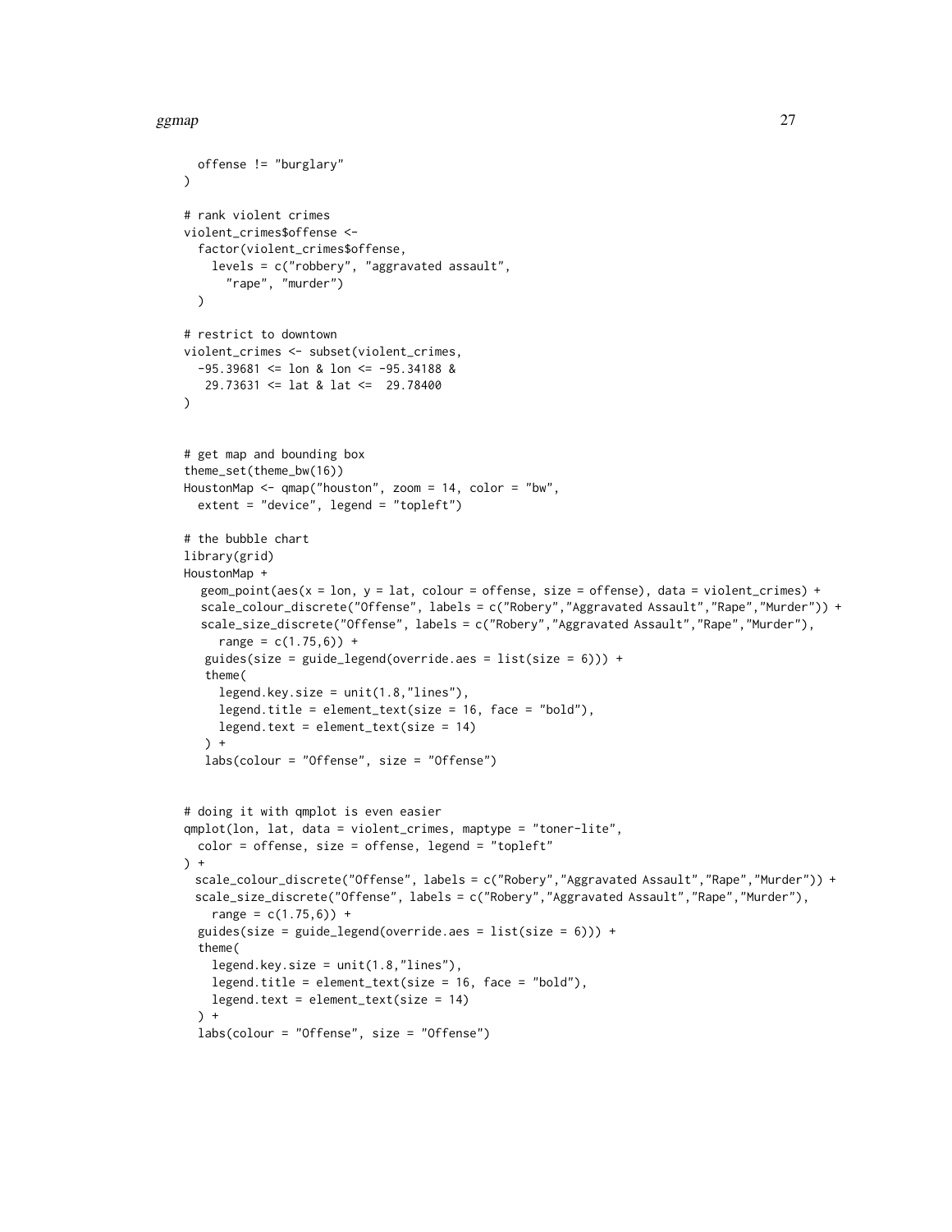```
  offense != "burglary"
)

# rank violent crimes
violent_crimes$offense <-
  factor(violent_crimes$offense,
    levels = c("robbery", "aggravated assault",
      "rape", "murder")
  )

# restrict to downtown
violent_crimes <- subset(violent_crimes,
  -95.39681 <= lon & lon <= -95.34188 &
   29.73631 <= lat & lat <=  29.78400
)


# get map and bounding box
theme_set(theme_bw(16))
HoustonMap <- qmap("houston", zoom = 14, color = "bw",
  extent = "device", legend = "topleft")

# the bubble chart
library(grid)
HoustonMap +
   geom_point(aes(x = lon, y = lat, colour = offense, size = offense), data = violent_crimes) +
   scale_colour_discrete("Offense", labels = c("Robery","Aggravated Assault","Rape","Murder")) +
   scale_size_discrete("Offense", labels = c("Robery","Aggravated Assault","Rape","Murder"),
     range = c(1.75,6)) +
   guides(size = guide_legend(override.aes = list(size = 6))) +
   theme(
     legend.key.size = unit(1.8,"lines"),
     legend.title = element_text(size = 16, face = "bold"),
     legend.text = element_text(size = 14)
   ) +
   labs(colour = "Offense", size = "Offense")


# doing it with qmplot is even easier
qmplot(lon, lat, data = violent_crimes, maptype = "toner-lite",
  color = offense, size = offense, legend = "topleft"
) +
  scale_colour_discrete("Offense", labels = c("Robery","Aggravated Assault","Rape","Murder")) +
  scale_size_discrete("Offense", labels = c("Robery","Aggravated Assault","Rape","Murder"),
    range = c(1.75,6)) +
  guides(size = guide_legend(override.aes = list(size = 6))) +
  theme(
    legend.key.size = unit(1.8,"lines"),
    legend.title = element_text(size = 16, face = "bold"),
    legend.text = element_text(size = 14)
  ) +
  labs(colour = "Offense", size = "Offense")
```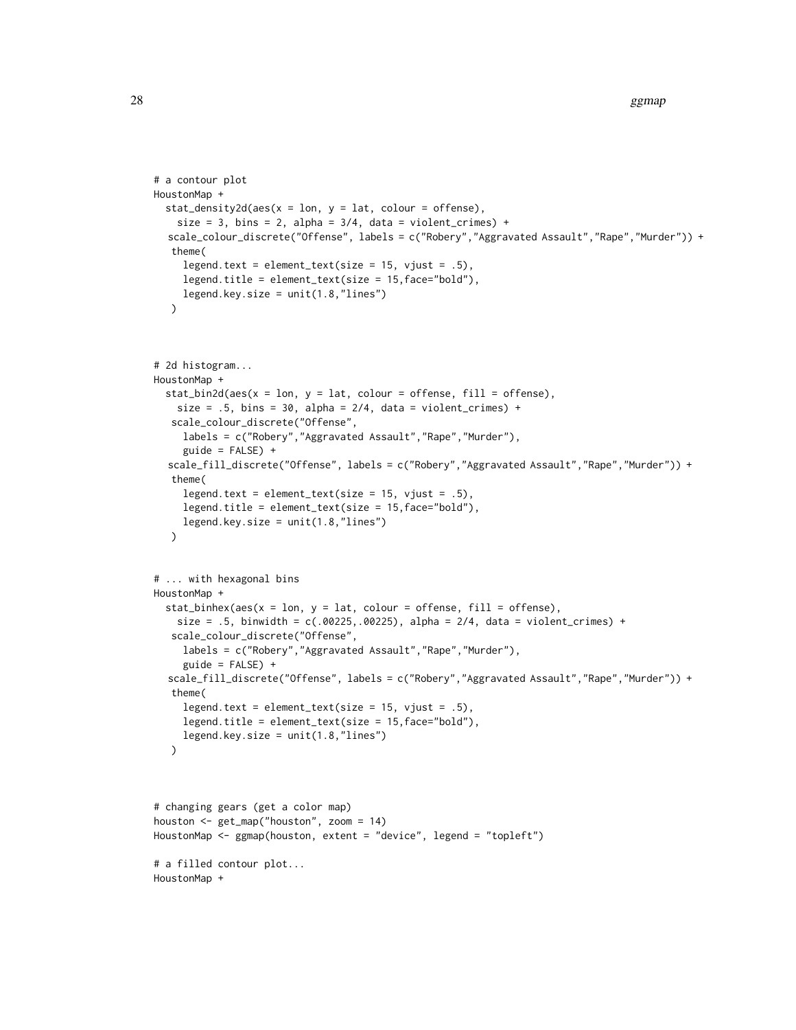```
# a contour plot
HoustonMap +
  stat_density2d(aes(x = lon, y = lat, colour = offense),
    size = 3, bins = 2, alpha = 3/4, data = violent_crimes) +
   scale_colour_discrete("Offense", labels = c("Robery","Aggravated Assault","Rape","Murder")) +
    theme(
      legend.text = element_text(size = 15, vjust = .5),
      legend.title = element_text(size = 15,face="bold"),
      legend.key.size = unit(1.8,"lines")
    )



# 2d histogram...
HoustonMap +
  stat_bin2d(aes(x = lon, y = lat, colour = offense, fill = offense),
    size = .5, bins = 30, alpha = 2/4, data = violent_crimes) +
    scale_colour_discrete("Offense",
      labels = c("Robery","Aggravated Assault","Rape","Murder"),
      guide = FALSE) +
   scale_fill_discrete("Offense", labels = c("Robery","Aggravated Assault","Rape","Murder")) +
    theme(
      legend.text = element_text(size = 15, vjust = .5),
      legend.title = element_text(size = 15,face="bold"),
      legend.key.size = unit(1.8,"lines")
    )


# ... with hexagonal bins
HoustonMap +
  stat_binhex(aes(x = lon, y = lat, colour = offense, fill = offense),
    size = .5, binwidth = c(.00225,.00225), alpha = 2/4, data = violent_crimes) +
    scale_colour_discrete("Offense",
      labels = c("Robery","Aggravated Assault","Rape","Murder"),
      guide = FALSE) +
   scale_fill_discrete("Offense", labels = c("Robery","Aggravated Assault","Rape","Murder")) +
    theme(
      legend.text = element_text(size = 15, vjust = .5),
      legend.title = element_text(size = 15,face="bold"),
      legend.key.size = unit(1.8,"lines")
    )



# changing gears (get a color map)
houston <- get_map("houston", zoom = 14)
HoustonMap <- ggmap(houston, extent = "device", legend = "topleft")

# a filled contour plot...
HoustonMap +
```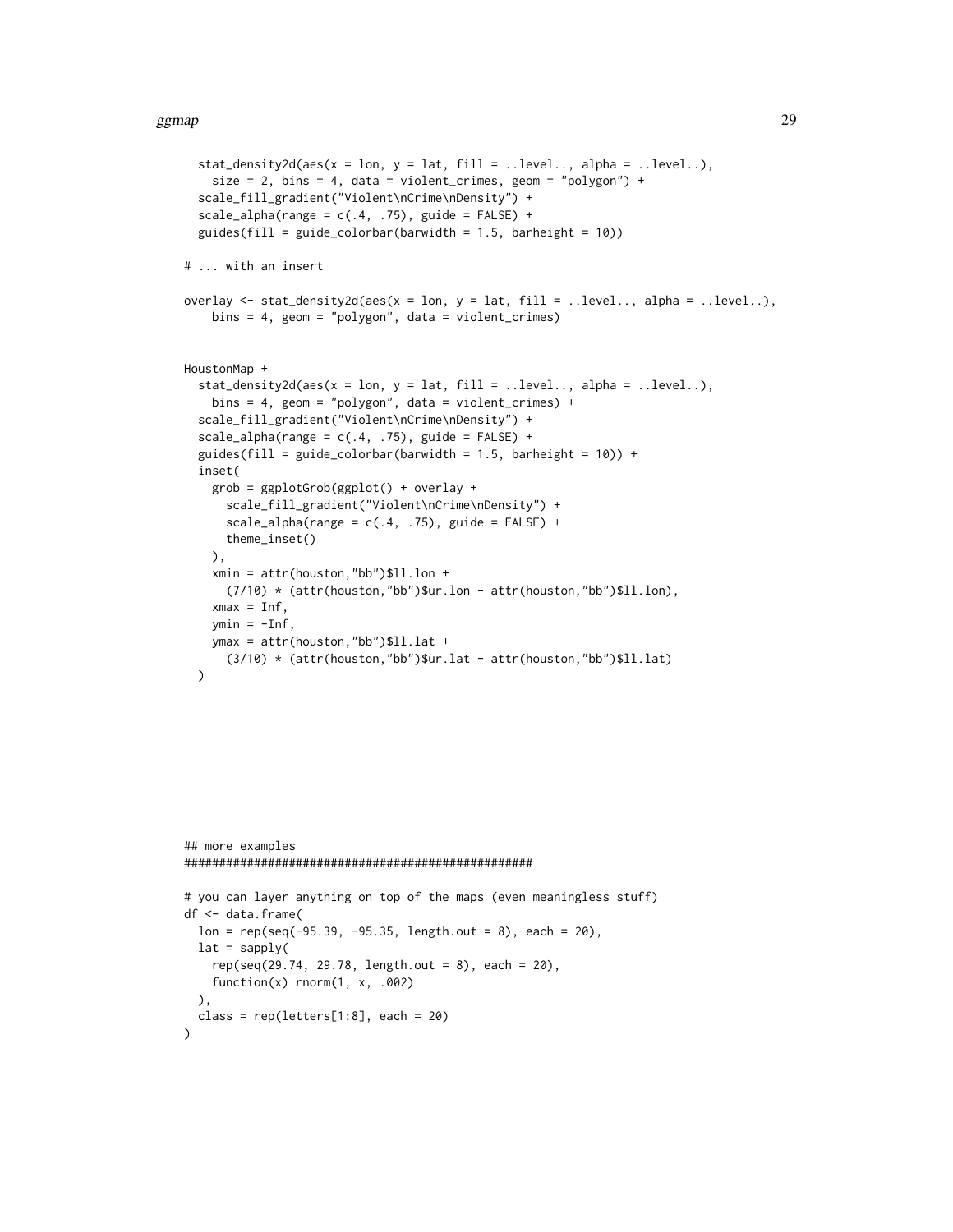```
  stat_density2d(aes(x = lon, y = lat, fill = ..level.., alpha = ..level..),
    size = 2, bins = 4, data = violent_crimes, geom = "polygon") +
  scale_fill_gradient("Violent\nCrime\nDensity") +
  scale_alpha(range = c(.4, .75), guide = FALSE) +
  guides(fill = guide_colorbar(barwidth = 1.5, barheight = 10))

# ... with an insert

overlay <- stat_density2d(aes(x = lon, y = lat, fill = ..level.., alpha = ..level..),
    bins = 4, geom = "polygon", data = violent_crimes)


HoustonMap +
  stat_density2d(aes(x = lon, y = lat, fill = ..level.., alpha = ..level..),
    bins = 4, geom = "polygon", data = violent_crimes) +
  scale_fill_gradient("Violent\nCrime\nDensity") +
  scale_alpha(range = c(.4, .75), guide = FALSE) +
  guides(fill = guide_colorbar(barwidth = 1.5, barheight = 10)) +
  inset(
    grob = ggplotGrob(ggplot() + overlay +
      scale_fill_gradient("Violent\nCrime\nDensity") +
      scale_alpha(range = c(.4, .75), guide = FALSE) +
      theme_inset()
    ),
    xmin = attr(houston,"bb")$ll.lon +
      (7/10) * (attr(houston,"bb")$ur.lon - attr(houston,"bb")$ll.lon),
    xmax = Inf,
    ymin = -Inf,
    ymax = attr(houston,"bb")$ll.lat +
      (3/10) * (attr(houston,"bb")$ur.lat - attr(houston,"bb")$ll.lat)
  )









## more examples
##################################################

# you can layer anything on top of the maps (even meaningless stuff)
df <- data.frame(
  lon = rep(seq(-95.39, -95.35, length.out = 8), each = 20),
  lat = sapply(
    rep(seq(29.74, 29.78, length.out = 8), each = 20),
    function(x) rnorm(1, x, .002)
  ),
  class = rep(letters[1:8], each = 20)
)
```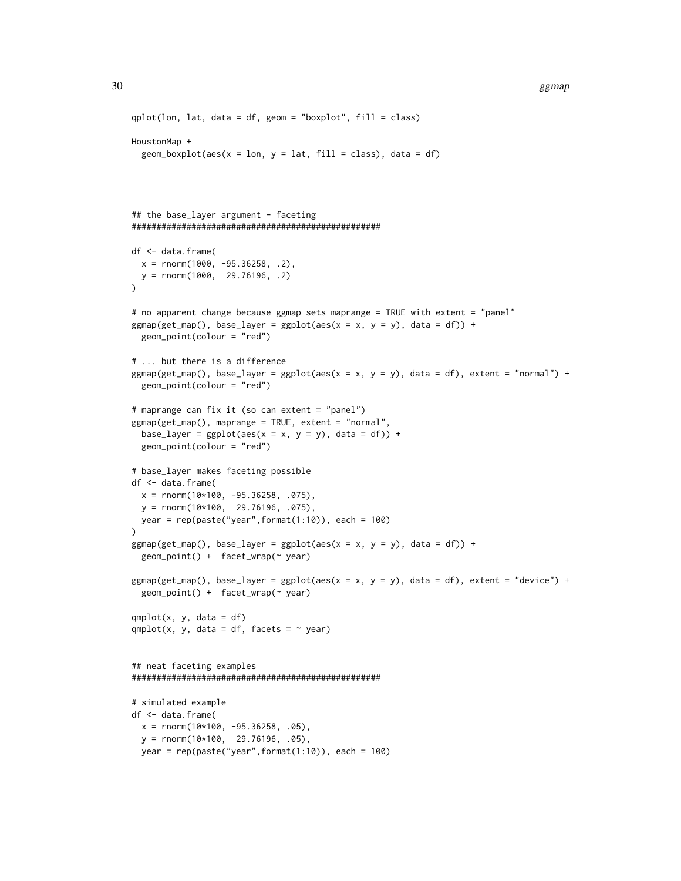```
qplot(lon, lat, data = df, geom = "boxplot", fill = class)

HoustonMap +
  geom_boxplot(aes(x = lon, y = lat, fill = class), data = df)



## the base_layer argument - faceting
##################################################

df <- data.frame(
  x = rnorm(1000, -95.36258, .2),
  y = rnorm(1000,  29.76196, .2)
)

# no apparent change because ggmap sets maprange = TRUE with extent = "panel"
ggmap(get_map(), base_layer = ggplot(aes(x = x, y = y), data = df)) +
  geom_point(colour = "red")

# ... but there is a difference
ggmap(get_map(), base_layer = ggplot(aes(x = x, y = y), data = df), extent = "normal") +
  geom_point(colour = "red")

# maprange can fix it (so can extent = "panel")
ggmap(get_map(), maprange = TRUE, extent = "normal",
  base_layer = ggplot(aes(x = x, y = y), data = df)) +
  geom_point(colour = "red")

# base_layer makes faceting possible
df <- data.frame(
  x = rnorm(10*100, -95.36258, .075),
  y = rnorm(10*100,  29.76196, .075),
  year = rep(paste("year",format(1:10)), each = 100)
)
ggmap(get_map(), base_layer = ggplot(aes(x = x, y = y), data = df)) +
  geom_point() +  facet_wrap(~ year)

ggmap(get_map(), base_layer = ggplot(aes(x = x, y = y), data = df), extent = "device") +
  geom_point() +  facet_wrap(~ year)

qmplot(x, y, data = df)
qmplot(x, y, data = df, facets = ~ year)


## neat faceting examples
##################################################

# simulated example
df <- data.frame(
  x = rnorm(10*100, -95.36258, .05),
  y = rnorm(10*100,  29.76196, .05),
  year = rep(paste("year",format(1:10)), each = 100)
```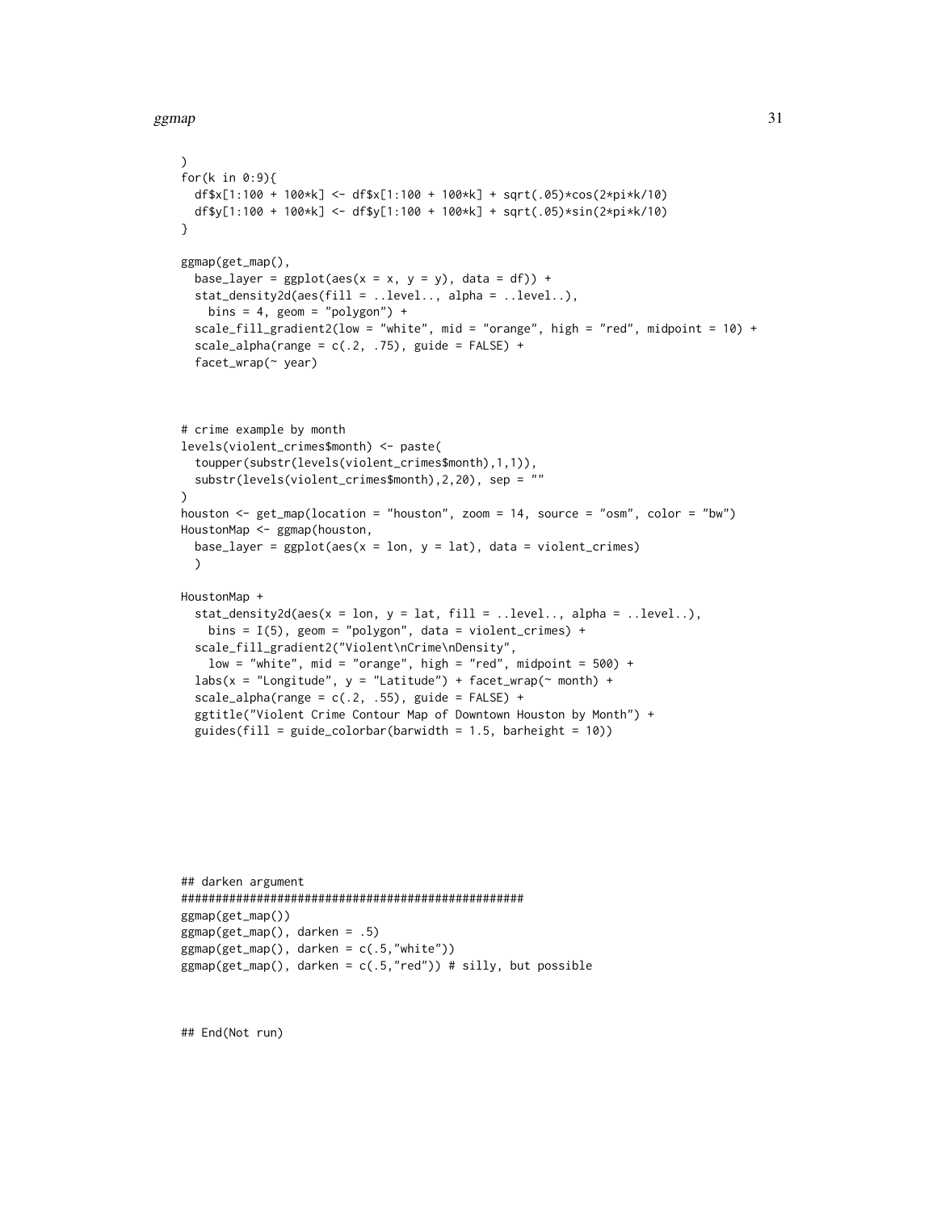```
)
for(k in 0:9){
  df$x[1:100 + 100*k] <- df$x[1:100 + 100*k] + sqrt(.05)*cos(2*pi*k/10)
  df$y[1:100 + 100*k] <- df$y[1:100 + 100*k] + sqrt(.05)*sin(2*pi*k/10)
}

ggmap(get_map(),
  base_layer = ggplot(aes(x = x, y = y), data = df)) +
  stat_density2d(aes(fill = ..level.., alpha = ..level..),
    bins = 4, geom = "polygon") +
  scale_fill_gradient2(low = "white", mid = "orange", high = "red", midpoint = 10) +
  scale_alpha(range = c(.2, .75), guide = FALSE) +
  facet_wrap(~ year)



# crime example by month
levels(violent_crimes$month) <- paste(
  toupper(substr(levels(violent_crimes$month),1,1)),
  substr(levels(violent_crimes$month),2,20), sep = ""
)
houston <- get_map(location = "houston", zoom = 14, source = "osm", color = "bw")
HoustonMap <- ggmap(houston,
  base_layer = ggplot(aes(x = lon, y = lat), data = violent_crimes)
  )

HoustonMap +
  stat_density2d(aes(x = lon, y = lat, fill = ..level.., alpha = ..level..),
    bins = I(5), geom = "polygon", data = violent_crimes) +
  scale_fill_gradient2("Violent\nCrime\nDensity",
    low = "white", mid = "orange", high = "red", midpoint = 500) +
  labs(x = "Longitude", y = "Latitude") + facet_wrap(~ month) +
  scale_alpha(range = c(.2, .55), guide = FALSE) +
  ggtitle("Violent Crime Contour Map of Downtown Houston by Month") +
  guides(fill = guide_colorbar(barwidth = 1.5, barheight = 10))







## darken argument
##################################################
ggmap(get_map())
ggmap(get_map(), darken = .5)
ggmap(get_map(), darken = c(.5,"white"))
ggmap(get_map(), darken = c(.5,"red")) # silly, but possible



## End(Not run)
```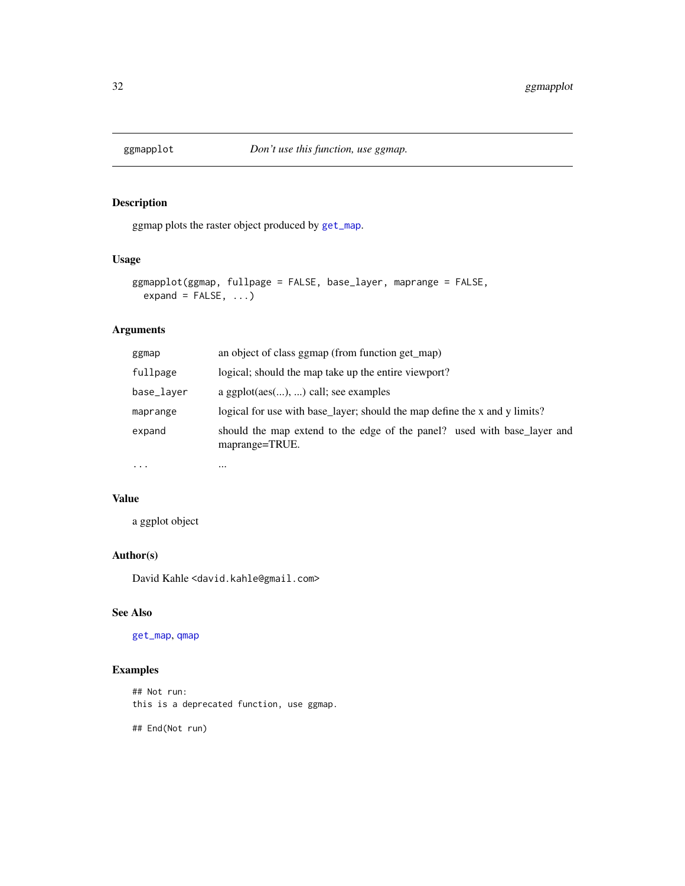## ggmapplot — *Don't use this function, use ggmap.*

### Description

ggmap plots the raster object produced by get_map.

### Usage

```
ggmapplot(ggmap, fullpage = FALSE, base_layer, maprange = FALSE,
  expand = FALSE, ...)
```

### Arguments

| | |
|---|---|
| ggmap | an object of class ggmap (from function get_map) |
| fullpage | logical; should the map take up the entire viewport? |
| base_layer | a ggplot(aes(...), ...) call; see examples |
| maprange | logical for use with base_layer; should the map define the x and y limits? |
| expand | should the map extend to the edge of the panel? used with base_layer and maprange=TRUE. |
| ... | ... |

### Value

a ggplot object

### Author(s)

David Kahle <david.kahle@gmail.com>

### See Also

get_map, qmap

### Examples

```
## Not run:
this is a deprecated function, use ggmap.

## End(Not run)
```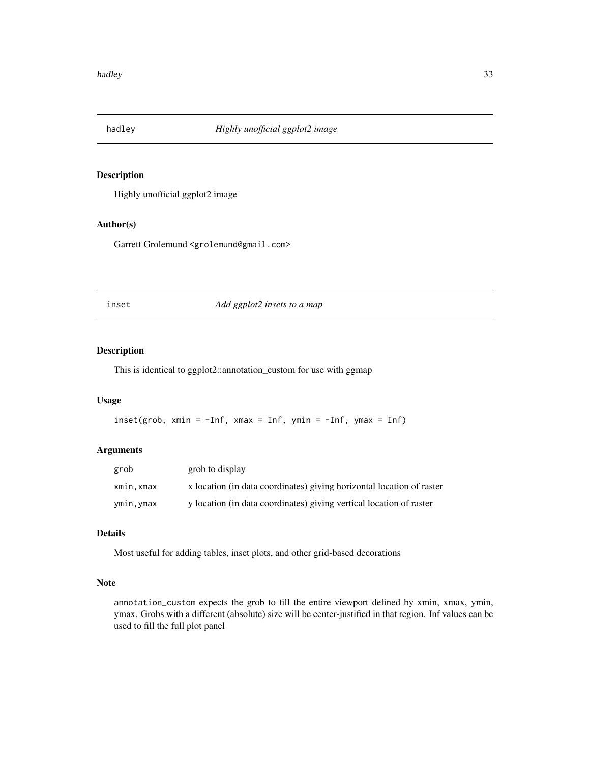## hadley — *Highly unofficial ggplot2 image*

### Description

Highly unofficial ggplot2 image

### Author(s)

Garrett Grolemund <grolemund@gmail.com>

## inset — *Add ggplot2 insets to a map*

### Description

This is identical to ggplot2::annotation_custom for use with ggmap

### Usage

```
inset(grob, xmin = -Inf, xmax = Inf, ymin = -Inf, ymax = Inf)
```

### Arguments

| | |
|---|---|
| grob | grob to display |
| xmin,xmax | x location (in data coordinates) giving horizontal location of raster |
| ymin,ymax | y location (in data coordinates) giving vertical location of raster |

### Details

Most useful for adding tables, inset plots, and other grid-based decorations

### Note

annotation_custom expects the grob to fill the entire viewport defined by xmin, xmax, ymin, ymax. Grobs with a different (absolute) size will be center-justified in that region. Inf values can be used to fill the full plot panel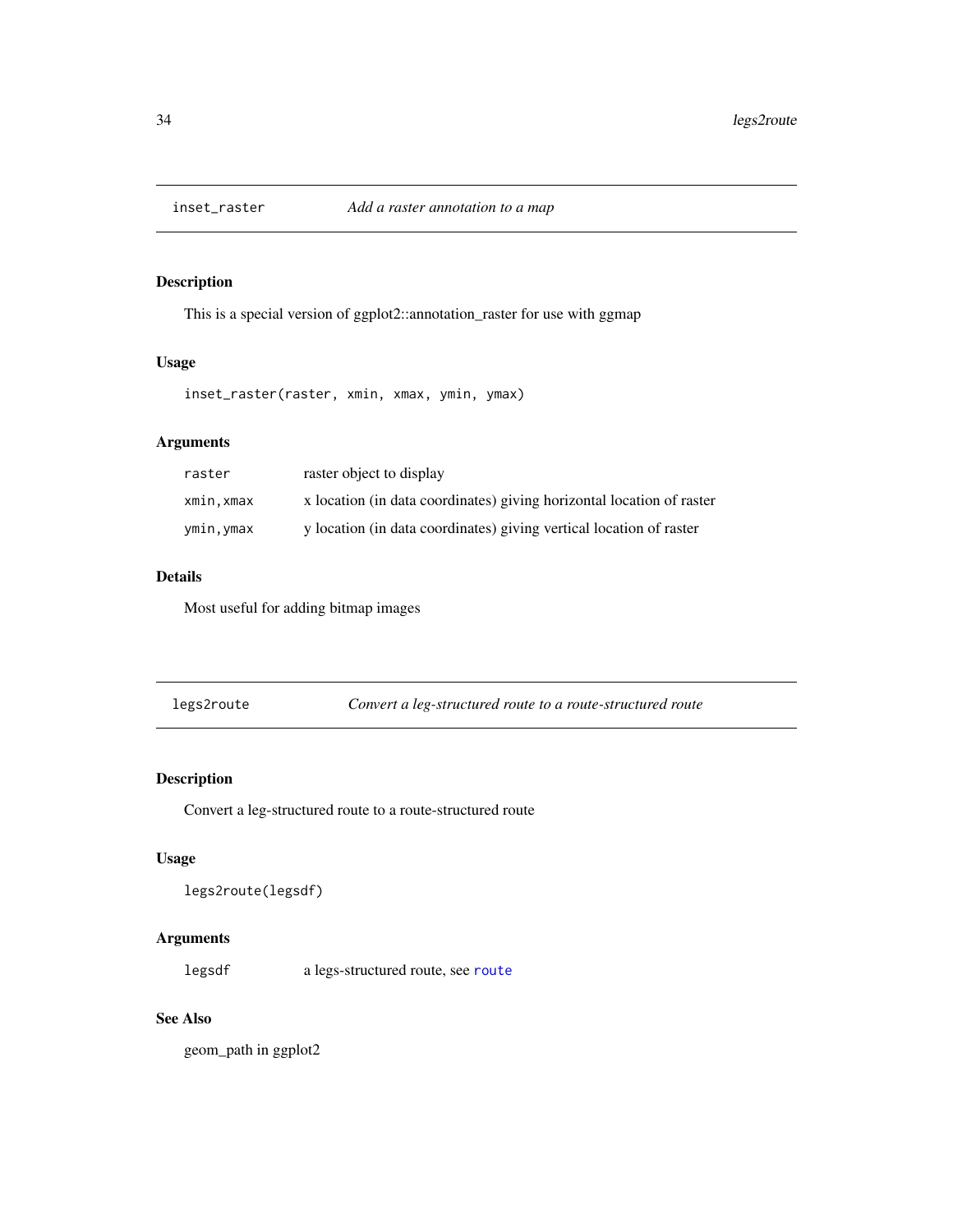## inset_raster    *Add a raster annotation to a map*

### Description

This is a special version of ggplot2::annotation_raster for use with ggmap

### Usage

```
inset_raster(raster, xmin, xmax, ymin, ymax)
```

### Arguments

| | |
|---|---|
| `raster` | raster object to display |
| `xmin,xmax` | x location (in data coordinates) giving horizontal location of raster |
| `ymin,ymax` | y location (in data coordinates) giving vertical location of raster |

### Details

Most useful for adding bitmap images

## legs2route    *Convert a leg-structured route to a route-structured route*

### Description

Convert a leg-structured route to a route-structured route

### Usage

```
legs2route(legsdf)
```

### Arguments

| | |
|---|---|
| `legsdf` | a legs-structured route, see `route` |

### See Also

geom_path in ggplot2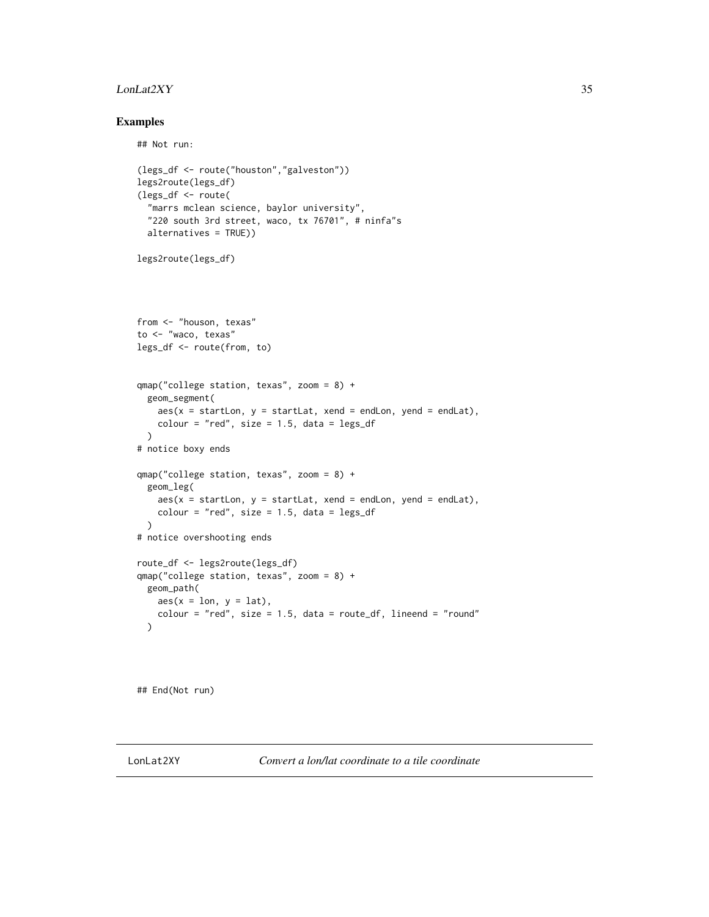## Examples

```
## Not run:

(legs_df <- route("houston","galveston"))
legs2route(legs_df)
(legs_df <- route(
  "marrs mclean science, baylor university",
  "220 south 3rd street, waco, tx 76701", # ninfa"s
  alternatives = TRUE))

legs2route(legs_df)




from <- "houson, texas"
to <- "waco, texas"
legs_df <- route(from, to)


qmap("college station, texas", zoom = 8) +
  geom_segment(
    aes(x = startLon, y = startLat, xend = endLon, yend = endLat),
    colour = "red", size = 1.5, data = legs_df
  )
# notice boxy ends

qmap("college station, texas", zoom = 8) +
  geom_leg(
    aes(x = startLon, y = startLat, xend = endLon, yend = endLat),
    colour = "red", size = 1.5, data = legs_df
  )
# notice overshooting ends

route_df <- legs2route(legs_df)
qmap("college station, texas", zoom = 8) +
  geom_path(
    aes(x = lon, y = lat),
    colour = "red", size = 1.5, data = route_df, lineend = "round"
  )



## End(Not run)
```

---

LonLat2XY *Convert a lon/lat coordinate to a tile coordinate*

---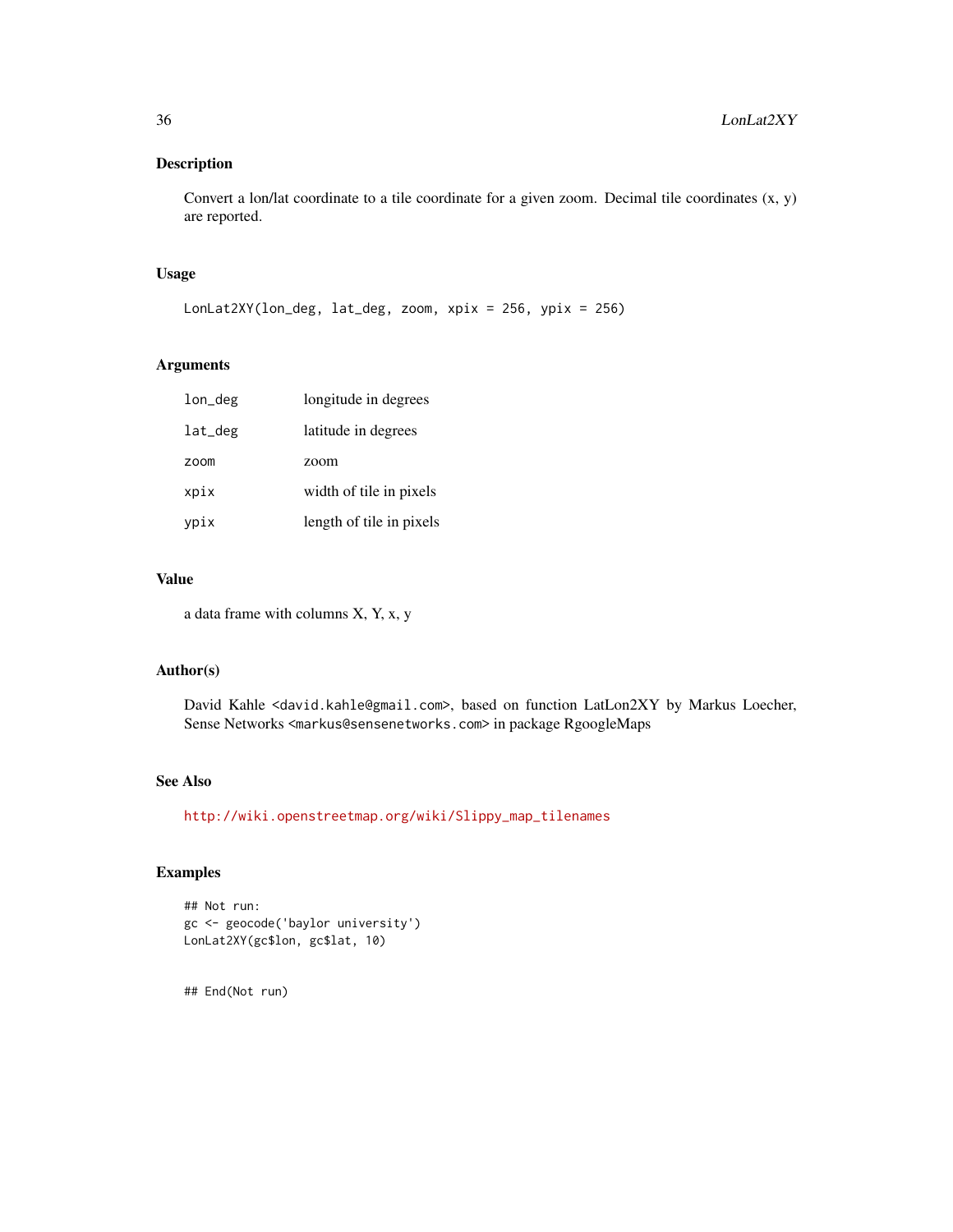## Description

Convert a lon/lat coordinate to a tile coordinate for a given zoom. Decimal tile coordinates (x, y) are reported.

## Usage

```
LonLat2XY(lon_deg, lat_deg, zoom, xpix = 256, ypix = 256)
```

## Arguments

| | |
|---|---|
| lon_deg | longitude in degrees |
| lat_deg | latitude in degrees |
| zoom | zoom |
| xpix | width of tile in pixels |
| ypix | length of tile in pixels |

## Value

a data frame with columns X, Y, x, y

## Author(s)

David Kahle <david.kahle@gmail.com>, based on function LatLon2XY by Markus Loecher, Sense Networks <markus@sensenetworks.com> in package RgoogleMaps

## See Also

http://wiki.openstreetmap.org/wiki/Slippy_map_tilenames

## Examples

```
## Not run:
gc <- geocode('baylor university')
LonLat2XY(gc$lon, gc$lat, 10)


## End(Not run)
```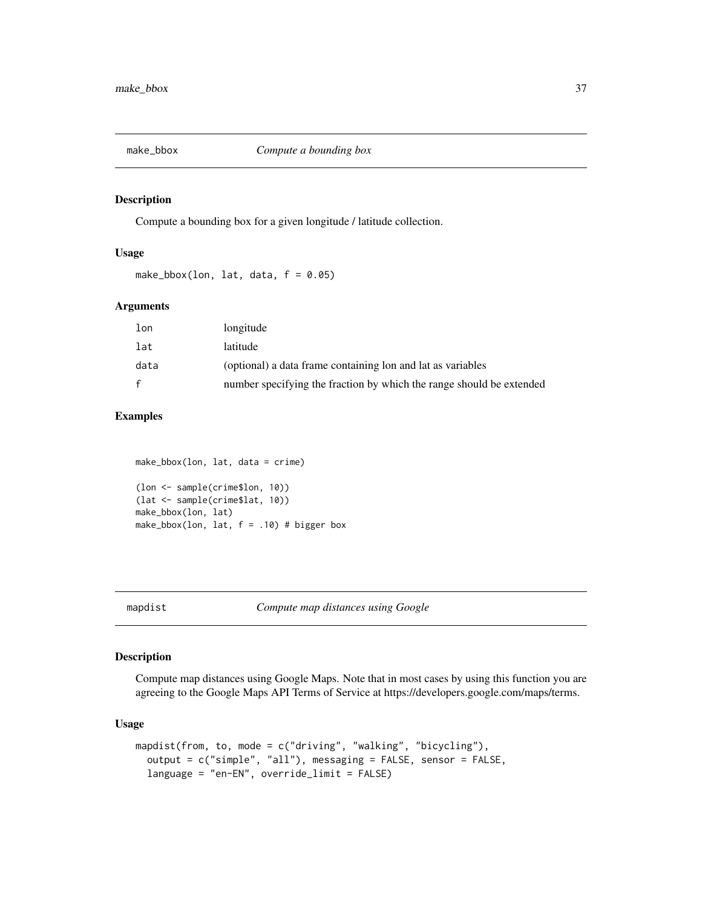## make_bbox — *Compute a bounding box*

### Description

Compute a bounding box for a given longitude / latitude collection.

### Usage

```
make_bbox(lon, lat, data, f = 0.05)
```

### Arguments

| | |
|---|---|
| lon | longitude |
| lat | latitude |
| data | (optional) a data frame containing lon and lat as variables |
| f | number specifying the fraction by which the range should be extended |

### Examples

```
make_bbox(lon, lat, data = crime)

(lon <- sample(crime$lon, 10))
(lat <- sample(crime$lat, 10))
make_bbox(lon, lat)
make_bbox(lon, lat, f = .10) # bigger box
```

## mapdist — *Compute map distances using Google*

### Description

Compute map distances using Google Maps. Note that in most cases by using this function you are agreeing to the Google Maps API Terms of Service at https://developers.google.com/maps/terms.

### Usage

```
mapdist(from, to, mode = c("driving", "walking", "bicycling"),
  output = c("simple", "all"), messaging = FALSE, sensor = FALSE,
  language = "en-EN", override_limit = FALSE)
```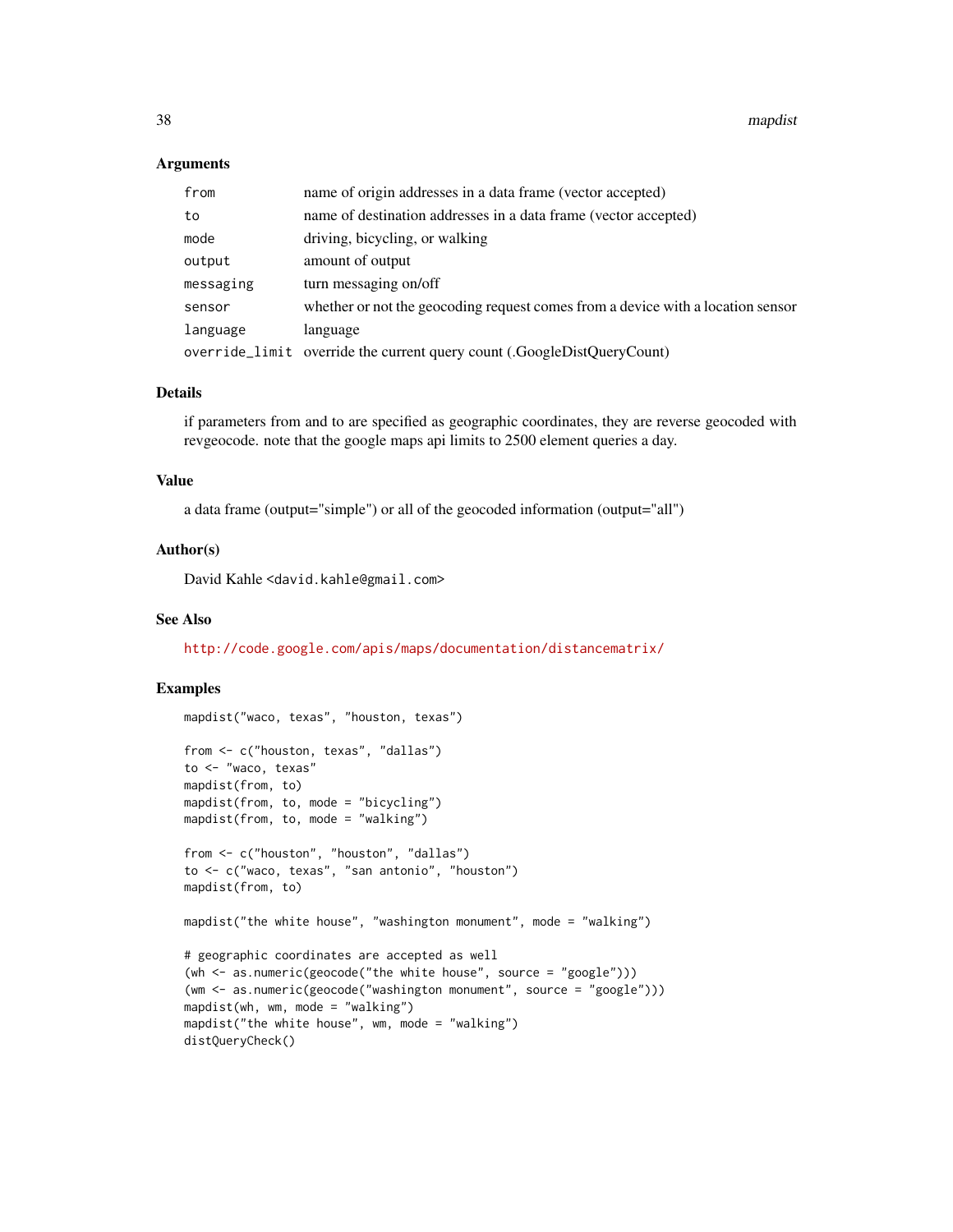## Arguments

| | |
|---|---|
| `from` | name of origin addresses in a data frame (vector accepted) |
| `to` | name of destination addresses in a data frame (vector accepted) |
| `mode` | driving, bicycling, or walking |
| `output` | amount of output |
| `messaging` | turn messaging on/off |
| `sensor` | whether or not the geocoding request comes from a device with a location sensor |
| `language` | language |
| `override_limit` | override the current query count (.GoogleDistQueryCount) |

## Details

if parameters from and to are specified as geographic coordinates, they are reverse geocoded with revgeocode. note that the google maps api limits to 2500 element queries a day.

## Value

a data frame (output="simple") or all of the geocoded information (output="all")

## Author(s)

David Kahle <david.kahle@gmail.com>

## See Also

http://code.google.com/apis/maps/documentation/distancematrix/

## Examples

```
mapdist("waco, texas", "houston, texas")

from <- c("houston, texas", "dallas")
to <- "waco, texas"
mapdist(from, to)
mapdist(from, to, mode = "bicycling")
mapdist(from, to, mode = "walking")

from <- c("houston", "houston", "dallas")
to <- c("waco, texas", "san antonio", "houston")
mapdist(from, to)

mapdist("the white house", "washington monument", mode = "walking")

# geographic coordinates are accepted as well
(wh <- as.numeric(geocode("the white house", source = "google")))
(wm <- as.numeric(geocode("washington monument", source = "google")))
mapdist(wh, wm, mode = "walking")
mapdist("the white house", wm, mode = "walking")
distQueryCheck()
```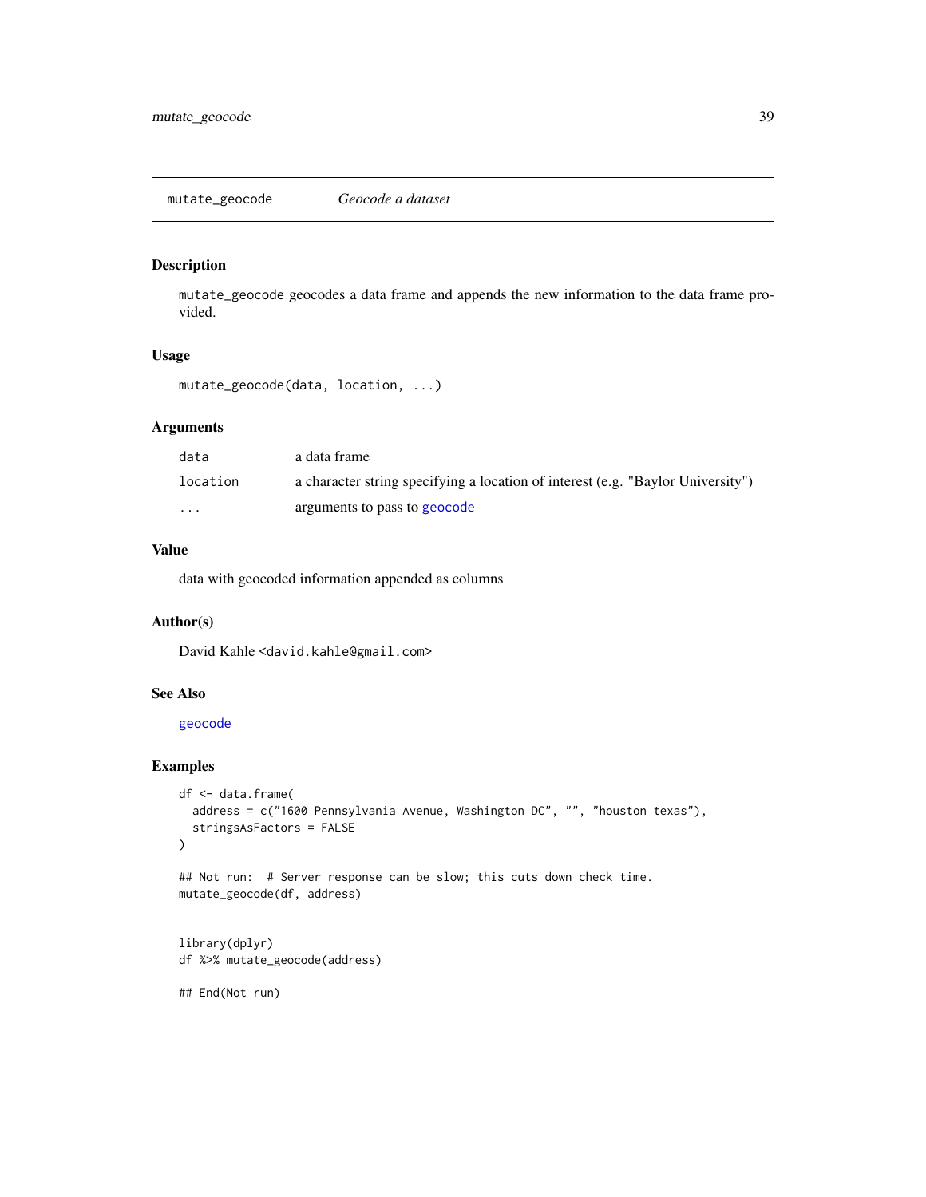## mutate_geocode    *Geocode a dataset*

### Description

mutate_geocode geocodes a data frame and appends the new information to the data frame provided.

### Usage

```
mutate_geocode(data, location, ...)
```

### Arguments

| | |
|---|---|
| data | a data frame |
| location | a character string specifying a location of interest (e.g. "Baylor University") |
| ... | arguments to pass to geocode |

### Value

data with geocoded information appended as columns

### Author(s)

David Kahle <david.kahle@gmail.com>

### See Also

geocode

### Examples

```
df <- data.frame(
  address = c("1600 Pennsylvania Avenue, Washington DC", "", "houston texas"),
  stringsAsFactors = FALSE
)

## Not run:  # Server response can be slow; this cuts down check time.
mutate_geocode(df, address)


library(dplyr)
df %>% mutate_geocode(address)

## End(Not run)
```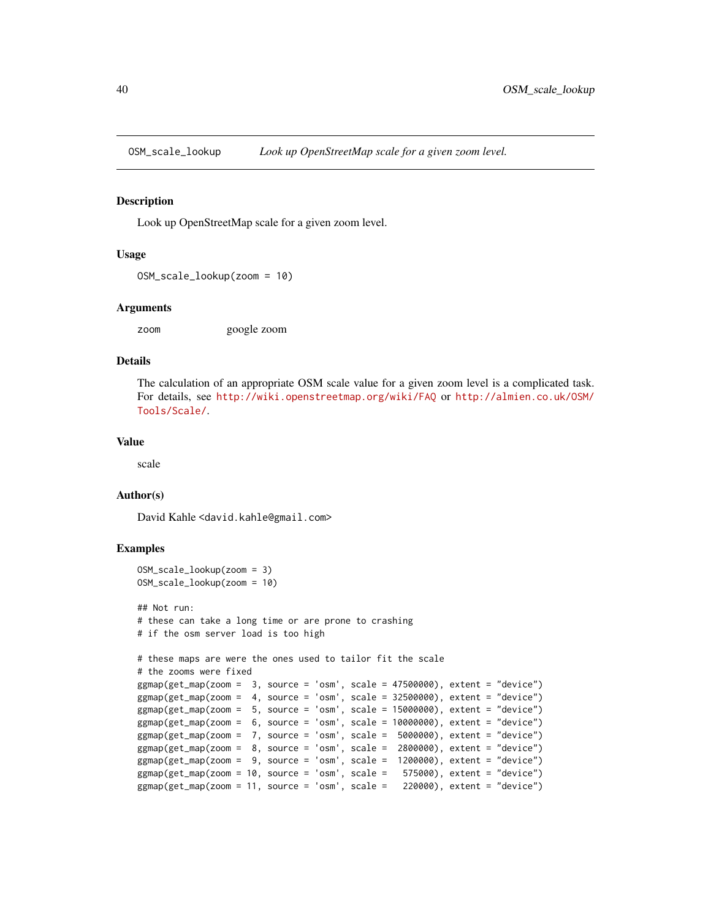## OSM_scale_lookup

*Look up OpenStreetMap scale for a given zoom level.*

### Description

Look up OpenStreetMap scale for a given zoom level.

### Usage

```
OSM_scale_lookup(zoom = 10)
```

### Arguments

| | |
|---|---|
| zoom | google zoom |

### Details

The calculation of an appropriate OSM scale value for a given zoom level is a complicated task. For details, see http://wiki.openstreetmap.org/wiki/FAQ or http://almien.co.uk/OSM/Tools/Scale/.

### Value

scale

### Author(s)

David Kahle <david.kahle@gmail.com>

### Examples

```
OSM_scale_lookup(zoom = 3)
OSM_scale_lookup(zoom = 10)

## Not run:
# these can take a long time or are prone to crashing
# if the osm server load is too high

# these maps are were the ones used to tailor fit the scale
# the zooms were fixed
ggmap(get_map(zoom =  3, source = 'osm', scale = 47500000), extent = "device")
ggmap(get_map(zoom =  4, source = 'osm', scale = 32500000), extent = "device")
ggmap(get_map(zoom =  5, source = 'osm', scale = 15000000), extent = "device")
ggmap(get_map(zoom =  6, source = 'osm', scale = 10000000), extent = "device")
ggmap(get_map(zoom =  7, source = 'osm', scale =  5000000), extent = "device")
ggmap(get_map(zoom =  8, source = 'osm', scale =  2800000), extent = "device")
ggmap(get_map(zoom =  9, source = 'osm', scale =  1200000), extent = "device")
ggmap(get_map(zoom = 10, source = 'osm', scale =   575000), extent = "device")
ggmap(get_map(zoom = 11, source = 'osm', scale =   220000), extent = "device")
```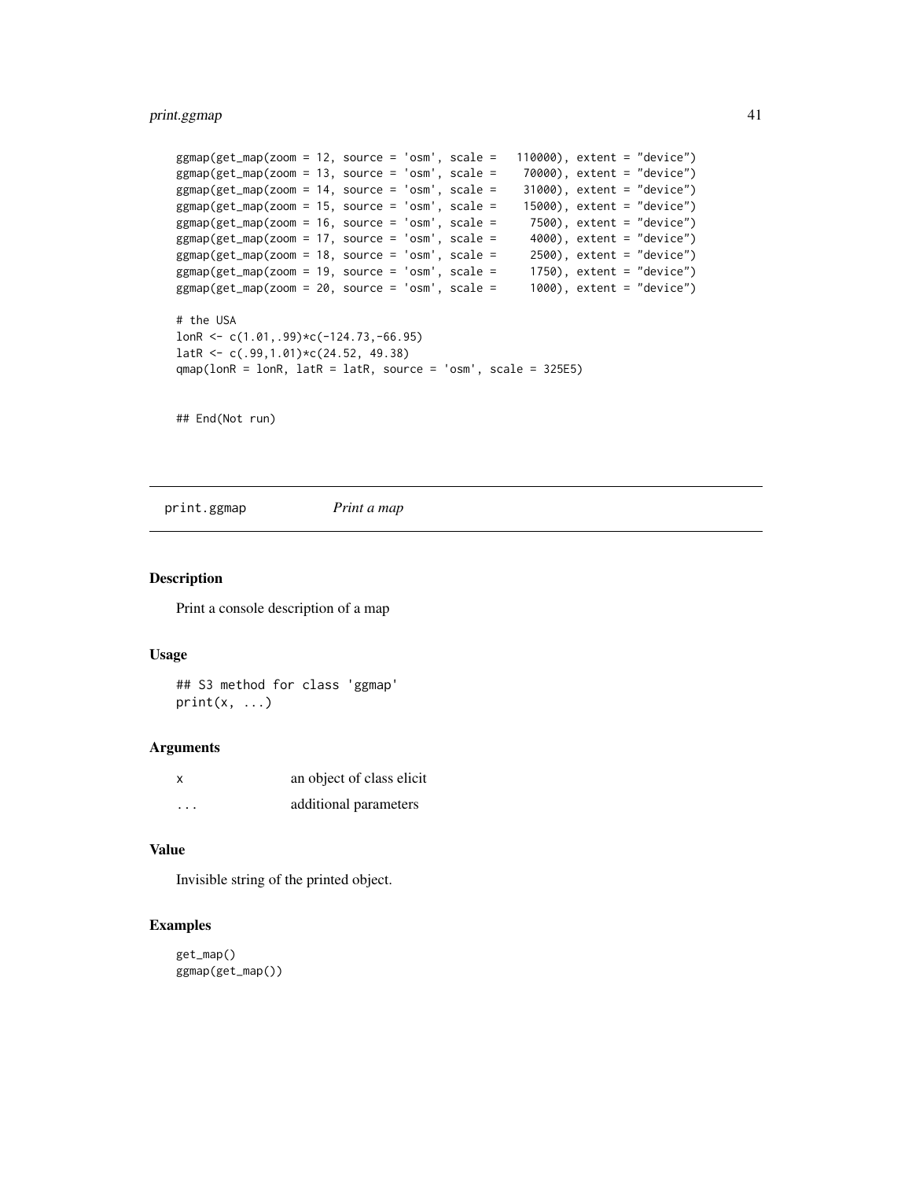```
ggmap(get_map(zoom = 12, source = 'osm', scale =   110000), extent = "device")
ggmap(get_map(zoom = 13, source = 'osm', scale =    70000), extent = "device")
ggmap(get_map(zoom = 14, source = 'osm', scale =    31000), extent = "device")
ggmap(get_map(zoom = 15, source = 'osm', scale =    15000), extent = "device")
ggmap(get_map(zoom = 16, source = 'osm', scale =     7500), extent = "device")
ggmap(get_map(zoom = 17, source = 'osm', scale =     4000), extent = "device")
ggmap(get_map(zoom = 18, source = 'osm', scale =     2500), extent = "device")
ggmap(get_map(zoom = 19, source = 'osm', scale =     1750), extent = "device")
ggmap(get_map(zoom = 20, source = 'osm', scale =     1000), extent = "device")

# the USA
lonR <- c(1.01,.99)*c(-124.73,-66.95)
latR <- c(.99,1.01)*c(24.52, 49.38)
qmap(lonR = lonR, latR = latR, source = 'osm', scale = 325E5)


## End(Not run)
```

## print.ggmap *Print a map*

### Description

Print a console description of a map

### Usage

```
## S3 method for class 'ggmap'
print(x, ...)
```

### Arguments

| | |
|---|---|
| x | an object of class elicit |
| ... | additional parameters |

### Value

Invisible string of the printed object.

### Examples

```
get_map()
ggmap(get_map())
```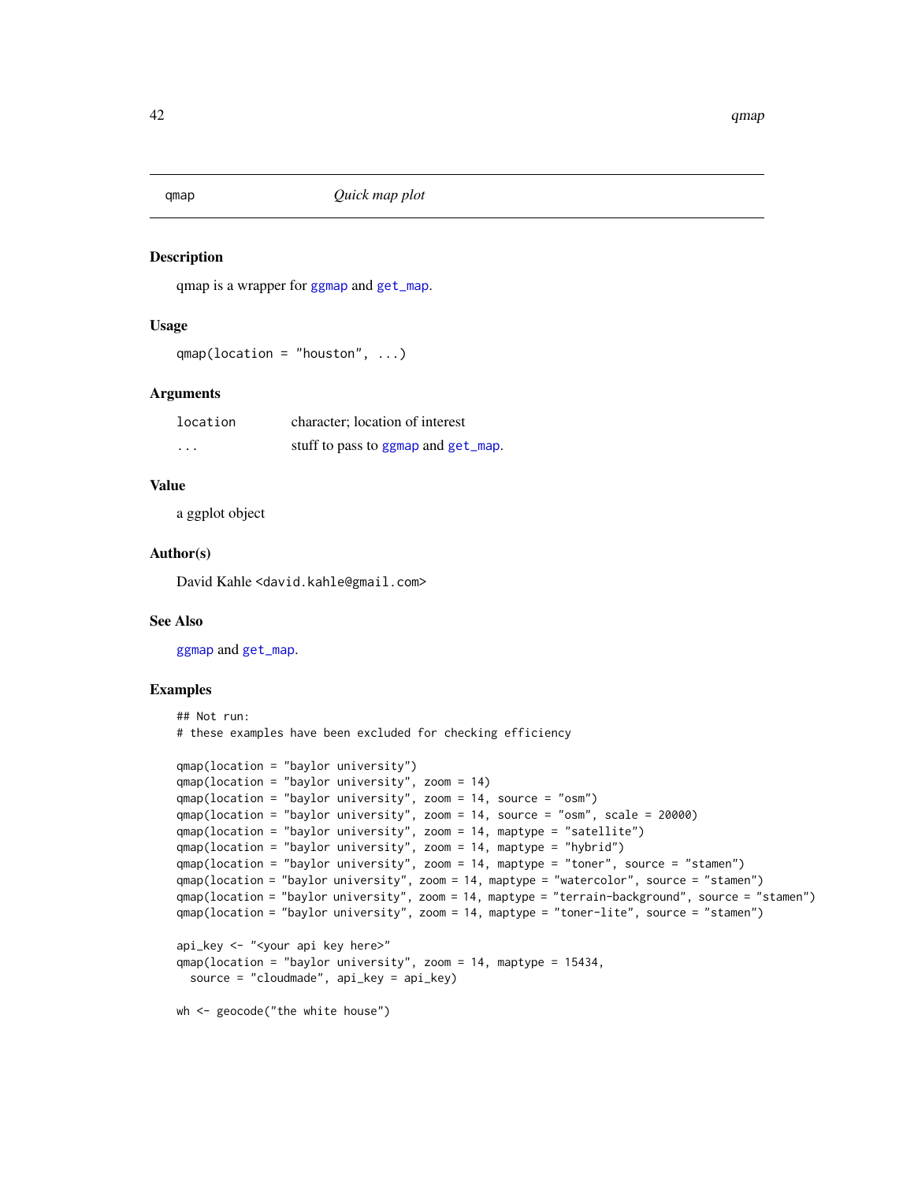## qmap — *Quick map plot*

### Description

qmap is a wrapper for ggmap and get_map.

### Usage

```
qmap(location = "houston", ...)
```

### Arguments

| | |
|---|---|
| location | character; location of interest |
| ... | stuff to pass to ggmap and get_map. |

### Value

a ggplot object

### Author(s)

David Kahle <david.kahle@gmail.com>

### See Also

ggmap and get_map.

### Examples

```
## Not run:
# these examples have been excluded for checking efficiency

qmap(location = "baylor university")
qmap(location = "baylor university", zoom = 14)
qmap(location = "baylor university", zoom = 14, source = "osm")
qmap(location = "baylor university", zoom = 14, source = "osm", scale = 20000)
qmap(location = "baylor university", zoom = 14, maptype = "satellite")
qmap(location = "baylor university", zoom = 14, maptype = "hybrid")
qmap(location = "baylor university", zoom = 14, maptype = "toner", source = "stamen")
qmap(location = "baylor university", zoom = 14, maptype = "watercolor", source = "stamen")
qmap(location = "baylor university", zoom = 14, maptype = "terrain-background", source = "stamen")
qmap(location = "baylor university", zoom = 14, maptype = "toner-lite", source = "stamen")

api_key <- "<your api key here>"
qmap(location = "baylor university", zoom = 14, maptype = 15434,
  source = "cloudmade", api_key = api_key)

wh <- geocode("the white house")
```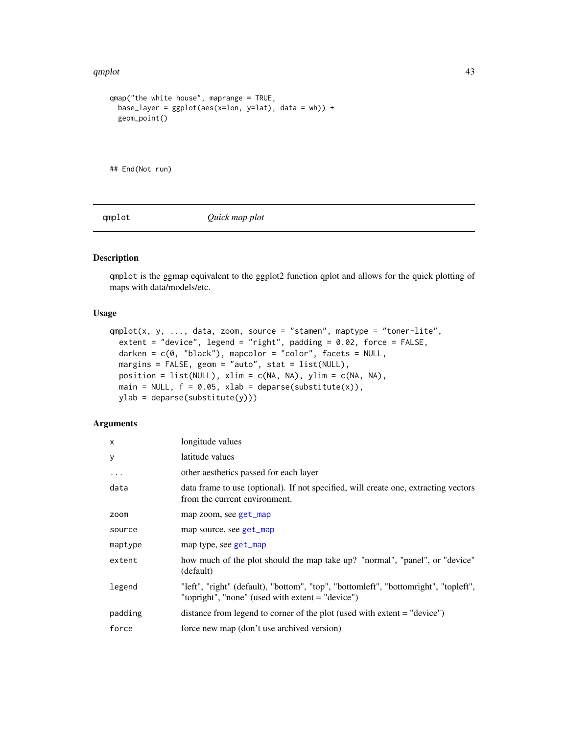```
qmap("the white house", maprange = TRUE,
  base_layer = ggplot(aes(x=lon, y=lat), data = wh)) +
  geom_point()



## End(Not run)
```

---

## qmplot — *Quick map plot*

### Description

qmplot is the ggmap equivalent to the ggplot2 function qplot and allows for the quick plotting of maps with data/models/etc.

### Usage

```
qmplot(x, y, ..., data, zoom, source = "stamen", maptype = "toner-lite",
  extent = "device", legend = "right", padding = 0.02, force = FALSE,
  darken = c(0, "black"), mapcolor = "color", facets = NULL,
  margins = FALSE, geom = "auto", stat = list(NULL),
  position = list(NULL), xlim = c(NA, NA), ylim = c(NA, NA),
  main = NULL, f = 0.05, xlab = deparse(substitute(x)),
  ylab = deparse(substitute(y)))
```

### Arguments

| | |
|---|---|
| `x` | longitude values |
| `y` | latitude values |
| `...` | other aesthetics passed for each layer |
| `data` | data frame to use (optional). If not specified, will create one, extracting vectors from the current environment. |
| `zoom` | map zoom, see get_map |
| `source` | map source, see get_map |
| `maptype` | map type, see get_map |
| `extent` | how much of the plot should the map take up? "normal", "panel", or "device" (default) |
| `legend` | "left", "right" (default), "bottom", "top", "bottomleft", "bottomright", "topleft", "topright", "none" (used with extent = "device") |
| `padding` | distance from legend to corner of the plot (used with extent = "device") |
| `force` | force new map (don't use archived version) |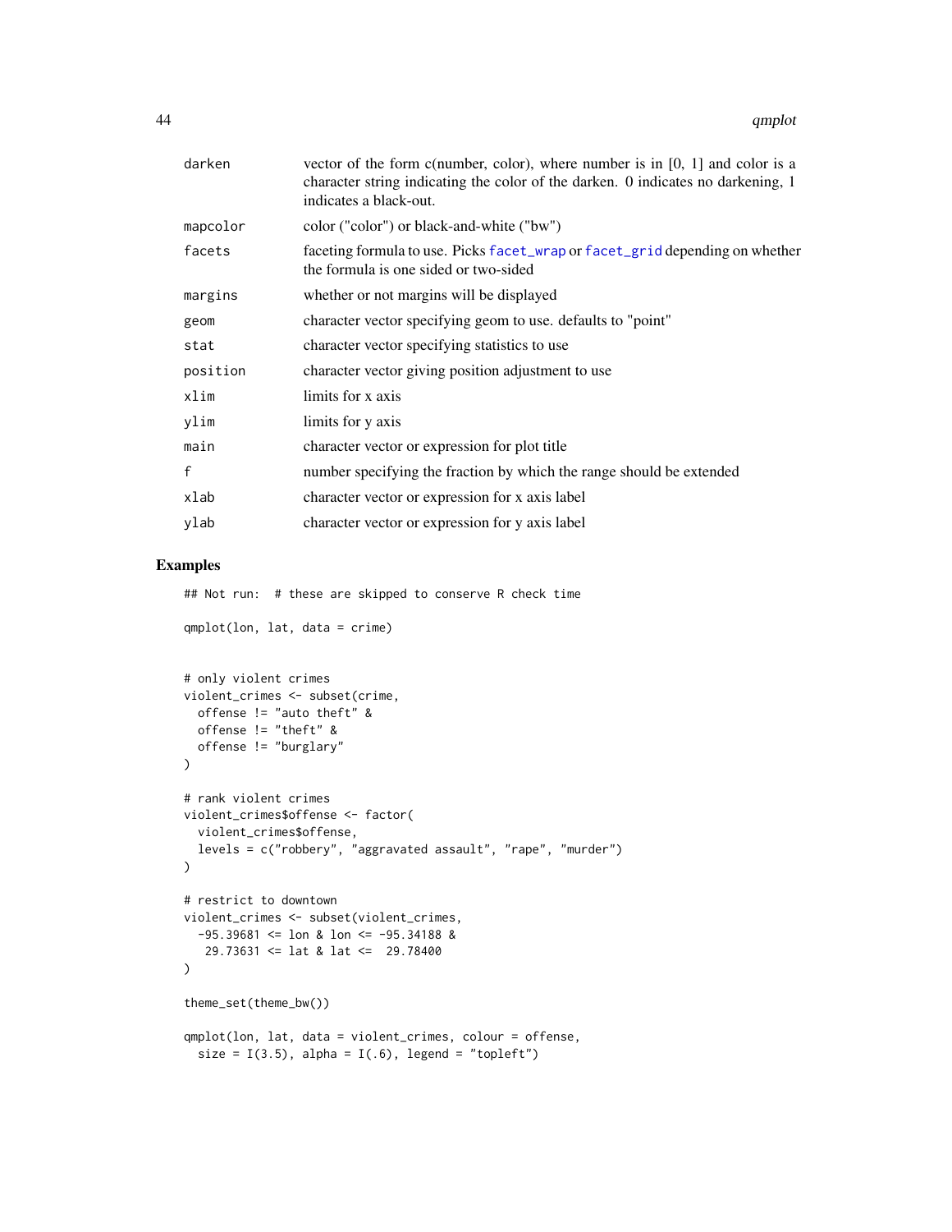| | |
|---|---|
| darken | vector of the form c(number, color), where number is in [0, 1] and color is a character string indicating the color of the darken. 0 indicates no darkening, 1 indicates a black-out. |
| mapcolor | color ("color") or black-and-white ("bw") |
| facets | faceting formula to use. Picks facet_wrap or facet_grid depending on whether the formula is one sided or two-sided |
| margins | whether or not margins will be displayed |
| geom | character vector specifying geom to use. defaults to "point" |
| stat | character vector specifying statistics to use |
| position | character vector giving position adjustment to use |
| xlim | limits for x axis |
| ylim | limits for y axis |
| main | character vector or expression for plot title |
| f | number specifying the fraction by which the range should be extended |
| xlab | character vector or expression for x axis label |
| ylab | character vector or expression for y axis label |

## Examples

```
## Not run:  # these are skipped to conserve R check time

qmplot(lon, lat, data = crime)


# only violent crimes
violent_crimes <- subset(crime,
  offense != "auto theft" &
  offense != "theft" &
  offense != "burglary"
)

# rank violent crimes
violent_crimes$offense <- factor(
  violent_crimes$offense,
  levels = c("robbery", "aggravated assault", "rape", "murder")
)

# restrict to downtown
violent_crimes <- subset(violent_crimes,
  -95.39681 <= lon & lon <= -95.34188 &
   29.73631 <= lat & lat <=  29.78400
)

theme_set(theme_bw())

qmplot(lon, lat, data = violent_crimes, colour = offense,
  size = I(3.5), alpha = I(.6), legend = "topleft")
```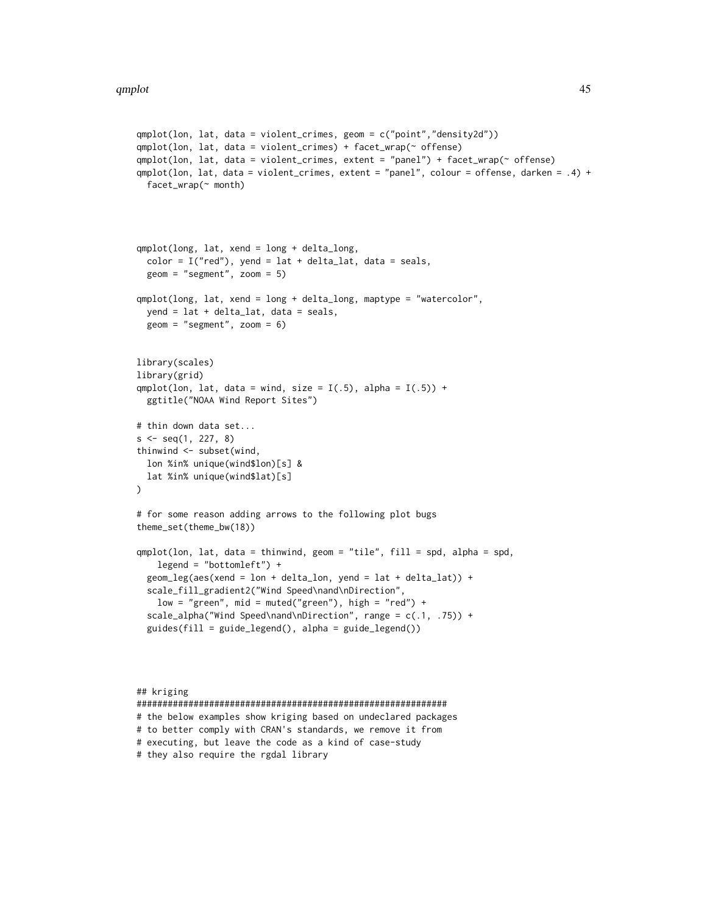```
qmplot(lon, lat, data = violent_crimes, geom = c("point","density2d"))
qmplot(lon, lat, data = violent_crimes) + facet_wrap(~ offense)
qmplot(lon, lat, data = violent_crimes, extent = "panel") + facet_wrap(~ offense)
qmplot(lon, lat, data = violent_crimes, extent = "panel", colour = offense, darken = .4) +
  facet_wrap(~ month)




qmplot(long, lat, xend = long + delta_long,
  color = I("red"), yend = lat + delta_lat, data = seals,
  geom = "segment", zoom = 5)

qmplot(long, lat, xend = long + delta_long, maptype = "watercolor",
  yend = lat + delta_lat, data = seals,
  geom = "segment", zoom = 6)


library(scales)
library(grid)
qmplot(lon, lat, data = wind, size = I(.5), alpha = I(.5)) +
  ggtitle("NOAA Wind Report Sites")

# thin down data set...
s <- seq(1, 227, 8)
thinwind <- subset(wind,
  lon %in% unique(wind$lon)[s] &
  lat %in% unique(wind$lat)[s]
)

# for some reason adding arrows to the following plot bugs
theme_set(theme_bw(18))

qmplot(lon, lat, data = thinwind, geom = "tile", fill = spd, alpha = spd,
    legend = "bottomleft") +
  geom_leg(aes(xend = lon + delta_lon, yend = lat + delta_lat)) +
  scale_fill_gradient2("Wind Speed\nand\nDirection",
    low = "green", mid = muted("green"), high = "red") +
  scale_alpha("Wind Speed\nand\nDirection", range = c(.1, .75)) +
  guides(fill = guide_legend(), alpha = guide_legend())




## kriging
############################################################
# the below examples show kriging based on undeclared packages
# to better comply with CRAN's standards, we remove it from
# executing, but leave the code as a kind of case-study
# they also require the rgdal library
```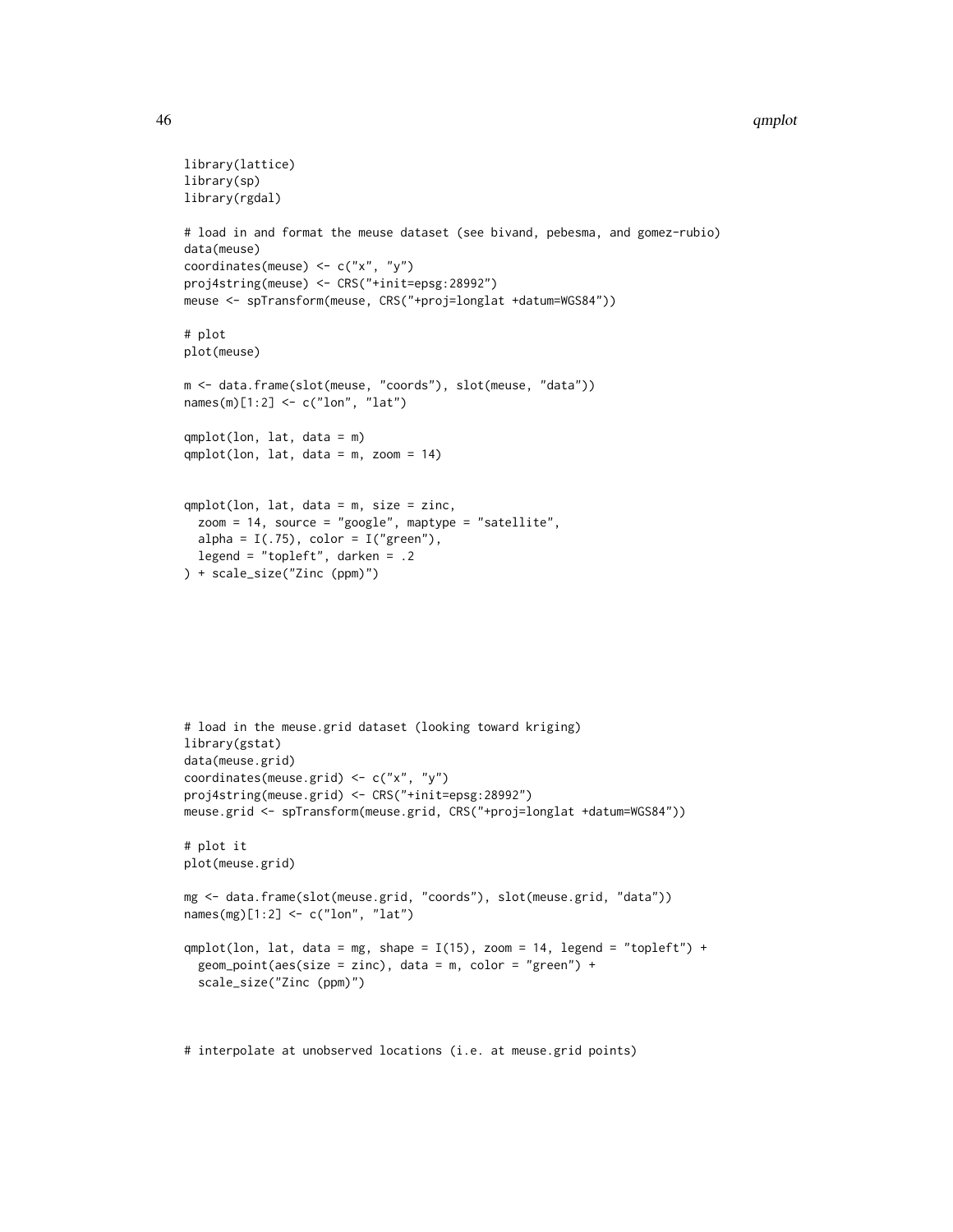```
library(lattice)
library(sp)
library(rgdal)

# load in and format the meuse dataset (see bivand, pebesma, and gomez-rubio)
data(meuse)
coordinates(meuse) <- c("x", "y")
proj4string(meuse) <- CRS("+init=epsg:28992")
meuse <- spTransform(meuse, CRS("+proj=longlat +datum=WGS84"))

# plot
plot(meuse)

m <- data.frame(slot(meuse, "coords"), slot(meuse, "data"))
names(m)[1:2] <- c("lon", "lat")

qmplot(lon, lat, data = m)
qmplot(lon, lat, data = m, zoom = 14)


qmplot(lon, lat, data = m, size = zinc,
  zoom = 14, source = "google", maptype = "satellite",
  alpha = I(.75), color = I("green"),
  legend = "topleft", darken = .2
) + scale_size("Zinc (ppm)")








# load in the meuse.grid dataset (looking toward kriging)
library(gstat)
data(meuse.grid)
coordinates(meuse.grid) <- c("x", "y")
proj4string(meuse.grid) <- CRS("+init=epsg:28992")
meuse.grid <- spTransform(meuse.grid, CRS("+proj=longlat +datum=WGS84"))

# plot it
plot(meuse.grid)

mg <- data.frame(slot(meuse.grid, "coords"), slot(meuse.grid, "data"))
names(mg)[1:2] <- c("lon", "lat")

qmplot(lon, lat, data = mg, shape = I(15), zoom = 14, legend = "topleft") +
  geom_point(aes(size = zinc), data = m, color = "green") +
  scale_size("Zinc (ppm)")



# interpolate at unobserved locations (i.e. at meuse.grid points)
```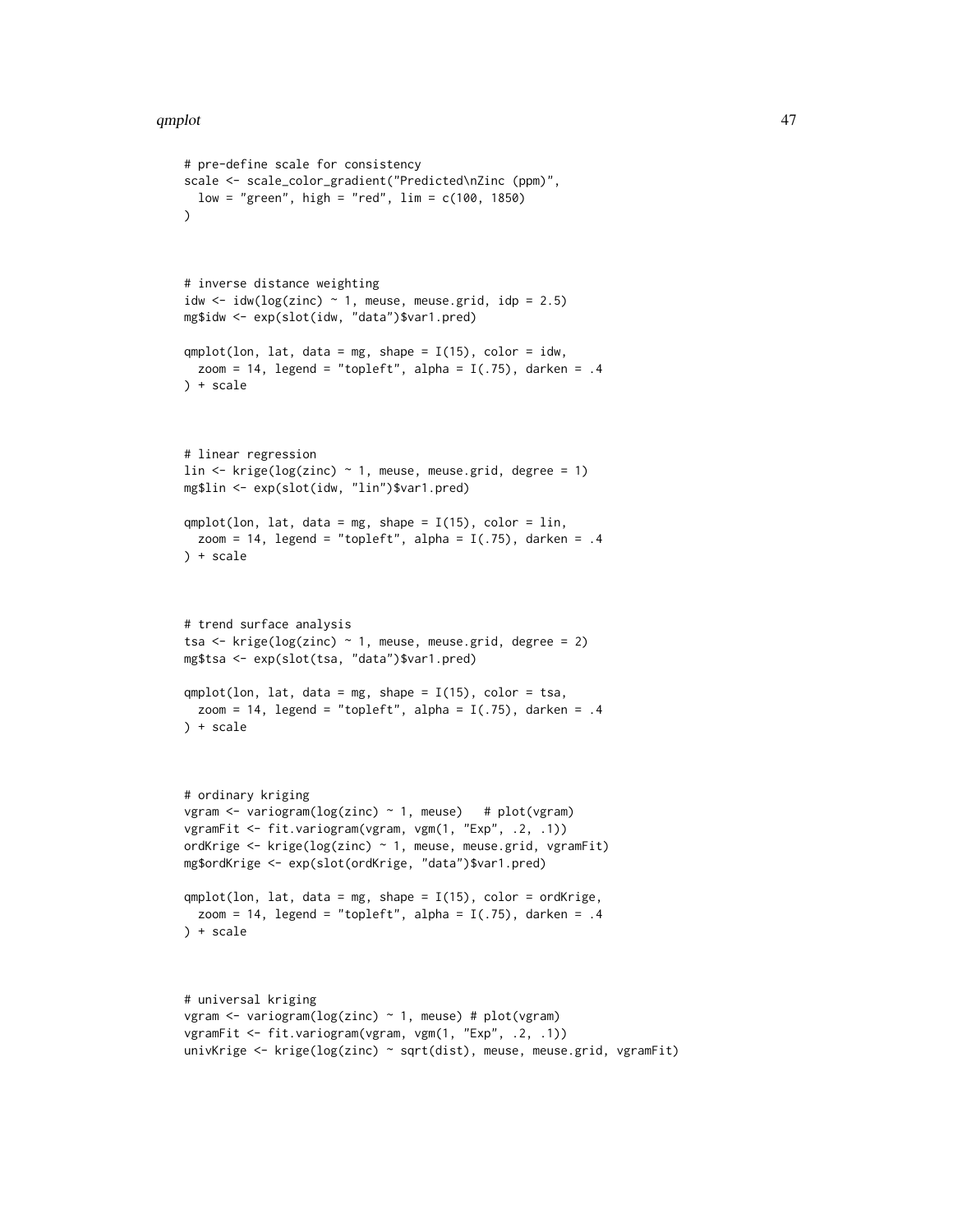```
# pre-define scale for consistency
scale <- scale_color_gradient("Predicted\nZinc (ppm)",
  low = "green", high = "red", lim = c(100, 1850)
)



# inverse distance weighting
idw <- idw(log(zinc) ~ 1, meuse, meuse.grid, idp = 2.5)
mg$idw <- exp(slot(idw, "data")$var1.pred)

qmplot(lon, lat, data = mg, shape = I(15), color = idw,
  zoom = 14, legend = "topleft", alpha = I(.75), darken = .4
) + scale



# linear regression
lin <- krige(log(zinc) ~ 1, meuse, meuse.grid, degree = 1)
mg$lin <- exp(slot(idw, "lin")$var1.pred)

qmplot(lon, lat, data = mg, shape = I(15), color = lin,
  zoom = 14, legend = "topleft", alpha = I(.75), darken = .4
) + scale



# trend surface analysis
tsa <- krige(log(zinc) ~ 1, meuse, meuse.grid, degree = 2)
mg$tsa <- exp(slot(tsa, "data")$var1.pred)

qmplot(lon, lat, data = mg, shape = I(15), color = tsa,
  zoom = 14, legend = "topleft", alpha = I(.75), darken = .4
) + scale



# ordinary kriging
vgram <- variogram(log(zinc) ~ 1, meuse)   # plot(vgram)
vgramFit <- fit.variogram(vgram, vgm(1, "Exp", .2, .1))
ordKrige <- krige(log(zinc) ~ 1, meuse, meuse.grid, vgramFit)
mg$ordKrige <- exp(slot(ordKrige, "data")$var1.pred)

qmplot(lon, lat, data = mg, shape = I(15), color = ordKrige,
  zoom = 14, legend = "topleft", alpha = I(.75), darken = .4
) + scale



# universal kriging
vgram <- variogram(log(zinc) ~ 1, meuse) # plot(vgram)
vgramFit <- fit.variogram(vgram, vgm(1, "Exp", .2, .1))
univKrige <- krige(log(zinc) ~ sqrt(dist), meuse, meuse.grid, vgramFit)
```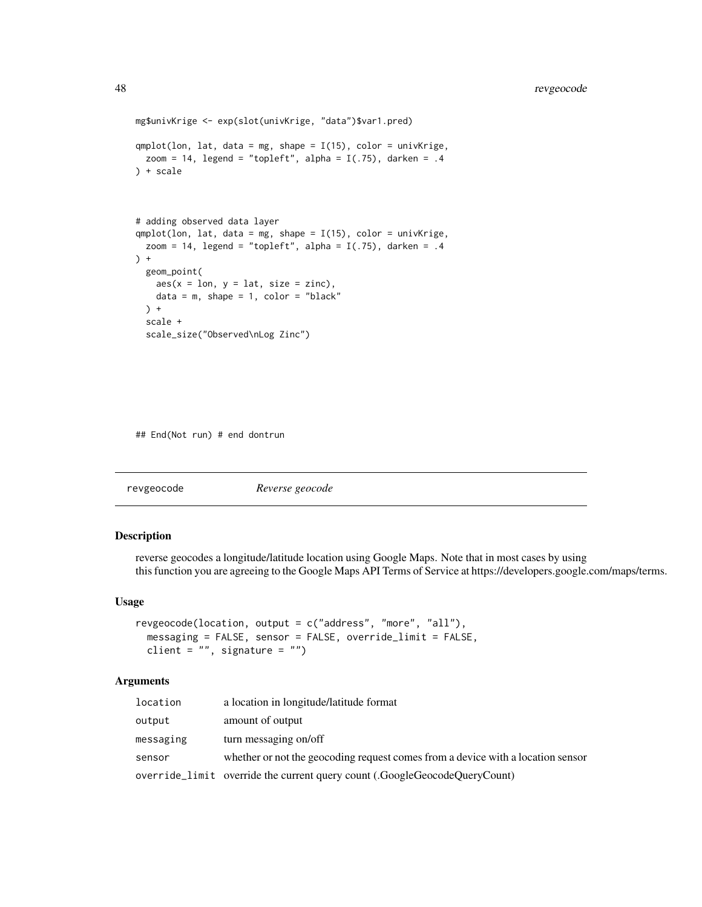```
mg$univKrige <- exp(slot(univKrige, "data")$var1.pred)

qmplot(lon, lat, data = mg, shape = I(15), color = univKrige,
  zoom = 14, legend = "topleft", alpha = I(.75), darken = .4
) + scale



# adding observed data layer
qmplot(lon, lat, data = mg, shape = I(15), color = univKrige,
  zoom = 14, legend = "topleft", alpha = I(.75), darken = .4
) +
  geom_point(
    aes(x = lon, y = lat, size = zinc),
    data = m, shape = 1, color = "black"
  ) +
  scale +
  scale_size("Observed\nLog Zinc")







## End(Not run) # end dontrun
```

## revgeocode *Reverse geocode*

### Description

reverse geocodes a longitude/latitude location using Google Maps. Note that in most cases by using this function you are agreeing to the Google Maps API Terms of Service at https://developers.google.com/maps/terms.

### Usage

```
revgeocode(location, output = c("address", "more", "all"),
  messaging = FALSE, sensor = FALSE, override_limit = FALSE,
  client = "", signature = "")
```

### Arguments

| | |
|---|---|
| location | a location in longitude/latitude format |
| output | amount of output |
| messaging | turn messaging on/off |
| sensor | whether or not the geocoding request comes from a device with a location sensor |
| override_limit | override the current query count (.GoogleGeocodeQueryCount) |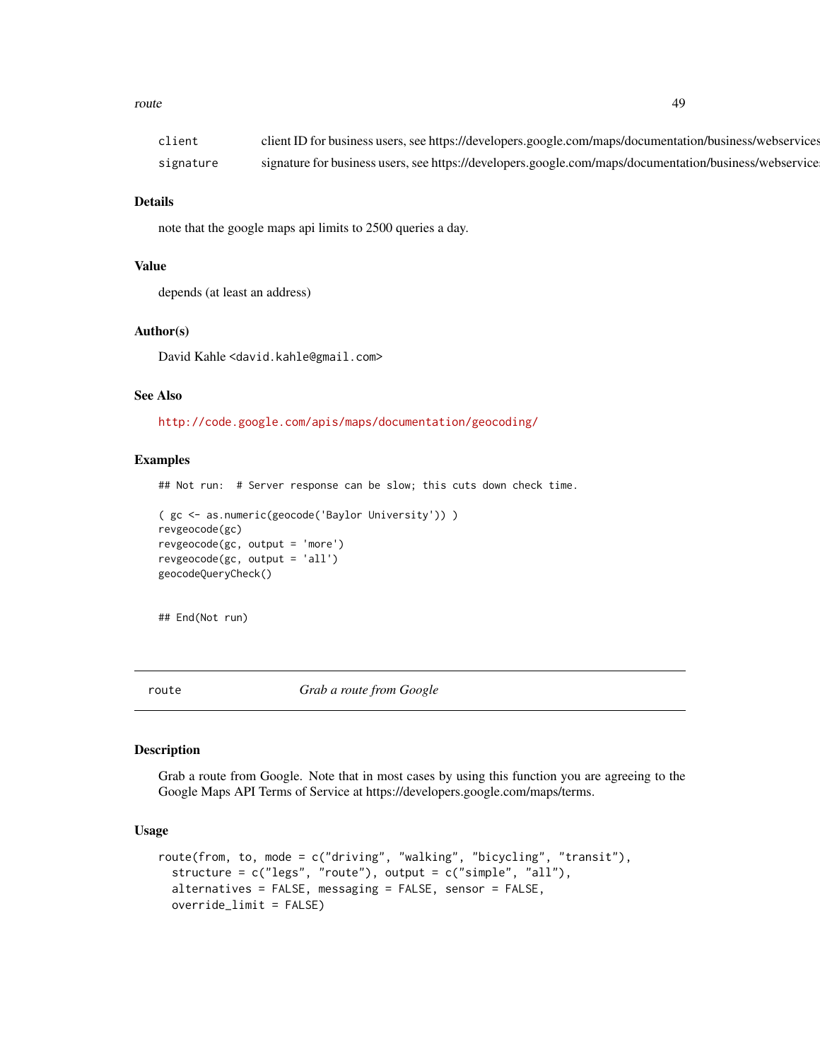| | |
|---|---|
| `client` | client ID for business users, see https://developers.google.com/maps/documentation/business/webservices |
| `signature` | signature for business users, see https://developers.google.com/maps/documentation/business/webservices |

### Details

note that the google maps api limits to 2500 queries a day.

### Value

depends (at least an address)

### Author(s)

David Kahle <david.kahle@gmail.com>

### See Also

http://code.google.com/apis/maps/documentation/geocoding/

### Examples

```
## Not run:  # Server response can be slow; this cuts down check time.

( gc <- as.numeric(geocode('Baylor University')) )
revgeocode(gc)
revgeocode(gc, output = 'more')
revgeocode(gc, output = 'all')
geocodeQueryCheck()


## End(Not run)
```

---

## route — *Grab a route from Google*

---

### Description

Grab a route from Google. Note that in most cases by using this function you are agreeing to the Google Maps API Terms of Service at https://developers.google.com/maps/terms.

### Usage

```
route(from, to, mode = c("driving", "walking", "bicycling", "transit"),
  structure = c("legs", "route"), output = c("simple", "all"),
  alternatives = FALSE, messaging = FALSE, sensor = FALSE,
  override_limit = FALSE)
```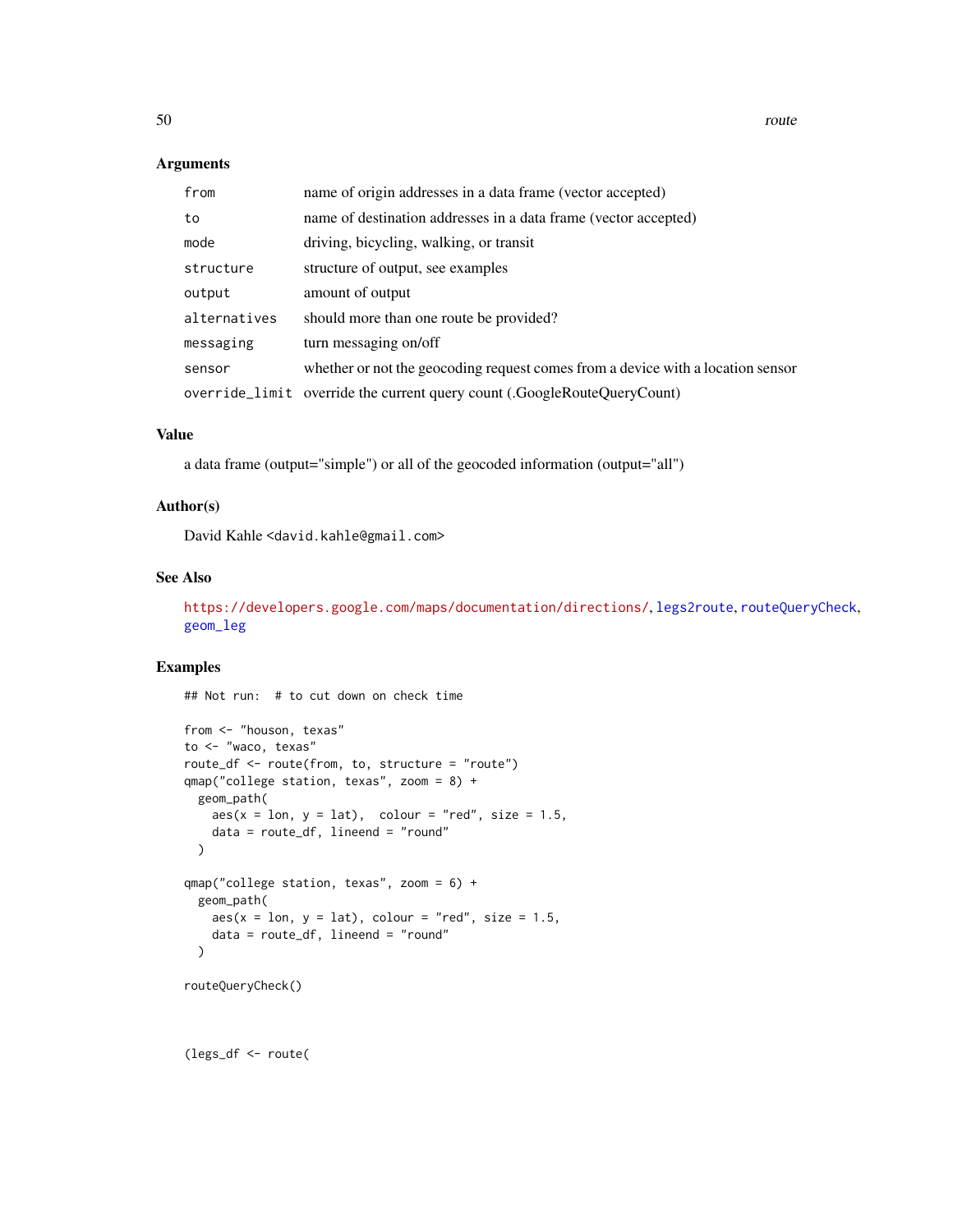### Arguments

| | |
|---|---|
| `from` | name of origin addresses in a data frame (vector accepted) |
| `to` | name of destination addresses in a data frame (vector accepted) |
| `mode` | driving, bicycling, walking, or transit |
| `structure` | structure of output, see examples |
| `output` | amount of output |
| `alternatives` | should more than one route be provided? |
| `messaging` | turn messaging on/off |
| `sensor` | whether or not the geocoding request comes from a device with a location sensor |
| `override_limit` | override the current query count (.GoogleRouteQueryCount) |

### Value

a data frame (output="simple") or all of the geocoded information (output="all")

### Author(s)

David Kahle <david.kahle@gmail.com>

### See Also

https://developers.google.com/maps/documentation/directions/, legs2route, routeQueryCheck, geom_leg

### Examples

```
## Not run:  # to cut down on check time

from <- "houson, texas"
to <- "waco, texas"
route_df <- route(from, to, structure = "route")
qmap("college station, texas", zoom = 8) +
  geom_path(
    aes(x = lon, y = lat),  colour = "red", size = 1.5,
    data = route_df, lineend = "round"
  )

qmap("college station, texas", zoom = 6) +
  geom_path(
    aes(x = lon, y = lat), colour = "red", size = 1.5,
    data = route_df, lineend = "round"
  )

routeQueryCheck()



(legs_df <- route(
```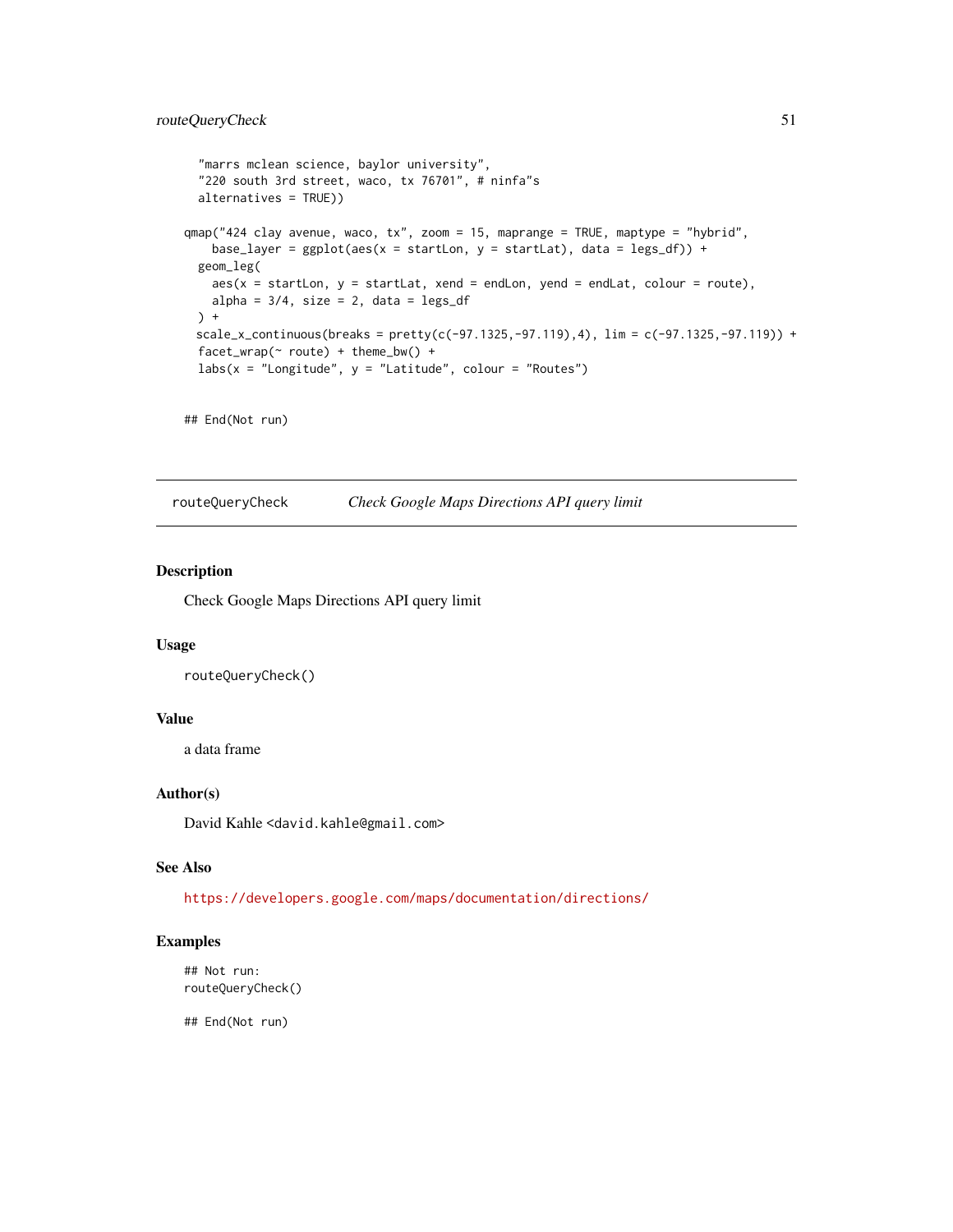```
  "marrs mclean science, baylor university",
  "220 south 3rd street, waco, tx 76701", # ninfa"s
  alternatives = TRUE))

qmap("424 clay avenue, waco, tx", zoom = 15, maprange = TRUE, maptype = "hybrid",
    base_layer = ggplot(aes(x = startLon, y = startLat), data = legs_df)) +
  geom_leg(
    aes(x = startLon, y = startLat, xend = endLon, yend = endLat, colour = route),
    alpha = 3/4, size = 2, data = legs_df
  ) +
  scale_x_continuous(breaks = pretty(c(-97.1325,-97.119),4), lim = c(-97.1325,-97.119)) +
  facet_wrap(~ route) + theme_bw() +
  labs(x = "Longitude", y = "Latitude", colour = "Routes")

## End(Not run)
```

---

`routeQueryCheck` *Check Google Maps Directions API query limit*

---

### Description

Check Google Maps Directions API query limit

### Usage

```
routeQueryCheck()
```

### Value

a data frame

### Author(s)

David Kahle <david.kahle@gmail.com>

### See Also

https://developers.google.com/maps/documentation/directions/

### Examples

```
## Not run:
routeQueryCheck()

## End(Not run)
```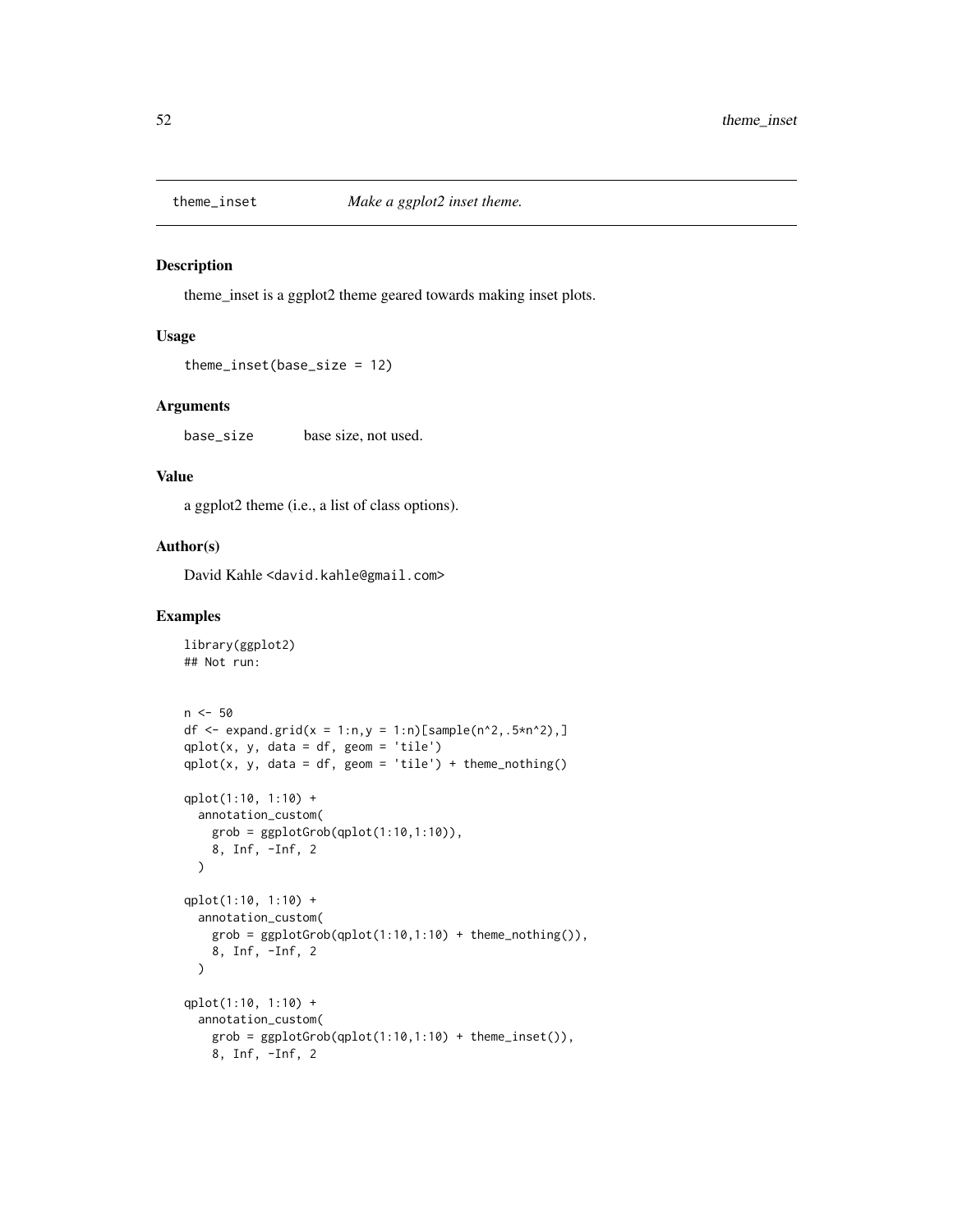# theme_inset *Make a ggplot2 inset theme.*

## Description

theme_inset is a ggplot2 theme geared towards making inset plots.

## Usage

```
theme_inset(base_size = 12)
```

## Arguments

| | |
|---|---|
| `base_size` | base size, not used. |

## Value

a ggplot2 theme (i.e., a list of class options).

## Author(s)

David Kahle <david.kahle@gmail.com>

## Examples

```
library(ggplot2)
## Not run:


n <- 50
df <- expand.grid(x = 1:n,y = 1:n)[sample(n^2,.5*n^2),]
qplot(x, y, data = df, geom = 'tile')
qplot(x, y, data = df, geom = 'tile') + theme_nothing()

qplot(1:10, 1:10) +
  annotation_custom(
    grob = ggplotGrob(qplot(1:10,1:10)),
    8, Inf, -Inf, 2
  )

qplot(1:10, 1:10) +
  annotation_custom(
    grob = ggplotGrob(qplot(1:10,1:10) + theme_nothing()),
    8, Inf, -Inf, 2
  )

qplot(1:10, 1:10) +
  annotation_custom(
    grob = ggplotGrob(qplot(1:10,1:10) + theme_inset()),
    8, Inf, -Inf, 2
```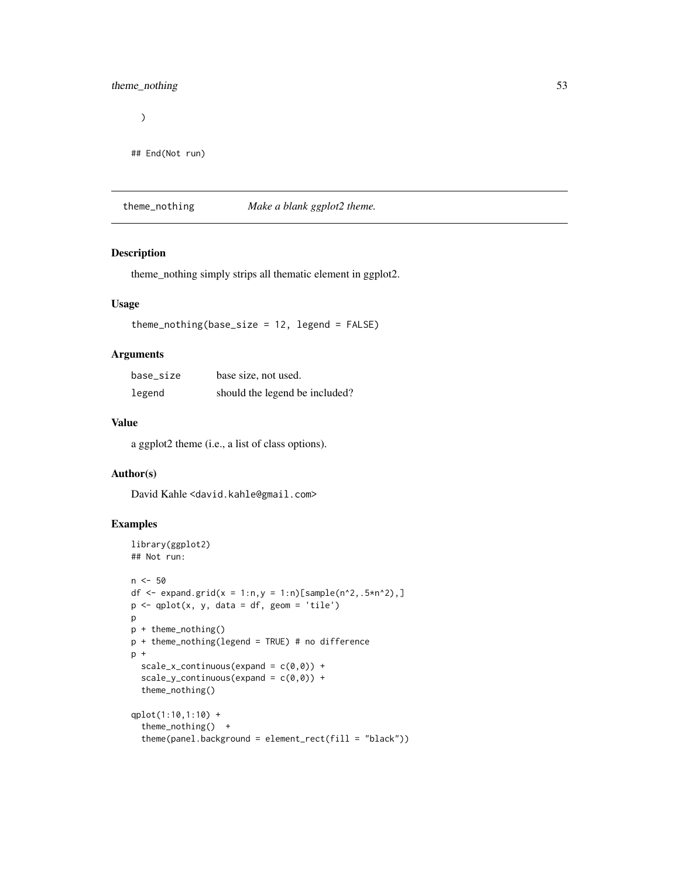```
)

## End(Not run)
```

---

theme_nothing *Make a blank ggplot2 theme.*

---

## Description

theme_nothing simply strips all thematic element in ggplot2.

## Usage

```
theme_nothing(base_size = 12, legend = FALSE)
```

## Arguments

| | |
|---|---|
| base_size | base size, not used. |
| legend | should the legend be included? |

## Value

a ggplot2 theme (i.e., a list of class options).

## Author(s)

David Kahle <david.kahle@gmail.com>

## Examples

```
library(ggplot2)
## Not run:

n <- 50
df <- expand.grid(x = 1:n,y = 1:n)[sample(n^2,.5*n^2),]
p <- qplot(x, y, data = df, geom = 'tile')
p
p + theme_nothing()
p + theme_nothing(legend = TRUE) # no difference
p +
  scale_x_continuous(expand = c(0,0)) +
  scale_y_continuous(expand = c(0,0)) +
  theme_nothing()

qplot(1:10,1:10) +
  theme_nothing()  +
  theme(panel.background = element_rect(fill = "black"))
```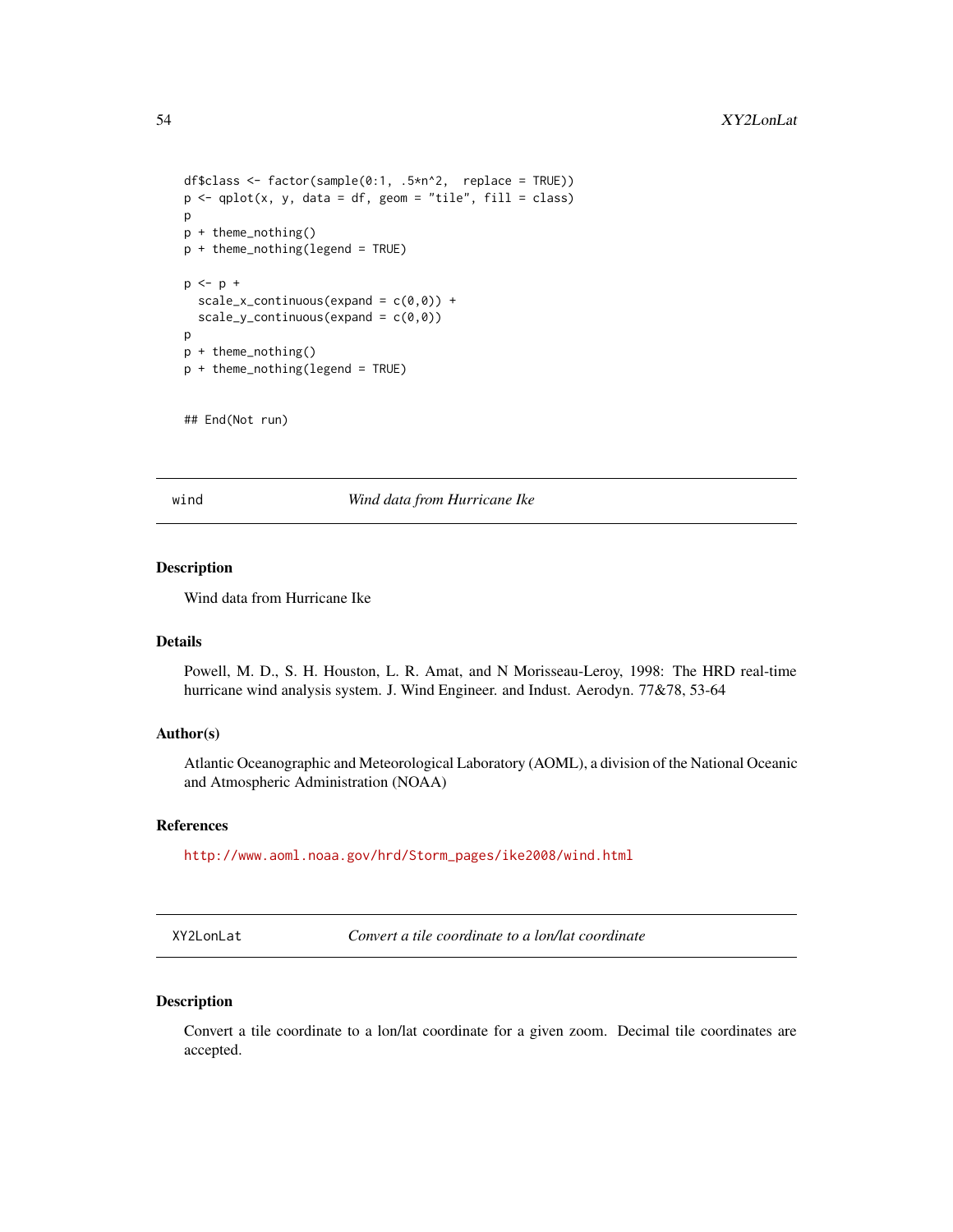```
df$class <- factor(sample(0:1, .5*n^2,  replace = TRUE))
p <- qplot(x, y, data = df, geom = "tile", fill = class)
p
p + theme_nothing()
p + theme_nothing(legend = TRUE)

p <- p +
  scale_x_continuous(expand = c(0,0)) +
  scale_y_continuous(expand = c(0,0))
p
p + theme_nothing()
p + theme_nothing(legend = TRUE)


## End(Not run)
```

---

## wind — *Wind data from Hurricane Ike*

---

### Description

Wind data from Hurricane Ike

### Details

Powell, M. D., S. H. Houston, L. R. Amat, and N Morisseau-Leroy, 1998: The HRD real-time hurricane wind analysis system. J. Wind Engineer. and Indust. Aerodyn. 77&78, 53-64

### Author(s)

Atlantic Oceanographic and Meteorological Laboratory (AOML), a division of the National Oceanic and Atmospheric Administration (NOAA)

### References

http://www.aoml.noaa.gov/hrd/Storm_pages/ike2008/wind.html

---

## XY2LonLat — *Convert a tile coordinate to a lon/lat coordinate*

---

### Description

Convert a tile coordinate to a lon/lat coordinate for a given zoom. Decimal tile coordinates are accepted.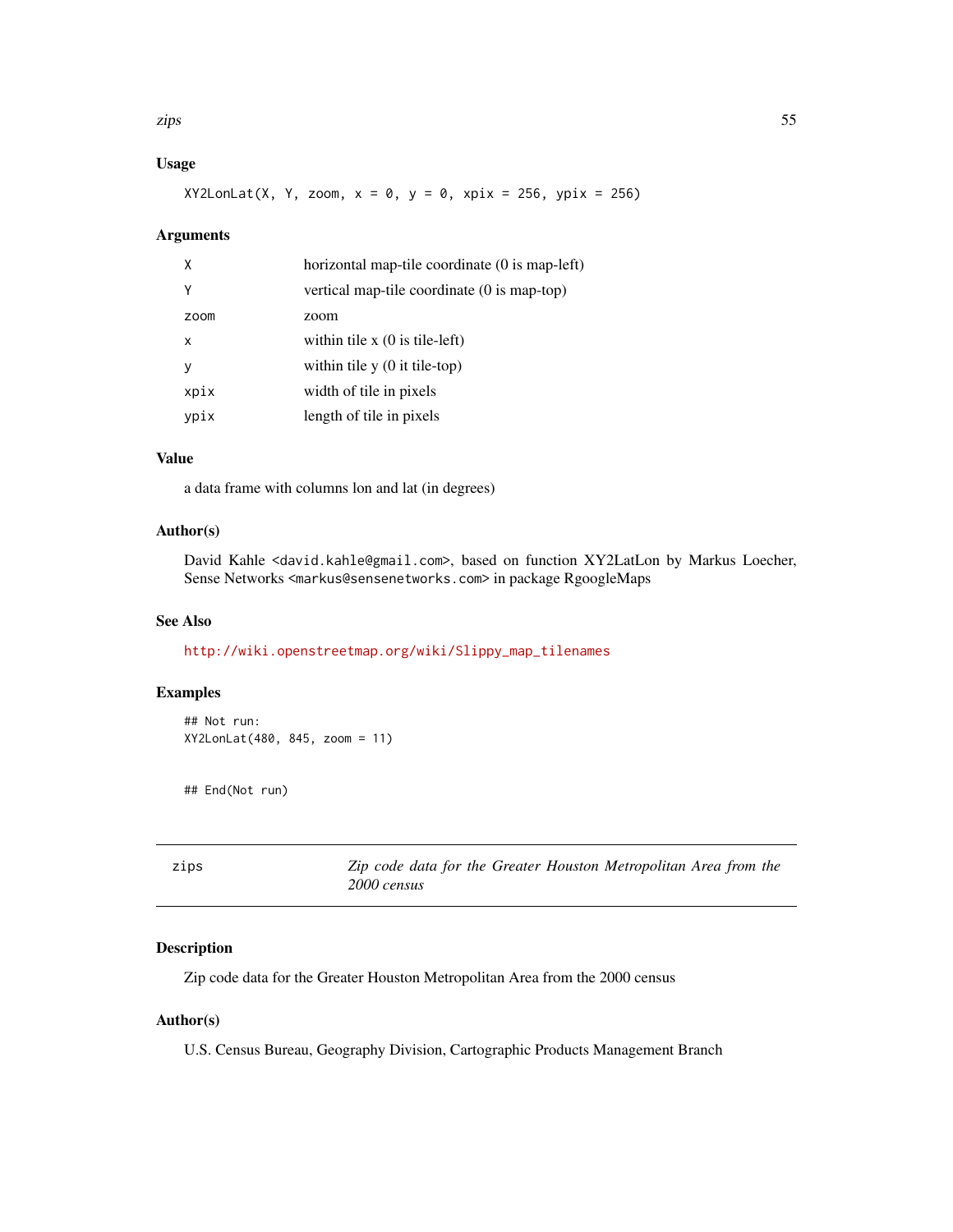### Usage

```
XY2LonLat(X, Y, zoom, x = 0, y = 0, xpix = 256, ypix = 256)
```

### Arguments

| | |
|---|---|
| X | horizontal map-tile coordinate (0 is map-left) |
| Y | vertical map-tile coordinate (0 is map-top) |
| zoom | zoom |
| x | within tile x (0 is tile-left) |
| y | within tile y (0 it tile-top) |
| xpix | width of tile in pixels |
| ypix | length of tile in pixels |

### Value

a data frame with columns lon and lat (in degrees)

### Author(s)

David Kahle <david.kahle@gmail.com>, based on function XY2LatLon by Markus Loecher, Sense Networks <markus@sensenetworks.com> in package RgoogleMaps

### See Also

http://wiki.openstreetmap.org/wiki/Slippy_map_tilenames

### Examples

```
## Not run:
XY2LonLat(480, 845, zoom = 11)


## End(Not run)
```

---

## zips — *Zip code data for the Greater Houston Metropolitan Area from the 2000 census*

---

### Description

Zip code data for the Greater Houston Metropolitan Area from the 2000 census

### Author(s)

U.S. Census Bureau, Geography Division, Cartographic Products Management Branch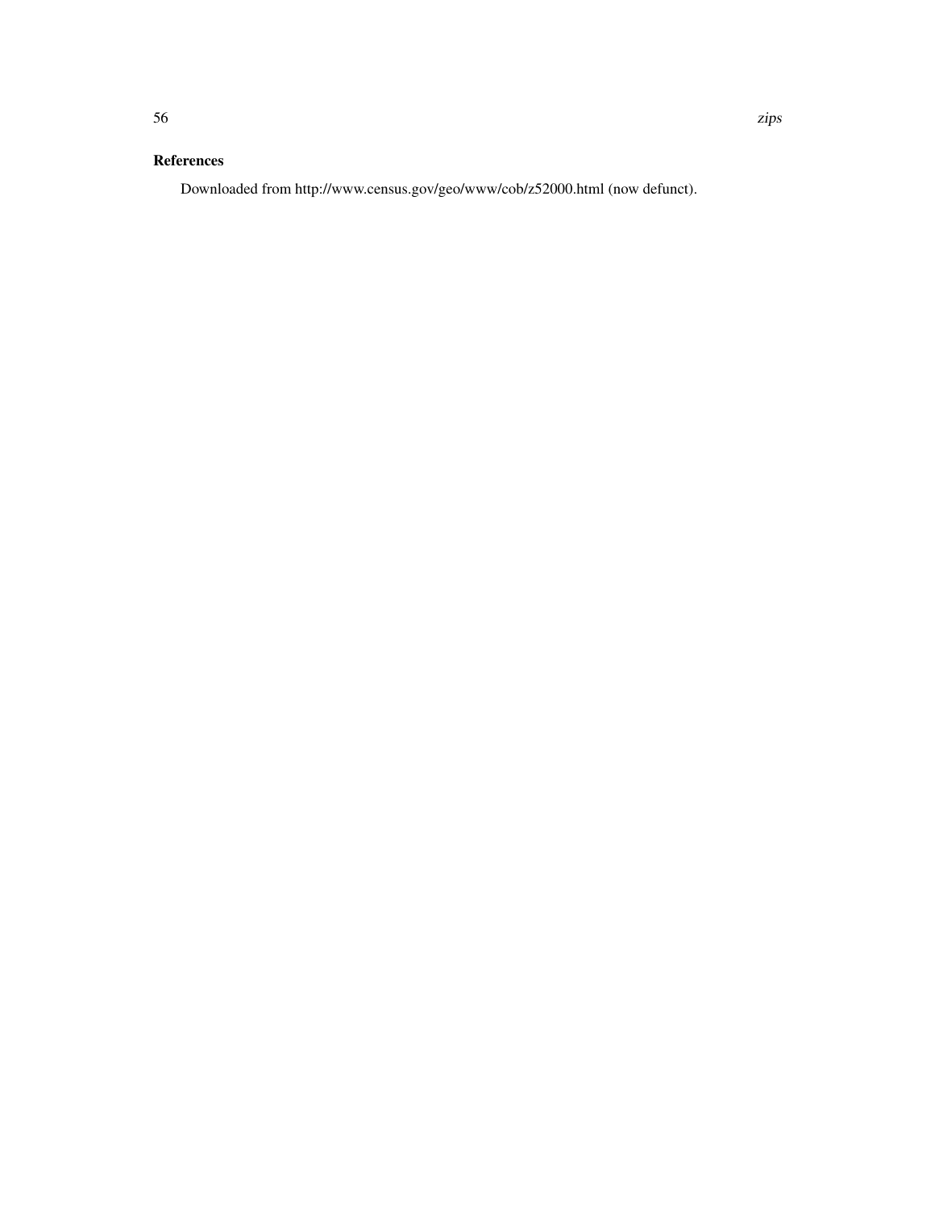## References

Downloaded from http://www.census.gov/geo/www/cob/z52000.html (now defunct).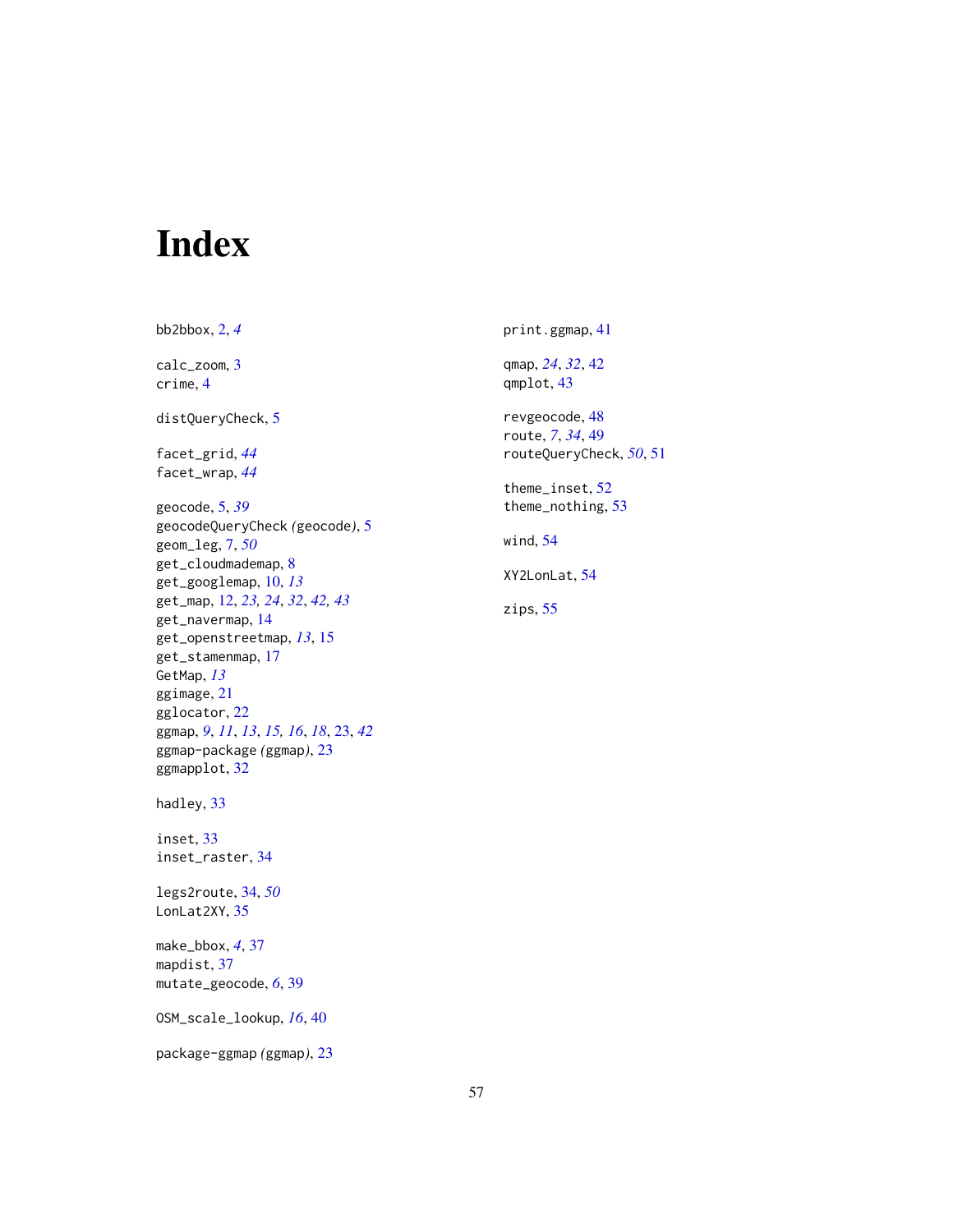# Index

bb2bbox, 2, *4*

calc_zoom, 3
crime, 4

distQueryCheck, 5

facet_grid, *44*
facet_wrap, *44*

geocode, 5, *39*
geocodeQueryCheck *(geocode)*, 5
geom_leg, 7, *50*
get_cloudmademap, 8
get_googlemap, 10, *13*
get_map, 12, *23, 24*, *32*, *42, 43*
get_navermap, 14
get_openstreetmap, *13*, 15
get_stamenmap, 17
GetMap, *13*
ggimage, 21
gglocator, 22
ggmap, *9*, *11*, *13*, *15, 16*, *18*, 23, *42*
ggmap-package *(ggmap)*, 23
ggmapplot, 32

hadley, 33

inset, 33
inset_raster, 34

legs2route, 34, *50*
LonLat2XY, 35

make_bbox, *4*, 37
mapdist, 37
mutate_geocode, *6*, 39

OSM_scale_lookup, *16*, 40

package-ggmap *(ggmap)*, 23

print.ggmap, 41

qmap, *24*, *32*, 42
qmplot, 43

revgeocode, 48
route, *7*, *34*, 49
routeQueryCheck, *50*, 51

theme_inset, 52
theme_nothing, 53

wind, 54

XY2LonLat, 54

zips, 55